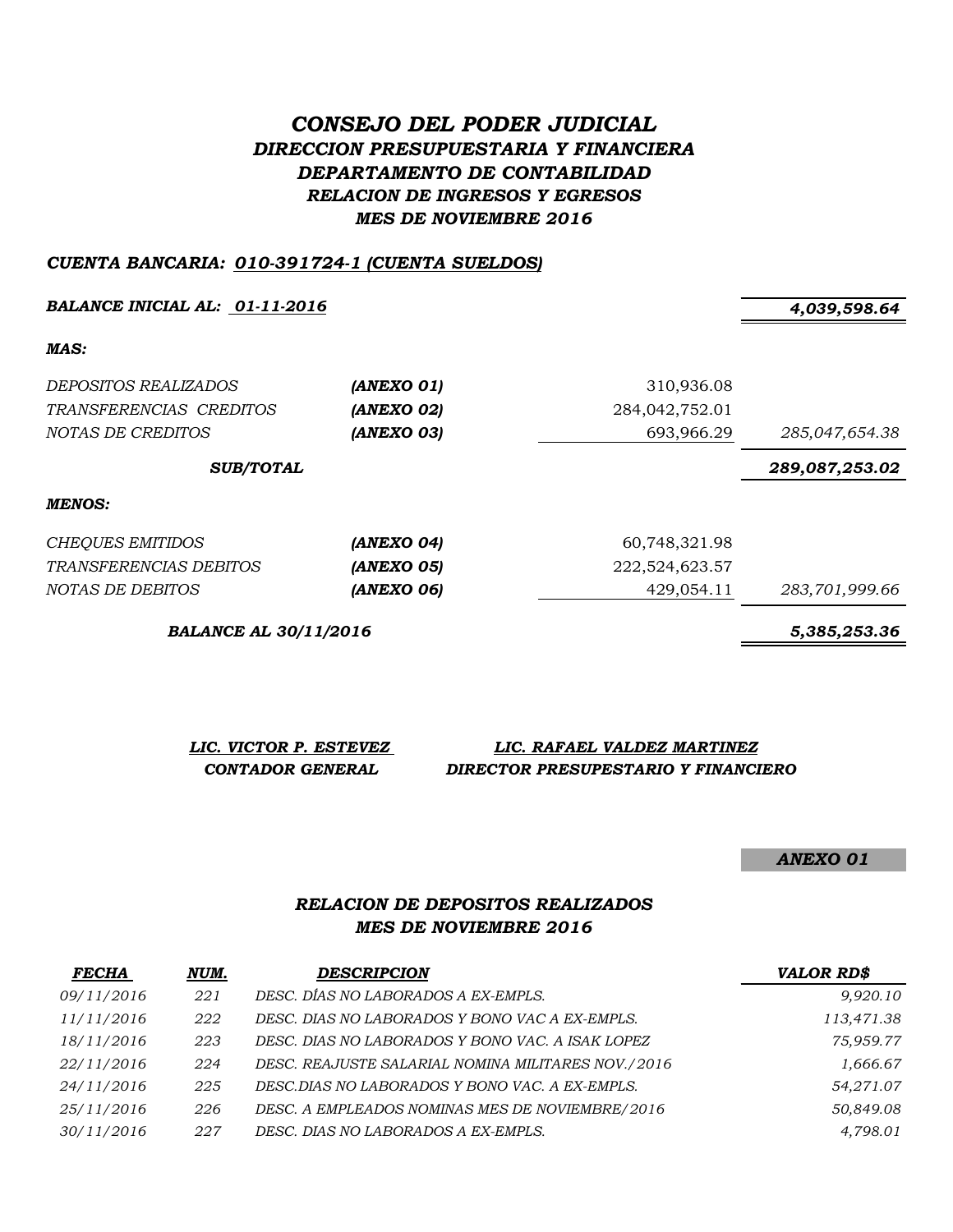# *CONSEJO DEL PODER JUDICIAL*
## *DIRECCION PRESUPUESTARIA Y FINANCIERA*
## *DEPARTAMENTO DE CONTABILIDAD*
## *RELACION DE INGRESOS Y EGRESOS*
## *MES DE NOVIEMBRE 2016*

***CUENTA BANCARIA: 010-391724-1 (CUENTA SUELDOS)***

| | | | |
|---|---|---|---|
| ***BALANCE INICIAL AL: 01-11-2016*** | | | ***4,039,598.64*** |
| ***MAS:*** | | | |
| *DEPOSITOS REALIZADOS* | ***(ANEXO 01)*** | 310,936.08 | |
| *TRANSFERENCIAS CREDITOS* | ***(ANEXO 02)*** | 284,042,752.01 | |
| *NOTAS DE CREDITOS* | ***(ANEXO 03)*** | 693,966.29 | *285,047,654.38* |
| ***SUB/TOTAL*** | | | ***289,087,253.02*** |
| ***MENOS:*** | | | |
| *CHEQUES EMITIDOS* | ***(ANEXO 04)*** | 60,748,321.98 | |
| *TRANSFERENCIAS DEBITOS* | ***(ANEXO 05)*** | 222,524,623.57 | |
| *NOTAS DE DEBITOS* | ***(ANEXO 06)*** | 429,054.11 | *283,701,999.66* |
| ***BALANCE AL 30/11/2016*** | | | ***5,385,253.36*** |

| ***LIC. VICTOR P. ESTEVEZ*** | ***LIC. RAFAEL VALDEZ MARTINEZ*** |
|---|---|
| ***CONTADOR GENERAL*** | ***DIRECTOR PRESUPESTARIO Y FINANCIERO*** |

***ANEXO 01***

## *RELACION DE DEPOSITOS REALIZADOS*
## *MES DE NOVIEMBRE 2016*

| ***FECHA*** | ***NUM.*** | ***DESCRIPCION*** | ***VALOR RD$*** |
|---|---|---|---|
| *09/11/2016* | *221* | *DESC. DÍAS NO LABORADOS A EX-EMPLS.* | *9,920.10* |
| *11/11/2016* | *222* | *DESC. DIAS NO LABORADOS Y BONO VAC A EX-EMPLS.* | *113,471.38* |
| *18/11/2016* | *223* | *DESC. DIAS NO LABORADOS Y BONO VAC. A ISAK LOPEZ* | *75,959.77* |
| *22/11/2016* | *224* | *DESC. REAJUSTE SALARIAL NOMINA MILITARES NOV./2016* | *1,666.67* |
| *24/11/2016* | *225* | *DESC.DIAS NO LABORADOS Y BONO VAC. A EX-EMPLS.* | *54,271.07* |
| *25/11/2016* | *226* | *DESC. A EMPLEADOS NOMINAS MES DE NOVIEMBRE/2016* | *50,849.08* |
| *30/11/2016* | *227* | *DESC. DIAS NO LABORADOS A EX-EMPLS.* | *4,798.01* |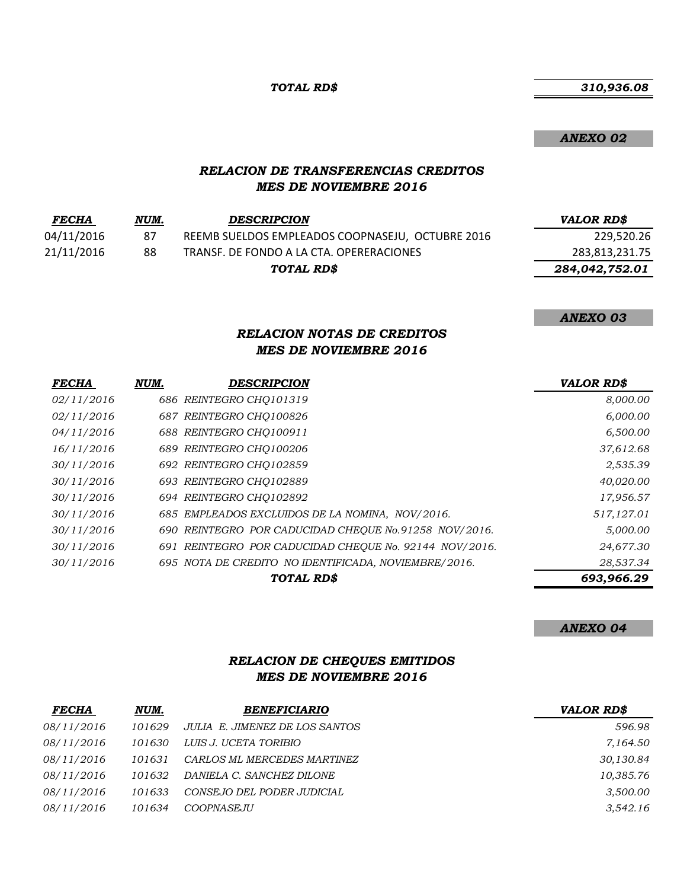***TOTAL RD$*** ***310,936.08***

***ANEXO 02***

## *RELACION DE TRANSFERENCIAS CREDITOS*
## *MES DE NOVIEMBRE 2016*

| FECHA | NUM. | DESCRIPCION | VALOR RD$ |
|---|---|---|---|
| 04/11/2016 | 87 | REEMB SUELDOS EMPLEADOS COOPNASEJU, OCTUBRE 2016 | 229,520.26 |
| 21/11/2016 | 88 | TRANSF. DE FONDO A LA CTA. OPERERACIONES | 283,813,231.75 |
| | | ***TOTAL RD$*** | ***284,042,752.01*** |

***ANEXO 03***

## *RELACION NOTAS DE CREDITOS*
## *MES DE NOVIEMBRE 2016*

| FECHA | NUM. | DESCRIPCION | VALOR RD$ |
|---|---|---|---|
| *02/11/2016* | *686* | *REINTEGRO CHQ101319* | *8,000.00* |
| *02/11/2016* | *687* | *REINTEGRO CHQ100826* | *6,000.00* |
| *04/11/2016* | *688* | *REINTEGRO CHQ100911* | *6,500.00* |
| *16/11/2016* | *689* | *REINTEGRO CHQ100206* | *37,612.68* |
| *30/11/2016* | *692* | *REINTEGRO CHQ102859* | *2,535.39* |
| *30/11/2016* | *693* | *REINTEGRO CHQ102889* | *40,020.00* |
| *30/11/2016* | *694* | *REINTEGRO CHQ102892* | *17,956.57* |
| *30/11/2016* | *685* | *EMPLEADOS EXCLUIDOS DE LA NOMINA, NOV/2016.* | *517,127.01* |
| *30/11/2016* | *690* | *REINTEGRO POR CADUCIDAD CHEQUE No.91258 NOV/2016.* | *5,000.00* |
| *30/11/2016* | *691* | *REINTEGRO POR CADUCIDAD CHEQUE No. 92144 NOV/2016.* | *24,677.30* |
| *30/11/2016* | *695* | *NOTA DE CREDITO NO IDENTIFICADA, NOVIEMBRE/2016.* | *28,537.34* |
| | | ***TOTAL RD$*** | ***693,966.29*** |

***ANEXO 04***

## *RELACION DE CHEQUES EMITIDOS*
## *MES DE NOVIEMBRE 2016*

| FECHA | NUM. | BENEFICIARIO | VALOR RD$ |
|---|---|---|---|
| *08/11/2016* | *101629* | *JULIA E. JIMENEZ DE LOS SANTOS* | *596.98* |
| *08/11/2016* | *101630* | *LUIS J. UCETA TORIBIO* | *7,164.50* |
| *08/11/2016* | *101631* | *CARLOS ML MERCEDES MARTINEZ* | *30,130.84* |
| *08/11/2016* | *101632* | *DANIELA C. SANCHEZ DILONE* | *10,385.76* |
| *08/11/2016* | *101633* | *CONSEJO DEL PODER JUDICIAL* | *3,500.00* |
| *08/11/2016* | *101634* | *COOPNASEJU* | *3,542.16* |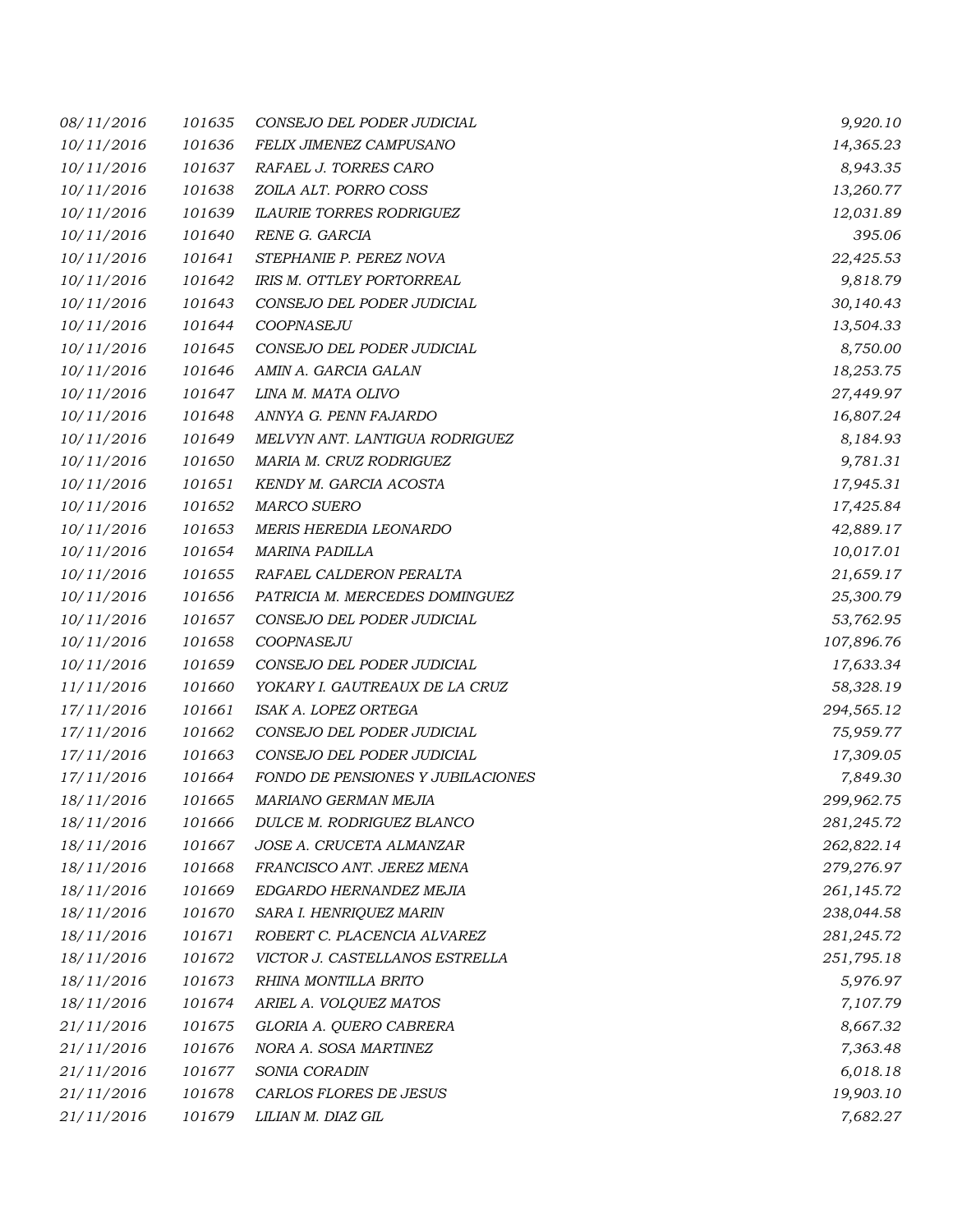| | | | |
|---|---|---|---|
| 08/11/2016 | 101635 | CONSEJO DEL PODER JUDICIAL | 9,920.10 |
| 10/11/2016 | 101636 | FELIX JIMENEZ CAMPUSANO | 14,365.23 |
| 10/11/2016 | 101637 | RAFAEL J. TORRES CARO | 8,943.35 |
| 10/11/2016 | 101638 | ZOILA ALT. PORRO COSS | 13,260.77 |
| 10/11/2016 | 101639 | ILAURIE TORRES RODRIGUEZ | 12,031.89 |
| 10/11/2016 | 101640 | RENE G. GARCIA | 395.06 |
| 10/11/2016 | 101641 | STEPHANIE P. PEREZ NOVA | 22,425.53 |
| 10/11/2016 | 101642 | IRIS M. OTTLEY PORTORREAL | 9,818.79 |
| 10/11/2016 | 101643 | CONSEJO DEL PODER JUDICIAL | 30,140.43 |
| 10/11/2016 | 101644 | COOPNASEJU | 13,504.33 |
| 10/11/2016 | 101645 | CONSEJO DEL PODER JUDICIAL | 8,750.00 |
| 10/11/2016 | 101646 | AMIN A. GARCIA GALAN | 18,253.75 |
| 10/11/2016 | 101647 | LINA M. MATA OLIVO | 27,449.97 |
| 10/11/2016 | 101648 | ANNYA G. PENN FAJARDO | 16,807.24 |
| 10/11/2016 | 101649 | MELVYN ANT. LANTIGUA RODRIGUEZ | 8,184.93 |
| 10/11/2016 | 101650 | MARIA M. CRUZ RODRIGUEZ | 9,781.31 |
| 10/11/2016 | 101651 | KENDY M. GARCIA ACOSTA | 17,945.31 |
| 10/11/2016 | 101652 | MARCO SUERO | 17,425.84 |
| 10/11/2016 | 101653 | MERIS HEREDIA LEONARDO | 42,889.17 |
| 10/11/2016 | 101654 | MARINA PADILLA | 10,017.01 |
| 10/11/2016 | 101655 | RAFAEL CALDERON PERALTA | 21,659.17 |
| 10/11/2016 | 101656 | PATRICIA M. MERCEDES DOMINGUEZ | 25,300.79 |
| 10/11/2016 | 101657 | CONSEJO DEL PODER JUDICIAL | 53,762.95 |
| 10/11/2016 | 101658 | COOPNASEJU | 107,896.76 |
| 10/11/2016 | 101659 | CONSEJO DEL PODER JUDICIAL | 17,633.34 |
| 11/11/2016 | 101660 | YOKARY I. GAUTREAUX DE LA CRUZ | 58,328.19 |
| 17/11/2016 | 101661 | ISAK A. LOPEZ ORTEGA | 294,565.12 |
| 17/11/2016 | 101662 | CONSEJO DEL PODER JUDICIAL | 75,959.77 |
| 17/11/2016 | 101663 | CONSEJO DEL PODER JUDICIAL | 17,309.05 |
| 17/11/2016 | 101664 | FONDO DE PENSIONES Y JUBILACIONES | 7,849.30 |
| 18/11/2016 | 101665 | MARIANO GERMAN MEJIA | 299,962.75 |
| 18/11/2016 | 101666 | DULCE M. RODRIGUEZ BLANCO | 281,245.72 |
| 18/11/2016 | 101667 | JOSE A. CRUCETA ALMANZAR | 262,822.14 |
| 18/11/2016 | 101668 | FRANCISCO ANT. JEREZ MENA | 279,276.97 |
| 18/11/2016 | 101669 | EDGARDO HERNANDEZ MEJIA | 261,145.72 |
| 18/11/2016 | 101670 | SARA I. HENRIQUEZ MARIN | 238,044.58 |
| 18/11/2016 | 101671 | ROBERT C. PLACENCIA ALVAREZ | 281,245.72 |
| 18/11/2016 | 101672 | VICTOR J. CASTELLANOS ESTRELLA | 251,795.18 |
| 18/11/2016 | 101673 | RHINA MONTILLA BRITO | 5,976.97 |
| 18/11/2016 | 101674 | ARIEL A. VOLQUEZ MATOS | 7,107.79 |
| 21/11/2016 | 101675 | GLORIA A. QUERO CABRERA | 8,667.32 |
| 21/11/2016 | 101676 | NORA A. SOSA MARTINEZ | 7,363.48 |
| 21/11/2016 | 101677 | SONIA CORADIN | 6,018.18 |
| 21/11/2016 | 101678 | CARLOS FLORES DE JESUS | 19,903.10 |
| 21/11/2016 | 101679 | LILIAN M. DIAZ GIL | 7,682.27 |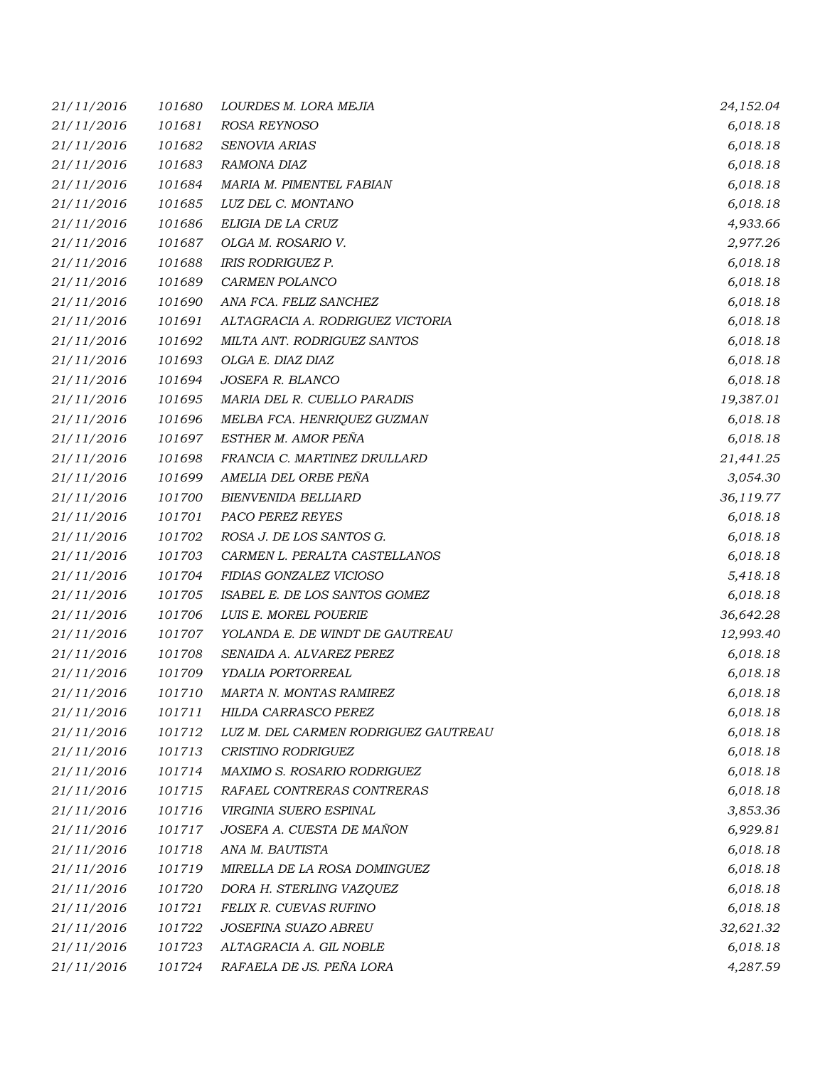| | | | |
|---|---|---|---|
| *21/11/2016* | *101680* | *LOURDES M. LORA MEJIA* | *24,152.04* |
| *21/11/2016* | *101681* | *ROSA REYNOSO* | *6,018.18* |
| *21/11/2016* | *101682* | *SENOVIA ARIAS* | *6,018.18* |
| *21/11/2016* | *101683* | *RAMONA DIAZ* | *6,018.18* |
| *21/11/2016* | *101684* | *MARIA M. PIMENTEL FABIAN* | *6,018.18* |
| *21/11/2016* | *101685* | *LUZ DEL C. MONTANO* | *6,018.18* |
| *21/11/2016* | *101686* | *ELIGIA DE LA CRUZ* | *4,933.66* |
| *21/11/2016* | *101687* | *OLGA M. ROSARIO V.* | *2,977.26* |
| *21/11/2016* | *101688* | *IRIS RODRIGUEZ P.* | *6,018.18* |
| *21/11/2016* | *101689* | *CARMEN POLANCO* | *6,018.18* |
| *21/11/2016* | *101690* | *ANA FCA. FELIZ SANCHEZ* | *6,018.18* |
| *21/11/2016* | *101691* | *ALTAGRACIA A. RODRIGUEZ VICTORIA* | *6,018.18* |
| *21/11/2016* | *101692* | *MILTA ANT. RODRIGUEZ SANTOS* | *6,018.18* |
| *21/11/2016* | *101693* | *OLGA E. DIAZ DIAZ* | *6,018.18* |
| *21/11/2016* | *101694* | *JOSEFA R. BLANCO* | *6,018.18* |
| *21/11/2016* | *101695* | *MARIA DEL R. CUELLO PARADIS* | *19,387.01* |
| *21/11/2016* | *101696* | *MELBA FCA. HENRIQUEZ GUZMAN* | *6,018.18* |
| *21/11/2016* | *101697* | *ESTHER M. AMOR PEÑA* | *6,018.18* |
| *21/11/2016* | *101698* | *FRANCIA C. MARTINEZ DRULLARD* | *21,441.25* |
| *21/11/2016* | *101699* | *AMELIA DEL ORBE PEÑA* | *3,054.30* |
| *21/11/2016* | *101700* | *BIENVENIDA BELLIARD* | *36,119.77* |
| *21/11/2016* | *101701* | *PACO PEREZ REYES* | *6,018.18* |
| *21/11/2016* | *101702* | *ROSA J. DE LOS SANTOS G.* | *6,018.18* |
| *21/11/2016* | *101703* | *CARMEN L. PERALTA CASTELLANOS* | *6,018.18* |
| *21/11/2016* | *101704* | *FIDIAS GONZALEZ VICIOSO* | *5,418.18* |
| *21/11/2016* | *101705* | *ISABEL E. DE LOS SANTOS GOMEZ* | *6,018.18* |
| *21/11/2016* | *101706* | *LUIS E. MOREL POUERIE* | *36,642.28* |
| *21/11/2016* | *101707* | *YOLANDA E. DE WINDT DE GAUTREAU* | *12,993.40* |
| *21/11/2016* | *101708* | *SENAIDA A. ALVAREZ PEREZ* | *6,018.18* |
| *21/11/2016* | *101709* | *YDALIA PORTORREAL* | *6,018.18* |
| *21/11/2016* | *101710* | *MARTA N. MONTAS RAMIREZ* | *6,018.18* |
| *21/11/2016* | *101711* | *HILDA CARRASCO PEREZ* | *6,018.18* |
| *21/11/2016* | *101712* | *LUZ M. DEL CARMEN RODRIGUEZ GAUTREAU* | *6,018.18* |
| *21/11/2016* | *101713* | *CRISTINO RODRIGUEZ* | *6,018.18* |
| *21/11/2016* | *101714* | *MAXIMO S. ROSARIO RODRIGUEZ* | *6,018.18* |
| *21/11/2016* | *101715* | *RAFAEL CONTRERAS CONTRERAS* | *6,018.18* |
| *21/11/2016* | *101716* | *VIRGINIA SUERO ESPINAL* | *3,853.36* |
| *21/11/2016* | *101717* | *JOSEFA A. CUESTA DE MAÑON* | *6,929.81* |
| *21/11/2016* | *101718* | *ANA M. BAUTISTA* | *6,018.18* |
| *21/11/2016* | *101719* | *MIRELLA DE LA ROSA DOMINGUEZ* | *6,018.18* |
| *21/11/2016* | *101720* | *DORA H. STERLING VAZQUEZ* | *6,018.18* |
| *21/11/2016* | *101721* | *FELIX R. CUEVAS RUFINO* | *6,018.18* |
| *21/11/2016* | *101722* | *JOSEFINA SUAZO ABREU* | *32,621.32* |
| *21/11/2016* | *101723* | *ALTAGRACIA A. GIL NOBLE* | *6,018.18* |
| *21/11/2016* | *101724* | *RAFAELA DE JS. PEÑA LORA* | *4,287.59* |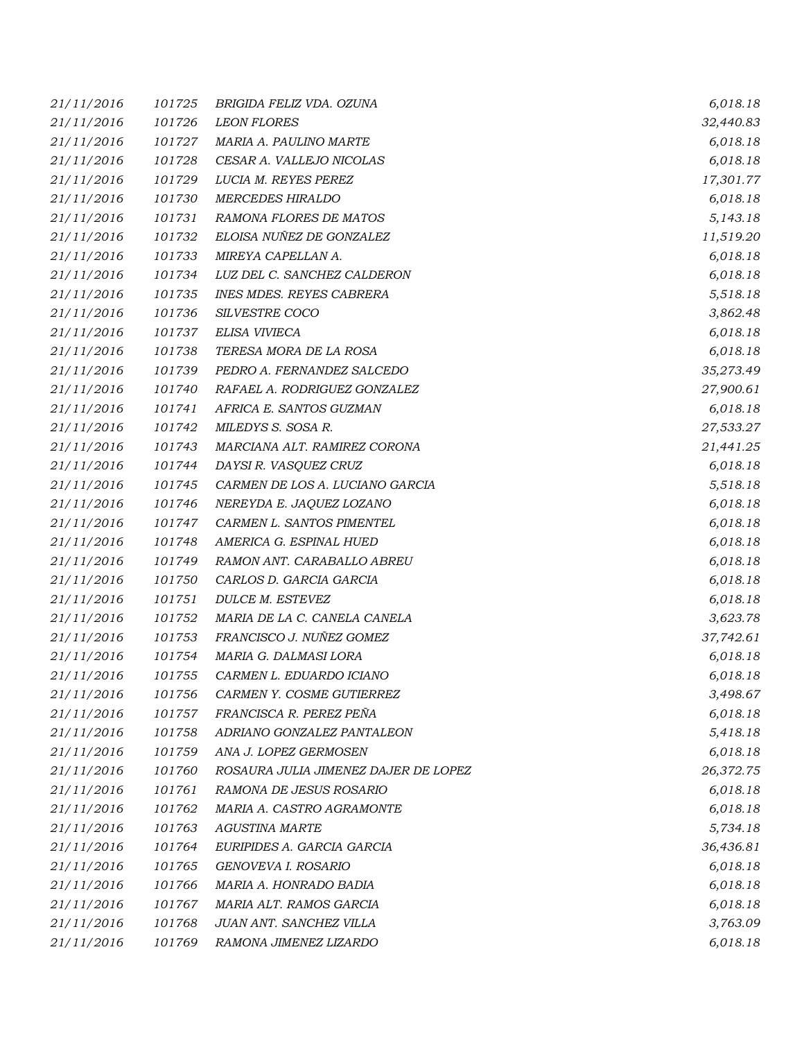| | | | |
|---|---|---|---|
| *21/11/2016* | *101725* | *BRIGIDA FELIZ VDA. OZUNA* | *6,018.18* |
| *21/11/2016* | *101726* | *LEON FLORES* | *32,440.83* |
| *21/11/2016* | *101727* | *MARIA A. PAULINO MARTE* | *6,018.18* |
| *21/11/2016* | *101728* | *CESAR A. VALLEJO NICOLAS* | *6,018.18* |
| *21/11/2016* | *101729* | *LUCIA M. REYES PEREZ* | *17,301.77* |
| *21/11/2016* | *101730* | *MERCEDES HIRALDO* | *6,018.18* |
| *21/11/2016* | *101731* | *RAMONA FLORES DE MATOS* | *5,143.18* |
| *21/11/2016* | *101732* | *ELOISA NUÑEZ DE GONZALEZ* | *11,519.20* |
| *21/11/2016* | *101733* | *MIREYA CAPELLAN A.* | *6,018.18* |
| *21/11/2016* | *101734* | *LUZ DEL C. SANCHEZ CALDERON* | *6,018.18* |
| *21/11/2016* | *101735* | *INES MDES. REYES CABRERA* | *5,518.18* |
| *21/11/2016* | *101736* | *SILVESTRE COCO* | *3,862.48* |
| *21/11/2016* | *101737* | *ELISA VIVIECA* | *6,018.18* |
| *21/11/2016* | *101738* | *TERESA MORA DE LA ROSA* | *6,018.18* |
| *21/11/2016* | *101739* | *PEDRO A. FERNANDEZ SALCEDO* | *35,273.49* |
| *21/11/2016* | *101740* | *RAFAEL A. RODRIGUEZ GONZALEZ* | *27,900.61* |
| *21/11/2016* | *101741* | *AFRICA E. SANTOS GUZMAN* | *6,018.18* |
| *21/11/2016* | *101742* | *MILEDYS S. SOSA R.* | *27,533.27* |
| *21/11/2016* | *101743* | *MARCIANA ALT. RAMIREZ CORONA* | *21,441.25* |
| *21/11/2016* | *101744* | *DAYSI R. VASQUEZ CRUZ* | *6,018.18* |
| *21/11/2016* | *101745* | *CARMEN DE LOS A. LUCIANO GARCIA* | *5,518.18* |
| *21/11/2016* | *101746* | *NEREYDA E. JAQUEZ LOZANO* | *6,018.18* |
| *21/11/2016* | *101747* | *CARMEN L. SANTOS PIMENTEL* | *6,018.18* |
| *21/11/2016* | *101748* | *AMERICA G. ESPINAL HUED* | *6,018.18* |
| *21/11/2016* | *101749* | *RAMON ANT. CARABALLO ABREU* | *6,018.18* |
| *21/11/2016* | *101750* | *CARLOS D. GARCIA GARCIA* | *6,018.18* |
| *21/11/2016* | *101751* | *DULCE M. ESTEVEZ* | *6,018.18* |
| *21/11/2016* | *101752* | *MARIA DE LA C. CANELA CANELA* | *3,623.78* |
| *21/11/2016* | *101753* | *FRANCISCO J. NUÑEZ GOMEZ* | *37,742.61* |
| *21/11/2016* | *101754* | *MARIA G. DALMASI LORA* | *6,018.18* |
| *21/11/2016* | *101755* | *CARMEN L. EDUARDO ICIANO* | *6,018.18* |
| *21/11/2016* | *101756* | *CARMEN Y. COSME GUTIERREZ* | *3,498.67* |
| *21/11/2016* | *101757* | *FRANCISCA R. PEREZ PEÑA* | *6,018.18* |
| *21/11/2016* | *101758* | *ADRIANO GONZALEZ PANTALEON* | *5,418.18* |
| *21/11/2016* | *101759* | *ANA J. LOPEZ GERMOSEN* | *6,018.18* |
| *21/11/2016* | *101760* | *ROSAURA JULIA JIMENEZ DAJER DE LOPEZ* | *26,372.75* |
| *21/11/2016* | *101761* | *RAMONA DE JESUS ROSARIO* | *6,018.18* |
| *21/11/2016* | *101762* | *MARIA A. CASTRO AGRAMONTE* | *6,018.18* |
| *21/11/2016* | *101763* | *AGUSTINA MARTE* | *5,734.18* |
| *21/11/2016* | *101764* | *EURIPIDES A. GARCIA GARCIA* | *36,436.81* |
| *21/11/2016* | *101765* | *GENOVEVA I. ROSARIO* | *6,018.18* |
| *21/11/2016* | *101766* | *MARIA A. HONRADO BADIA* | *6,018.18* |
| *21/11/2016* | *101767* | *MARIA ALT. RAMOS GARCIA* | *6,018.18* |
| *21/11/2016* | *101768* | *JUAN ANT. SANCHEZ VILLA* | *3,763.09* |
| *21/11/2016* | *101769* | *RAMONA JIMENEZ LIZARDO* | *6,018.18* |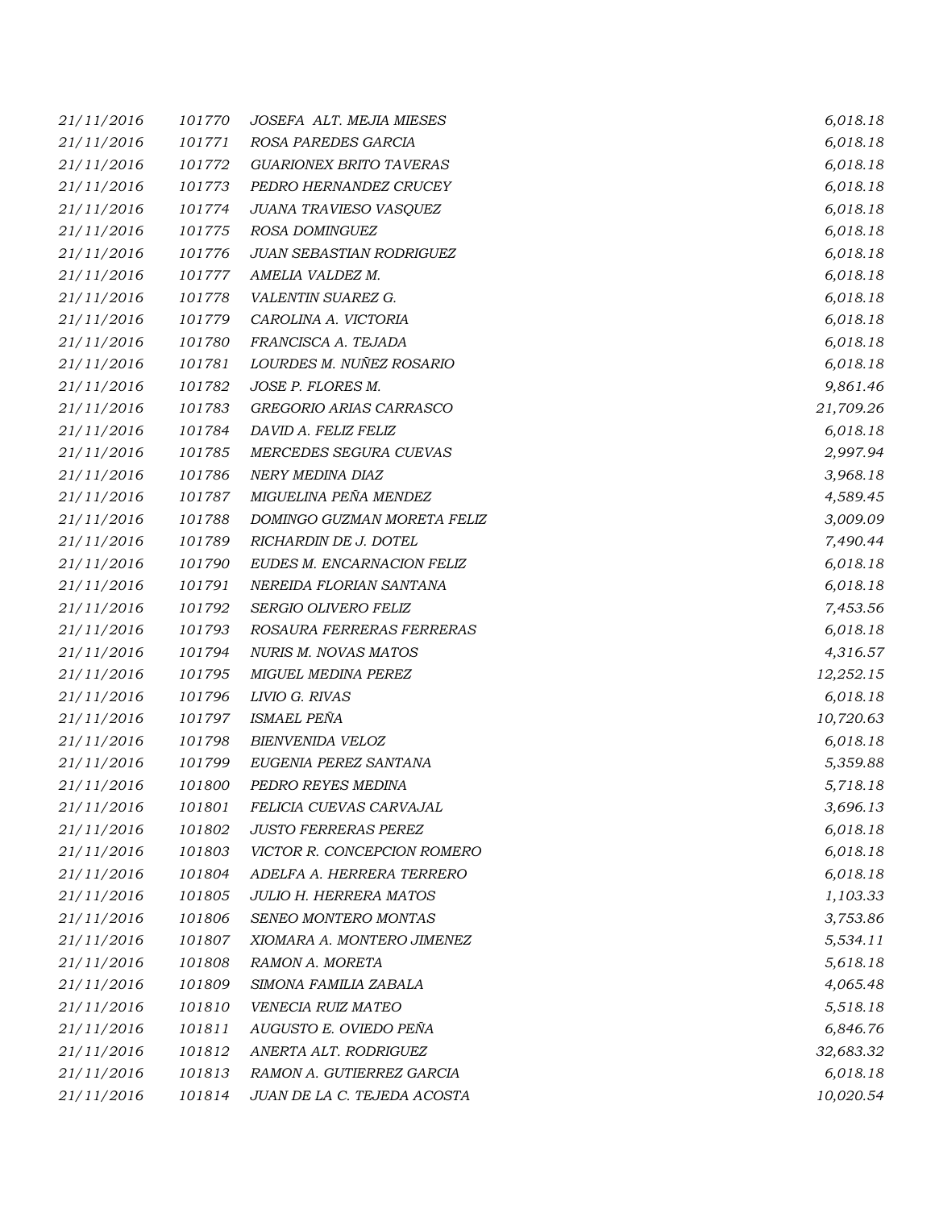| | | | |
|---|---|---|---|
| 21/11/2016 | 101770 | JOSEFA ALT. MEJIA MIESES | 6,018.18 |
| 21/11/2016 | 101771 | ROSA PAREDES GARCIA | 6,018.18 |
| 21/11/2016 | 101772 | GUARIONEX BRITO TAVERAS | 6,018.18 |
| 21/11/2016 | 101773 | PEDRO HERNANDEZ CRUCEY | 6,018.18 |
| 21/11/2016 | 101774 | JUANA TRAVIESO VASQUEZ | 6,018.18 |
| 21/11/2016 | 101775 | ROSA DOMINGUEZ | 6,018.18 |
| 21/11/2016 | 101776 | JUAN SEBASTIAN RODRIGUEZ | 6,018.18 |
| 21/11/2016 | 101777 | AMELIA VALDEZ M. | 6,018.18 |
| 21/11/2016 | 101778 | VALENTIN SUAREZ G. | 6,018.18 |
| 21/11/2016 | 101779 | CAROLINA A. VICTORIA | 6,018.18 |
| 21/11/2016 | 101780 | FRANCISCA A. TEJADA | 6,018.18 |
| 21/11/2016 | 101781 | LOURDES M. NUÑEZ ROSARIO | 6,018.18 |
| 21/11/2016 | 101782 | JOSE P. FLORES M. | 9,861.46 |
| 21/11/2016 | 101783 | GREGORIO ARIAS CARRASCO | 21,709.26 |
| 21/11/2016 | 101784 | DAVID A. FELIZ FELIZ | 6,018.18 |
| 21/11/2016 | 101785 | MERCEDES SEGURA CUEVAS | 2,997.94 |
| 21/11/2016 | 101786 | NERY MEDINA DIAZ | 3,968.18 |
| 21/11/2016 | 101787 | MIGUELINA PEÑA MENDEZ | 4,589.45 |
| 21/11/2016 | 101788 | DOMINGO GUZMAN MORETA FELIZ | 3,009.09 |
| 21/11/2016 | 101789 | RICHARDIN DE J. DOTEL | 7,490.44 |
| 21/11/2016 | 101790 | EUDES M. ENCARNACION FELIZ | 6,018.18 |
| 21/11/2016 | 101791 | NEREIDA FLORIAN SANTANA | 6,018.18 |
| 21/11/2016 | 101792 | SERGIO OLIVERO FELIZ | 7,453.56 |
| 21/11/2016 | 101793 | ROSAURA FERRERAS FERRERAS | 6,018.18 |
| 21/11/2016 | 101794 | NURIS M. NOVAS MATOS | 4,316.57 |
| 21/11/2016 | 101795 | MIGUEL MEDINA PEREZ | 12,252.15 |
| 21/11/2016 | 101796 | LIVIO G. RIVAS | 6,018.18 |
| 21/11/2016 | 101797 | ISMAEL PEÑA | 10,720.63 |
| 21/11/2016 | 101798 | BIENVENIDA VELOZ | 6,018.18 |
| 21/11/2016 | 101799 | EUGENIA PEREZ SANTANA | 5,359.88 |
| 21/11/2016 | 101800 | PEDRO REYES MEDINA | 5,718.18 |
| 21/11/2016 | 101801 | FELICIA CUEVAS CARVAJAL | 3,696.13 |
| 21/11/2016 | 101802 | JUSTO FERRERAS PEREZ | 6,018.18 |
| 21/11/2016 | 101803 | VICTOR R. CONCEPCION ROMERO | 6,018.18 |
| 21/11/2016 | 101804 | ADELFA A. HERRERA TERRERO | 6,018.18 |
| 21/11/2016 | 101805 | JULIO H. HERRERA MATOS | 1,103.33 |
| 21/11/2016 | 101806 | SENEO MONTERO MONTAS | 3,753.86 |
| 21/11/2016 | 101807 | XIOMARA A. MONTERO JIMENEZ | 5,534.11 |
| 21/11/2016 | 101808 | RAMON A. MORETA | 5,618.18 |
| 21/11/2016 | 101809 | SIMONA FAMILIA ZABALA | 4,065.48 |
| 21/11/2016 | 101810 | VENECIA RUIZ MATEO | 5,518.18 |
| 21/11/2016 | 101811 | AUGUSTO E. OVIEDO PEÑA | 6,846.76 |
| 21/11/2016 | 101812 | ANERTA ALT. RODRIGUEZ | 32,683.32 |
| 21/11/2016 | 101813 | RAMON A. GUTIERREZ GARCIA | 6,018.18 |
| 21/11/2016 | 101814 | JUAN DE LA C. TEJEDA ACOSTA | 10,020.54 |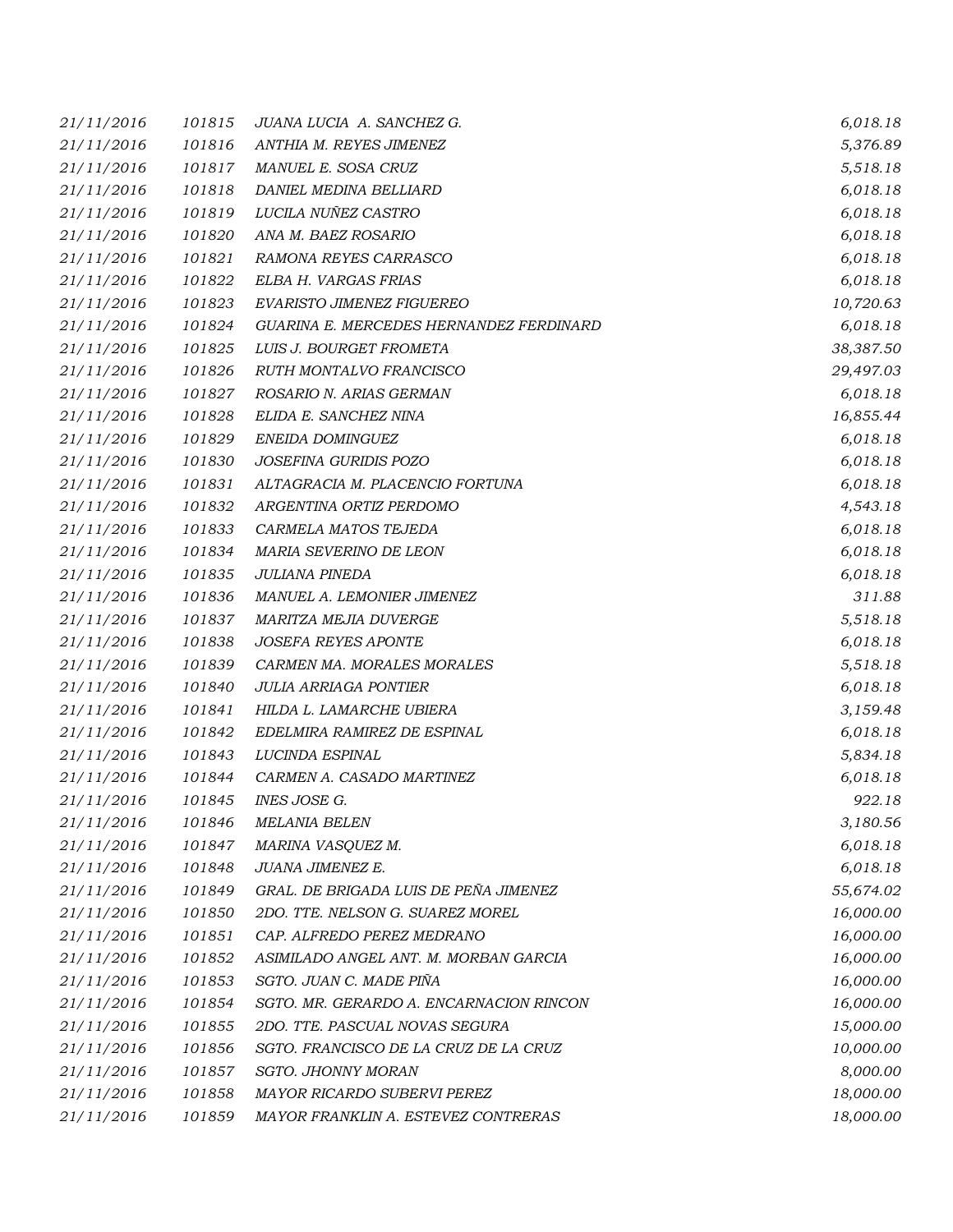| | | | |
|---|---|---|---|
| 21/11/2016 | 101815 | JUANA LUCIA A. SANCHEZ G. | 6,018.18 |
| 21/11/2016 | 101816 | ANTHIA M. REYES JIMENEZ | 5,376.89 |
| 21/11/2016 | 101817 | MANUEL E. SOSA CRUZ | 5,518.18 |
| 21/11/2016 | 101818 | DANIEL MEDINA BELLIARD | 6,018.18 |
| 21/11/2016 | 101819 | LUCILA NUÑEZ CASTRO | 6,018.18 |
| 21/11/2016 | 101820 | ANA M. BAEZ ROSARIO | 6,018.18 |
| 21/11/2016 | 101821 | RAMONA REYES CARRASCO | 6,018.18 |
| 21/11/2016 | 101822 | ELBA H. VARGAS FRIAS | 6,018.18 |
| 21/11/2016 | 101823 | EVARISTO JIMENEZ FIGUEREO | 10,720.63 |
| 21/11/2016 | 101824 | GUARINA E. MERCEDES HERNANDEZ FERDINARD | 6,018.18 |
| 21/11/2016 | 101825 | LUIS J. BOURGET FROMETA | 38,387.50 |
| 21/11/2016 | 101826 | RUTH MONTALVO FRANCISCO | 29,497.03 |
| 21/11/2016 | 101827 | ROSARIO N. ARIAS GERMAN | 6,018.18 |
| 21/11/2016 | 101828 | ELIDA E. SANCHEZ NINA | 16,855.44 |
| 21/11/2016 | 101829 | ENEIDA DOMINGUEZ | 6,018.18 |
| 21/11/2016 | 101830 | JOSEFINA GURIDIS POZO | 6,018.18 |
| 21/11/2016 | 101831 | ALTAGRACIA M. PLACENCIO FORTUNA | 6,018.18 |
| 21/11/2016 | 101832 | ARGENTINA ORTIZ PERDOMO | 4,543.18 |
| 21/11/2016 | 101833 | CARMELA MATOS TEJEDA | 6,018.18 |
| 21/11/2016 | 101834 | MARIA SEVERINO DE LEON | 6,018.18 |
| 21/11/2016 | 101835 | JULIANA PINEDA | 6,018.18 |
| 21/11/2016 | 101836 | MANUEL A. LEMONIER JIMENEZ | 311.88 |
| 21/11/2016 | 101837 | MARITZA MEJIA DUVERGE | 5,518.18 |
| 21/11/2016 | 101838 | JOSEFA REYES APONTE | 6,018.18 |
| 21/11/2016 | 101839 | CARMEN MA. MORALES MORALES | 5,518.18 |
| 21/11/2016 | 101840 | JULIA ARRIAGA PONTIER | 6,018.18 |
| 21/11/2016 | 101841 | HILDA L. LAMARCHE UBIERA | 3,159.48 |
| 21/11/2016 | 101842 | EDELMIRA RAMIREZ DE ESPINAL | 6,018.18 |
| 21/11/2016 | 101843 | LUCINDA ESPINAL | 5,834.18 |
| 21/11/2016 | 101844 | CARMEN A. CASADO MARTINEZ | 6,018.18 |
| 21/11/2016 | 101845 | INES JOSE G. | 922.18 |
| 21/11/2016 | 101846 | MELANIA BELEN | 3,180.56 |
| 21/11/2016 | 101847 | MARINA VASQUEZ M. | 6,018.18 |
| 21/11/2016 | 101848 | JUANA JIMENEZ E. | 6,018.18 |
| 21/11/2016 | 101849 | GRAL. DE BRIGADA LUIS DE PEÑA JIMENEZ | 55,674.02 |
| 21/11/2016 | 101850 | 2DO. TTE. NELSON G. SUAREZ MOREL | 16,000.00 |
| 21/11/2016 | 101851 | CAP. ALFREDO PEREZ MEDRANO | 16,000.00 |
| 21/11/2016 | 101852 | ASIMILADO ANGEL ANT. M. MORBAN GARCIA | 16,000.00 |
| 21/11/2016 | 101853 | SGTO. JUAN C. MADE PIÑA | 16,000.00 |
| 21/11/2016 | 101854 | SGTO. MR. GERARDO A. ENCARNACION RINCON | 16,000.00 |
| 21/11/2016 | 101855 | 2DO. TTE. PASCUAL NOVAS SEGURA | 15,000.00 |
| 21/11/2016 | 101856 | SGTO. FRANCISCO DE LA CRUZ DE LA CRUZ | 10,000.00 |
| 21/11/2016 | 101857 | SGTO. JHONNY MORAN | 8,000.00 |
| 21/11/2016 | 101858 | MAYOR RICARDO SUBERVI PEREZ | 18,000.00 |
| 21/11/2016 | 101859 | MAYOR FRANKLIN A. ESTEVEZ CONTRERAS | 18,000.00 |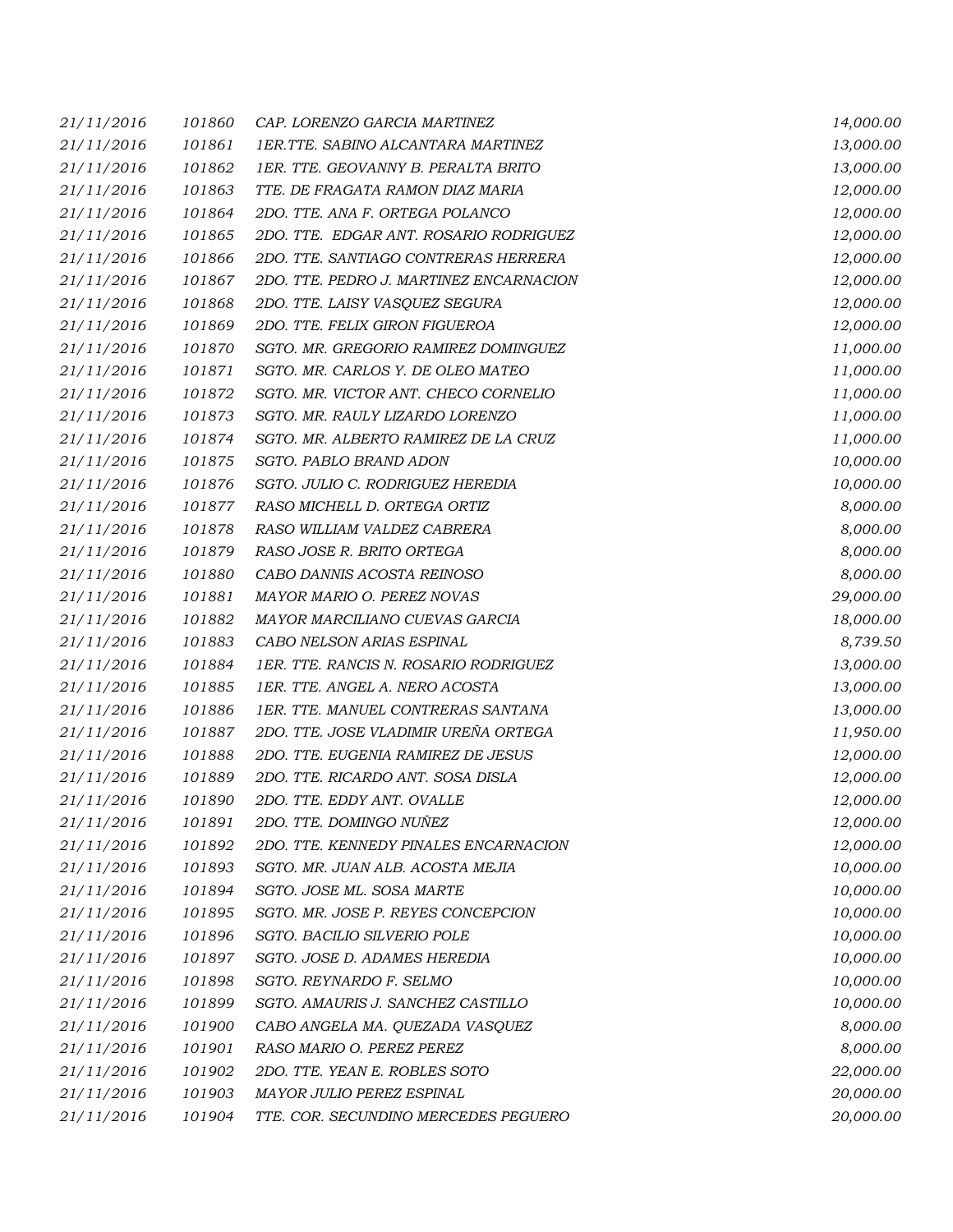| | | | |
|---|---|---|---|
| 21/11/2016 | 101860 | CAP. LORENZO GARCIA MARTINEZ | 14,000.00 |
| 21/11/2016 | 101861 | 1ER.TTE. SABINO ALCANTARA MARTINEZ | 13,000.00 |
| 21/11/2016 | 101862 | 1ER. TTE. GEOVANNY B. PERALTA BRITO | 13,000.00 |
| 21/11/2016 | 101863 | TTE. DE FRAGATA RAMON DIAZ MARIA | 12,000.00 |
| 21/11/2016 | 101864 | 2DO. TTE. ANA F. ORTEGA POLANCO | 12,000.00 |
| 21/11/2016 | 101865 | 2DO. TTE. EDGAR ANT. ROSARIO RODRIGUEZ | 12,000.00 |
| 21/11/2016 | 101866 | 2DO. TTE. SANTIAGO CONTRERAS HERRERA | 12,000.00 |
| 21/11/2016 | 101867 | 2DO. TTE. PEDRO J. MARTINEZ ENCARNACION | 12,000.00 |
| 21/11/2016 | 101868 | 2DO. TTE. LAISY VASQUEZ SEGURA | 12,000.00 |
| 21/11/2016 | 101869 | 2DO. TTE. FELIX GIRON FIGUEROA | 12,000.00 |
| 21/11/2016 | 101870 | SGTO. MR. GREGORIO RAMIREZ DOMINGUEZ | 11,000.00 |
| 21/11/2016 | 101871 | SGTO. MR. CARLOS Y. DE OLEO MATEO | 11,000.00 |
| 21/11/2016 | 101872 | SGTO. MR. VICTOR ANT. CHECO CORNELIO | 11,000.00 |
| 21/11/2016 | 101873 | SGTO. MR. RAULY LIZARDO LORENZO | 11,000.00 |
| 21/11/2016 | 101874 | SGTO. MR. ALBERTO RAMIREZ DE LA CRUZ | 11,000.00 |
| 21/11/2016 | 101875 | SGTO. PABLO BRAND ADON | 10,000.00 |
| 21/11/2016 | 101876 | SGTO. JULIO C. RODRIGUEZ HEREDIA | 10,000.00 |
| 21/11/2016 | 101877 | RASO MICHELL D. ORTEGA ORTIZ | 8,000.00 |
| 21/11/2016 | 101878 | RASO WILLIAM VALDEZ CABRERA | 8,000.00 |
| 21/11/2016 | 101879 | RASO JOSE R. BRITO ORTEGA | 8,000.00 |
| 21/11/2016 | 101880 | CABO DANNIS ACOSTA REINOSO | 8,000.00 |
| 21/11/2016 | 101881 | MAYOR MARIO O. PEREZ NOVAS | 29,000.00 |
| 21/11/2016 | 101882 | MAYOR MARCILIANO CUEVAS GARCIA | 18,000.00 |
| 21/11/2016 | 101883 | CABO NELSON ARIAS ESPINAL | 8,739.50 |
| 21/11/2016 | 101884 | 1ER. TTE. RANCIS N. ROSARIO RODRIGUEZ | 13,000.00 |
| 21/11/2016 | 101885 | 1ER. TTE. ANGEL A. NERO ACOSTA | 13,000.00 |
| 21/11/2016 | 101886 | 1ER. TTE. MANUEL CONTRERAS SANTANA | 13,000.00 |
| 21/11/2016 | 101887 | 2DO. TTE. JOSE VLADIMIR UREÑA ORTEGA | 11,950.00 |
| 21/11/2016 | 101888 | 2DO. TTE. EUGENIA RAMIREZ DE JESUS | 12,000.00 |
| 21/11/2016 | 101889 | 2DO. TTE. RICARDO ANT. SOSA DISLA | 12,000.00 |
| 21/11/2016 | 101890 | 2DO. TTE. EDDY ANT. OVALLE | 12,000.00 |
| 21/11/2016 | 101891 | 2DO. TTE. DOMINGO NUÑEZ | 12,000.00 |
| 21/11/2016 | 101892 | 2DO. TTE. KENNEDY PINALES ENCARNACION | 12,000.00 |
| 21/11/2016 | 101893 | SGTO. MR. JUAN ALB. ACOSTA MEJIA | 10,000.00 |
| 21/11/2016 | 101894 | SGTO. JOSE ML. SOSA MARTE | 10,000.00 |
| 21/11/2016 | 101895 | SGTO. MR. JOSE P. REYES CONCEPCION | 10,000.00 |
| 21/11/2016 | 101896 | SGTO. BACILIO SILVERIO POLE | 10,000.00 |
| 21/11/2016 | 101897 | SGTO. JOSE D. ADAMES HEREDIA | 10,000.00 |
| 21/11/2016 | 101898 | SGTO. REYNARDO F. SELMO | 10,000.00 |
| 21/11/2016 | 101899 | SGTO. AMAURIS J. SANCHEZ CASTILLO | 10,000.00 |
| 21/11/2016 | 101900 | CABO ANGELA MA. QUEZADA VASQUEZ | 8,000.00 |
| 21/11/2016 | 101901 | RASO MARIO O. PEREZ PEREZ | 8,000.00 |
| 21/11/2016 | 101902 | 2DO. TTE. YEAN E. ROBLES SOTO | 22,000.00 |
| 21/11/2016 | 101903 | MAYOR JULIO PEREZ ESPINAL | 20,000.00 |
| 21/11/2016 | 101904 | TTE. COR. SECUNDINO MERCEDES PEGUERO | 20,000.00 |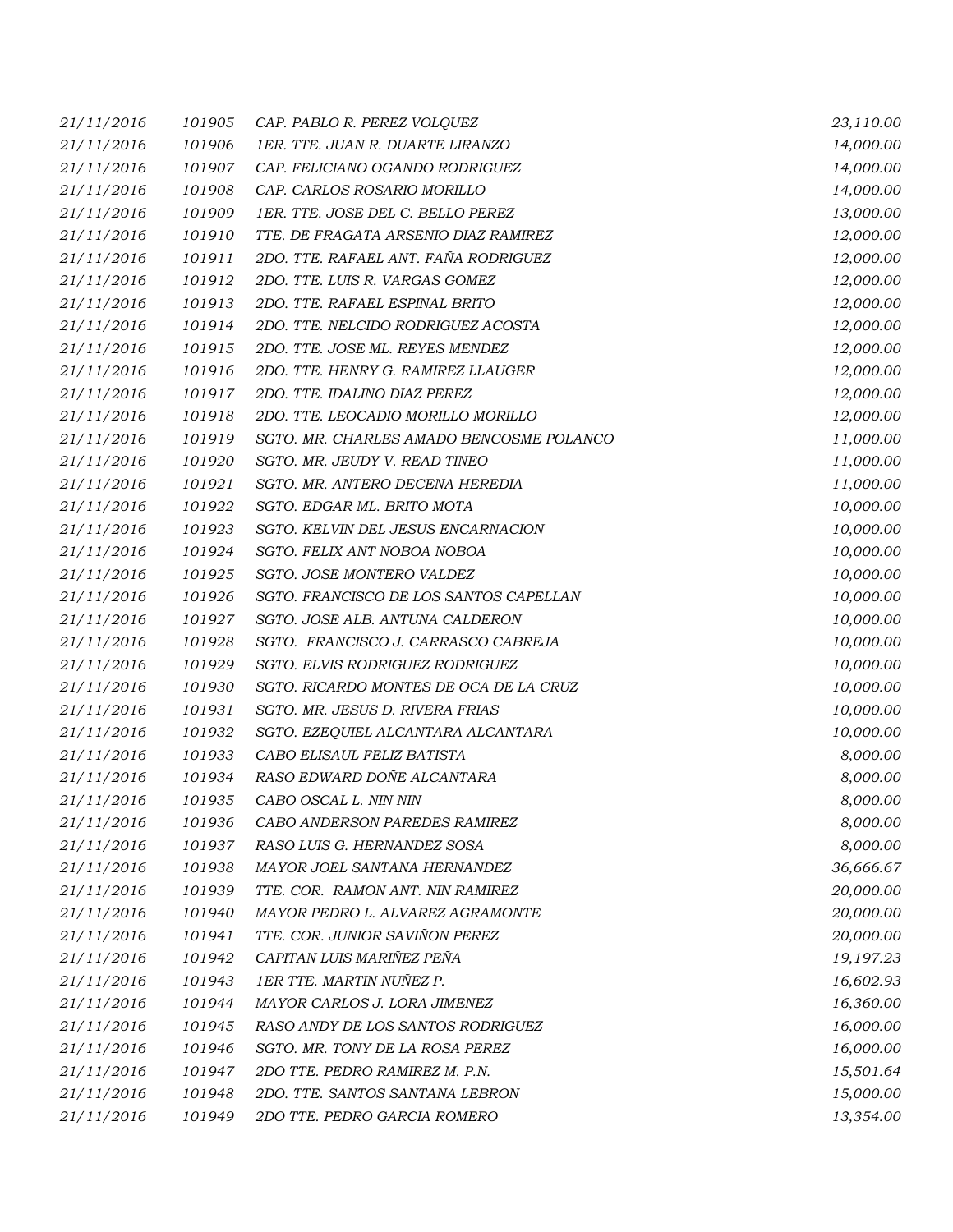| | | | |
|---|---|---|---|
| 21/11/2016 | 101905 | CAP. PABLO R. PEREZ VOLQUEZ | 23,110.00 |
| 21/11/2016 | 101906 | 1ER. TTE. JUAN R. DUARTE LIRANZO | 14,000.00 |
| 21/11/2016 | 101907 | CAP. FELICIANO OGANDO RODRIGUEZ | 14,000.00 |
| 21/11/2016 | 101908 | CAP. CARLOS ROSARIO MORILLO | 14,000.00 |
| 21/11/2016 | 101909 | 1ER. TTE. JOSE DEL C. BELLO PEREZ | 13,000.00 |
| 21/11/2016 | 101910 | TTE. DE FRAGATA ARSENIO DIAZ RAMIREZ | 12,000.00 |
| 21/11/2016 | 101911 | 2DO. TTE. RAFAEL ANT. FAÑA RODRIGUEZ | 12,000.00 |
| 21/11/2016 | 101912 | 2DO. TTE. LUIS R. VARGAS GOMEZ | 12,000.00 |
| 21/11/2016 | 101913 | 2DO. TTE. RAFAEL ESPINAL BRITO | 12,000.00 |
| 21/11/2016 | 101914 | 2DO. TTE. NELCIDO RODRIGUEZ ACOSTA | 12,000.00 |
| 21/11/2016 | 101915 | 2DO. TTE. JOSE ML. REYES MENDEZ | 12,000.00 |
| 21/11/2016 | 101916 | 2DO. TTE. HENRY G. RAMIREZ LLAUGER | 12,000.00 |
| 21/11/2016 | 101917 | 2DO. TTE. IDALINO DIAZ PEREZ | 12,000.00 |
| 21/11/2016 | 101918 | 2DO. TTE. LEOCADIO MORILLO MORILLO | 12,000.00 |
| 21/11/2016 | 101919 | SGTO. MR. CHARLES AMADO BENCOSME POLANCO | 11,000.00 |
| 21/11/2016 | 101920 | SGTO. MR. JEUDY V. READ TINEO | 11,000.00 |
| 21/11/2016 | 101921 | SGTO. MR. ANTERO DECENA HEREDIA | 11,000.00 |
| 21/11/2016 | 101922 | SGTO. EDGAR ML. BRITO MOTA | 10,000.00 |
| 21/11/2016 | 101923 | SGTO. KELVIN DEL JESUS ENCARNACION | 10,000.00 |
| 21/11/2016 | 101924 | SGTO. FELIX ANT NOBOA NOBOA | 10,000.00 |
| 21/11/2016 | 101925 | SGTO. JOSE MONTERO VALDEZ | 10,000.00 |
| 21/11/2016 | 101926 | SGTO. FRANCISCO DE LOS SANTOS CAPELLAN | 10,000.00 |
| 21/11/2016 | 101927 | SGTO. JOSE ALB. ANTUNA CALDERON | 10,000.00 |
| 21/11/2016 | 101928 | SGTO. FRANCISCO J. CARRASCO CABREJA | 10,000.00 |
| 21/11/2016 | 101929 | SGTO. ELVIS RODRIGUEZ RODRIGUEZ | 10,000.00 |
| 21/11/2016 | 101930 | SGTO. RICARDO MONTES DE OCA DE LA CRUZ | 10,000.00 |
| 21/11/2016 | 101931 | SGTO. MR. JESUS D. RIVERA FRIAS | 10,000.00 |
| 21/11/2016 | 101932 | SGTO. EZEQUIEL ALCANTARA ALCANTARA | 10,000.00 |
| 21/11/2016 | 101933 | CABO ELISAUL FELIZ BATISTA | 8,000.00 |
| 21/11/2016 | 101934 | RASO EDWARD DOÑE ALCANTARA | 8,000.00 |
| 21/11/2016 | 101935 | CABO OSCAL L. NIN NIN | 8,000.00 |
| 21/11/2016 | 101936 | CABO ANDERSON PAREDES RAMIREZ | 8,000.00 |
| 21/11/2016 | 101937 | RASO LUIS G. HERNANDEZ SOSA | 8,000.00 |
| 21/11/2016 | 101938 | MAYOR JOEL SANTANA HERNANDEZ | 36,666.67 |
| 21/11/2016 | 101939 | TTE. COR. RAMON ANT. NIN RAMIREZ | 20,000.00 |
| 21/11/2016 | 101940 | MAYOR PEDRO L. ALVAREZ AGRAMONTE | 20,000.00 |
| 21/11/2016 | 101941 | TTE. COR. JUNIOR SAVIÑON PEREZ | 20,000.00 |
| 21/11/2016 | 101942 | CAPITAN LUIS MARIÑEZ PEÑA | 19,197.23 |
| 21/11/2016 | 101943 | 1ER TTE. MARTIN NUÑEZ P. | 16,602.93 |
| 21/11/2016 | 101944 | MAYOR CARLOS J. LORA JIMENEZ | 16,360.00 |
| 21/11/2016 | 101945 | RASO ANDY DE LOS SANTOS RODRIGUEZ | 16,000.00 |
| 21/11/2016 | 101946 | SGTO. MR. TONY DE LA ROSA PEREZ | 16,000.00 |
| 21/11/2016 | 101947 | 2DO TTE. PEDRO RAMIREZ M. P.N. | 15,501.64 |
| 21/11/2016 | 101948 | 2DO. TTE. SANTOS SANTANA LEBRON | 15,000.00 |
| 21/11/2016 | 101949 | 2DO TTE. PEDRO GARCIA ROMERO | 13,354.00 |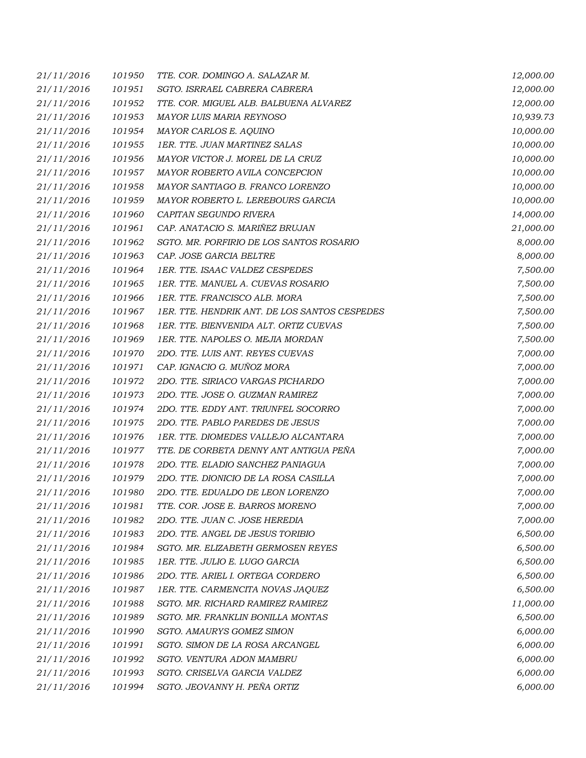| | | | |
|---|---|---|---|
| 21/11/2016 | 101950 | TTE. COR. DOMINGO A. SALAZAR M. | 12,000.00 |
| 21/11/2016 | 101951 | SGTO. ISRRAEL CABRERA CABRERA | 12,000.00 |
| 21/11/2016 | 101952 | TTE. COR. MIGUEL ALB. BALBUENA ALVAREZ | 12,000.00 |
| 21/11/2016 | 101953 | MAYOR LUIS MARIA REYNOSO | 10,939.73 |
| 21/11/2016 | 101954 | MAYOR CARLOS E. AQUINO | 10,000.00 |
| 21/11/2016 | 101955 | 1ER. TTE. JUAN MARTINEZ SALAS | 10,000.00 |
| 21/11/2016 | 101956 | MAYOR VICTOR J. MOREL DE LA CRUZ | 10,000.00 |
| 21/11/2016 | 101957 | MAYOR ROBERTO AVILA CONCEPCION | 10,000.00 |
| 21/11/2016 | 101958 | MAYOR SANTIAGO B. FRANCO LORENZO | 10,000.00 |
| 21/11/2016 | 101959 | MAYOR ROBERTO L. LEREBOURS GARCIA | 10,000.00 |
| 21/11/2016 | 101960 | CAPITAN SEGUNDO RIVERA | 14,000.00 |
| 21/11/2016 | 101961 | CAP. ANATACIO S. MARIÑEZ BRUJAN | 21,000.00 |
| 21/11/2016 | 101962 | SGTO. MR. PORFIRIO DE LOS SANTOS ROSARIO | 8,000.00 |
| 21/11/2016 | 101963 | CAP. JOSE GARCIA BELTRE | 8,000.00 |
| 21/11/2016 | 101964 | 1ER. TTE. ISAAC VALDEZ CESPEDES | 7,500.00 |
| 21/11/2016 | 101965 | 1ER. TTE. MANUEL A. CUEVAS ROSARIO | 7,500.00 |
| 21/11/2016 | 101966 | 1ER. TTE. FRANCISCO ALB. MORA | 7,500.00 |
| 21/11/2016 | 101967 | 1ER. TTE. HENDRIK ANT. DE LOS SANTOS CESPEDES | 7,500.00 |
| 21/11/2016 | 101968 | 1ER. TTE. BIENVENIDA ALT. ORTIZ CUEVAS | 7,500.00 |
| 21/11/2016 | 101969 | 1ER. TTE. NAPOLES O. MEJIA MORDAN | 7,500.00 |
| 21/11/2016 | 101970 | 2DO. TTE. LUIS ANT. REYES CUEVAS | 7,000.00 |
| 21/11/2016 | 101971 | CAP. IGNACIO G. MUÑOZ MORA | 7,000.00 |
| 21/11/2016 | 101972 | 2DO. TTE. SIRIACO VARGAS PICHARDO | 7,000.00 |
| 21/11/2016 | 101973 | 2DO. TTE. JOSE O. GUZMAN RAMIREZ | 7,000.00 |
| 21/11/2016 | 101974 | 2DO. TTE. EDDY ANT. TRIUNFEL SOCORRO | 7,000.00 |
| 21/11/2016 | 101975 | 2DO. TTE. PABLO PAREDES DE JESUS | 7,000.00 |
| 21/11/2016 | 101976 | 1ER. TTE. DIOMEDES VALLEJO ALCANTARA | 7,000.00 |
| 21/11/2016 | 101977 | TTE. DE CORBETA DENNY ANT ANTIGUA PEÑA | 7,000.00 |
| 21/11/2016 | 101978 | 2DO. TTE. ELADIO SANCHEZ PANIAGUA | 7,000.00 |
| 21/11/2016 | 101979 | 2DO. TTE. DIONICIO DE LA ROSA CASILLA | 7,000.00 |
| 21/11/2016 | 101980 | 2DO. TTE. EDUALDO DE LEON LORENZO | 7,000.00 |
| 21/11/2016 | 101981 | TTE. COR. JOSE E. BARROS MORENO | 7,000.00 |
| 21/11/2016 | 101982 | 2DO. TTE. JUAN C. JOSE HEREDIA | 7,000.00 |
| 21/11/2016 | 101983 | 2DO. TTE. ANGEL DE JESUS TORIBIO | 6,500.00 |
| 21/11/2016 | 101984 | SGTO. MR. ELIZABETH GERMOSEN REYES | 6,500.00 |
| 21/11/2016 | 101985 | 1ER. TTE. JULIO E. LUGO GARCIA | 6,500.00 |
| 21/11/2016 | 101986 | 2DO. TTE. ARIEL I. ORTEGA CORDERO | 6,500.00 |
| 21/11/2016 | 101987 | 1ER. TTE. CARMENCITA NOVAS JAQUEZ | 6,500.00 |
| 21/11/2016 | 101988 | SGTO. MR. RICHARD RAMIREZ RAMIREZ | 11,000.00 |
| 21/11/2016 | 101989 | SGTO. MR. FRANKLIN BONILLA MONTAS | 6,500.00 |
| 21/11/2016 | 101990 | SGTO. AMAURYS GOMEZ SIMON | 6,000.00 |
| 21/11/2016 | 101991 | SGTO. SIMON DE LA ROSA ARCANGEL | 6,000.00 |
| 21/11/2016 | 101992 | SGTO. VENTURA ADON MAMBRU | 6,000.00 |
| 21/11/2016 | 101993 | SGTO. CRISELVA GARCIA VALDEZ | 6,000.00 |
| 21/11/2016 | 101994 | SGTO. JEOVANNY H. PEÑA ORTIZ | 6,000.00 |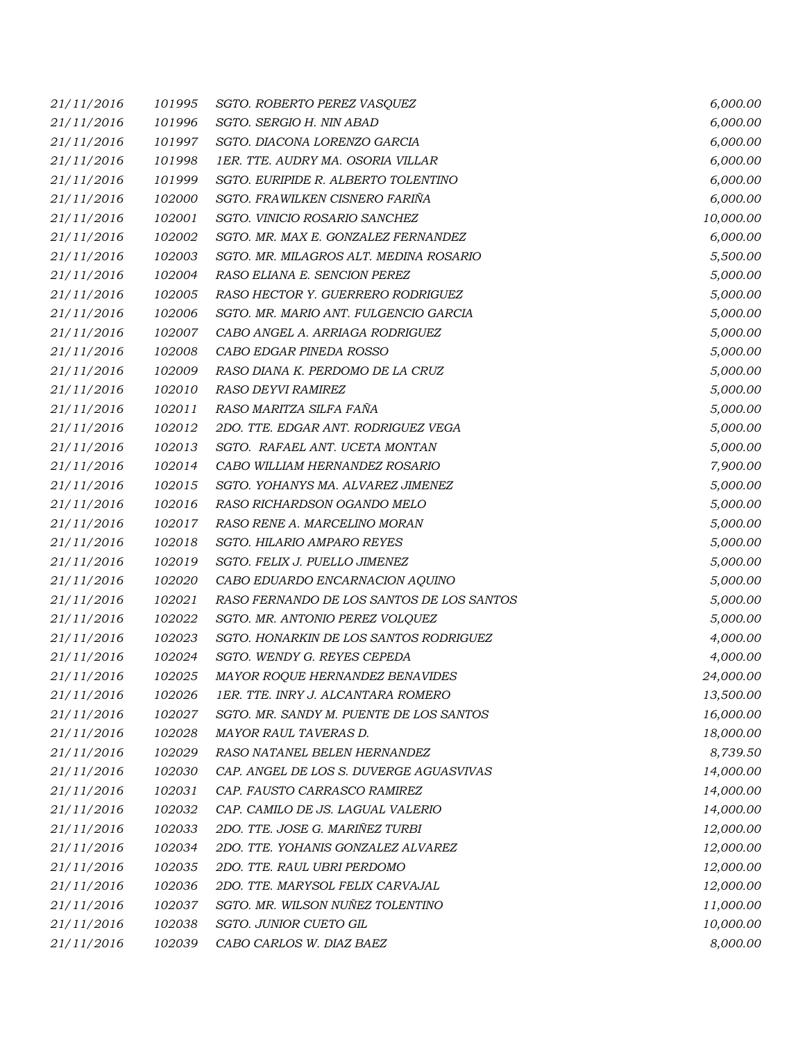| | | | |
|---|---|---|---|
| 21/11/2016 | 101995 | SGTO. ROBERTO PEREZ VASQUEZ | 6,000.00 |
| 21/11/2016 | 101996 | SGTO. SERGIO H. NIN ABAD | 6,000.00 |
| 21/11/2016 | 101997 | SGTO. DIACONA LORENZO GARCIA | 6,000.00 |
| 21/11/2016 | 101998 | 1ER. TTE. AUDRY MA. OSORIA VILLAR | 6,000.00 |
| 21/11/2016 | 101999 | SGTO. EURIPIDE R. ALBERTO TOLENTINO | 6,000.00 |
| 21/11/2016 | 102000 | SGTO. FRAWILKEN CISNERO FARIÑA | 6,000.00 |
| 21/11/2016 | 102001 | SGTO. VINICIO ROSARIO SANCHEZ | 10,000.00 |
| 21/11/2016 | 102002 | SGTO. MR. MAX E. GONZALEZ FERNANDEZ | 6,000.00 |
| 21/11/2016 | 102003 | SGTO. MR. MILAGROS ALT. MEDINA ROSARIO | 5,500.00 |
| 21/11/2016 | 102004 | RASO ELIANA E. SENCION PEREZ | 5,000.00 |
| 21/11/2016 | 102005 | RASO HECTOR Y. GUERRERO RODRIGUEZ | 5,000.00 |
| 21/11/2016 | 102006 | SGTO. MR. MARIO ANT. FULGENCIO GARCIA | 5,000.00 |
| 21/11/2016 | 102007 | CABO ANGEL A. ARRIAGA RODRIGUEZ | 5,000.00 |
| 21/11/2016 | 102008 | CABO EDGAR PINEDA ROSSO | 5,000.00 |
| 21/11/2016 | 102009 | RASO DIANA K. PERDOMO DE LA CRUZ | 5,000.00 |
| 21/11/2016 | 102010 | RASO DEYVI RAMIREZ | 5,000.00 |
| 21/11/2016 | 102011 | RASO MARITZA SILFA FAÑA | 5,000.00 |
| 21/11/2016 | 102012 | 2DO. TTE. EDGAR ANT. RODRIGUEZ VEGA | 5,000.00 |
| 21/11/2016 | 102013 | SGTO. RAFAEL ANT. UCETA MONTAN | 5,000.00 |
| 21/11/2016 | 102014 | CABO WILLIAM HERNANDEZ ROSARIO | 7,900.00 |
| 21/11/2016 | 102015 | SGTO. YOHANYS MA. ALVAREZ JIMENEZ | 5,000.00 |
| 21/11/2016 | 102016 | RASO RICHARDSON OGANDO MELO | 5,000.00 |
| 21/11/2016 | 102017 | RASO RENE A. MARCELINO MORAN | 5,000.00 |
| 21/11/2016 | 102018 | SGTO. HILARIO AMPARO REYES | 5,000.00 |
| 21/11/2016 | 102019 | SGTO. FELIX J. PUELLO JIMENEZ | 5,000.00 |
| 21/11/2016 | 102020 | CABO EDUARDO ENCARNACION AQUINO | 5,000.00 |
| 21/11/2016 | 102021 | RASO FERNANDO DE LOS SANTOS DE LOS SANTOS | 5,000.00 |
| 21/11/2016 | 102022 | SGTO. MR. ANTONIO PEREZ VOLQUEZ | 5,000.00 |
| 21/11/2016 | 102023 | SGTO. HONARKIN DE LOS SANTOS RODRIGUEZ | 4,000.00 |
| 21/11/2016 | 102024 | SGTO. WENDY G. REYES CEPEDA | 4,000.00 |
| 21/11/2016 | 102025 | MAYOR ROQUE HERNANDEZ BENAVIDES | 24,000.00 |
| 21/11/2016 | 102026 | 1ER. TTE. INRY J. ALCANTARA ROMERO | 13,500.00 |
| 21/11/2016 | 102027 | SGTO. MR. SANDY M. PUENTE DE LOS SANTOS | 16,000.00 |
| 21/11/2016 | 102028 | MAYOR RAUL TAVERAS D. | 18,000.00 |
| 21/11/2016 | 102029 | RASO NATANEL BELEN HERNANDEZ | 8,739.50 |
| 21/11/2016 | 102030 | CAP. ANGEL DE LOS S. DUVERGE AGUASVIVAS | 14,000.00 |
| 21/11/2016 | 102031 | CAP. FAUSTO CARRASCO RAMIREZ | 14,000.00 |
| 21/11/2016 | 102032 | CAP. CAMILO DE JS. LAGUAL VALERIO | 14,000.00 |
| 21/11/2016 | 102033 | 2DO. TTE. JOSE G. MARIÑEZ TURBI | 12,000.00 |
| 21/11/2016 | 102034 | 2DO. TTE. YOHANIS GONZALEZ ALVAREZ | 12,000.00 |
| 21/11/2016 | 102035 | 2DO. TTE. RAUL UBRI PERDOMO | 12,000.00 |
| 21/11/2016 | 102036 | 2DO. TTE. MARYSOL FELIX CARVAJAL | 12,000.00 |
| 21/11/2016 | 102037 | SGTO. MR. WILSON NUÑEZ TOLENTINO | 11,000.00 |
| 21/11/2016 | 102038 | SGTO. JUNIOR CUETO GIL | 10,000.00 |
| 21/11/2016 | 102039 | CABO CARLOS W. DIAZ BAEZ | 8,000.00 |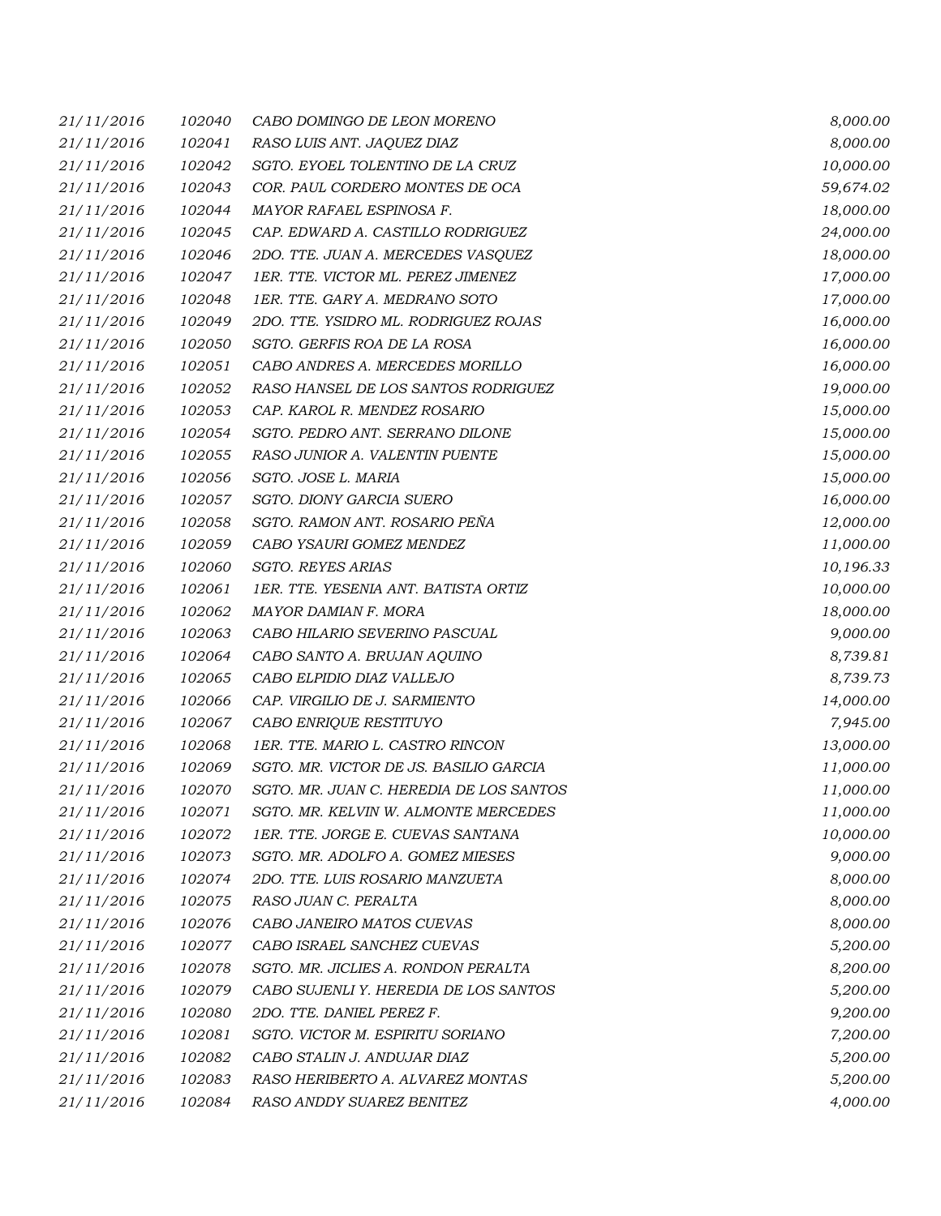| | | | |
|---|---|---|---|
| 21/11/2016 | 102040 | CABO DOMINGO DE LEON MORENO | 8,000.00 |
| 21/11/2016 | 102041 | RASO LUIS ANT. JAQUEZ DIAZ | 8,000.00 |
| 21/11/2016 | 102042 | SGTO. EYOEL TOLENTINO DE LA CRUZ | 10,000.00 |
| 21/11/2016 | 102043 | COR. PAUL CORDERO MONTES DE OCA | 59,674.02 |
| 21/11/2016 | 102044 | MAYOR RAFAEL ESPINOSA F. | 18,000.00 |
| 21/11/2016 | 102045 | CAP. EDWARD A. CASTILLO RODRIGUEZ | 24,000.00 |
| 21/11/2016 | 102046 | 2DO. TTE. JUAN A. MERCEDES VASQUEZ | 18,000.00 |
| 21/11/2016 | 102047 | 1ER. TTE. VICTOR ML. PEREZ JIMENEZ | 17,000.00 |
| 21/11/2016 | 102048 | 1ER. TTE. GARY A. MEDRANO SOTO | 17,000.00 |
| 21/11/2016 | 102049 | 2DO. TTE. YSIDRO ML. RODRIGUEZ ROJAS | 16,000.00 |
| 21/11/2016 | 102050 | SGTO. GERFIS ROA DE LA ROSA | 16,000.00 |
| 21/11/2016 | 102051 | CABO ANDRES A. MERCEDES MORILLO | 16,000.00 |
| 21/11/2016 | 102052 | RASO HANSEL DE LOS SANTOS RODRIGUEZ | 19,000.00 |
| 21/11/2016 | 102053 | CAP. KAROL R. MENDEZ ROSARIO | 15,000.00 |
| 21/11/2016 | 102054 | SGTO. PEDRO ANT. SERRANO DILONE | 15,000.00 |
| 21/11/2016 | 102055 | RASO JUNIOR A. VALENTIN PUENTE | 15,000.00 |
| 21/11/2016 | 102056 | SGTO. JOSE L. MARIA | 15,000.00 |
| 21/11/2016 | 102057 | SGTO. DIONY GARCIA SUERO | 16,000.00 |
| 21/11/2016 | 102058 | SGTO. RAMON ANT. ROSARIO PEÑA | 12,000.00 |
| 21/11/2016 | 102059 | CABO YSAURI GOMEZ MENDEZ | 11,000.00 |
| 21/11/2016 | 102060 | SGTO. REYES ARIAS | 10,196.33 |
| 21/11/2016 | 102061 | 1ER. TTE. YESENIA ANT. BATISTA ORTIZ | 10,000.00 |
| 21/11/2016 | 102062 | MAYOR DAMIAN F. MORA | 18,000.00 |
| 21/11/2016 | 102063 | CABO HILARIO SEVERINO PASCUAL | 9,000.00 |
| 21/11/2016 | 102064 | CABO SANTO A. BRUJAN AQUINO | 8,739.81 |
| 21/11/2016 | 102065 | CABO ELPIDIO DIAZ VALLEJO | 8,739.73 |
| 21/11/2016 | 102066 | CAP. VIRGILIO DE J. SARMIENTO | 14,000.00 |
| 21/11/2016 | 102067 | CABO ENRIQUE RESTITUYO | 7,945.00 |
| 21/11/2016 | 102068 | 1ER. TTE. MARIO L. CASTRO RINCON | 13,000.00 |
| 21/11/2016 | 102069 | SGTO. MR. VICTOR DE JS. BASILIO GARCIA | 11,000.00 |
| 21/11/2016 | 102070 | SGTO. MR. JUAN C. HEREDIA DE LOS SANTOS | 11,000.00 |
| 21/11/2016 | 102071 | SGTO. MR. KELVIN W. ALMONTE MERCEDES | 11,000.00 |
| 21/11/2016 | 102072 | 1ER. TTE. JORGE E. CUEVAS SANTANA | 10,000.00 |
| 21/11/2016 | 102073 | SGTO. MR. ADOLFO A. GOMEZ MIESES | 9,000.00 |
| 21/11/2016 | 102074 | 2DO. TTE. LUIS ROSARIO MANZUETA | 8,000.00 |
| 21/11/2016 | 102075 | RASO JUAN C. PERALTA | 8,000.00 |
| 21/11/2016 | 102076 | CABO JANEIRO MATOS CUEVAS | 8,000.00 |
| 21/11/2016 | 102077 | CABO ISRAEL SANCHEZ CUEVAS | 5,200.00 |
| 21/11/2016 | 102078 | SGTO. MR. JICLIES A. RONDON PERALTA | 8,200.00 |
| 21/11/2016 | 102079 | CABO SUJENLI Y. HEREDIA DE LOS SANTOS | 5,200.00 |
| 21/11/2016 | 102080 | 2DO. TTE. DANIEL PEREZ F. | 9,200.00 |
| 21/11/2016 | 102081 | SGTO. VICTOR M. ESPIRITU SORIANO | 7,200.00 |
| 21/11/2016 | 102082 | CABO STALIN J. ANDUJAR DIAZ | 5,200.00 |
| 21/11/2016 | 102083 | RASO HERIBERTO A. ALVAREZ MONTAS | 5,200.00 |
| 21/11/2016 | 102084 | RASO ANDDY SUAREZ BENITEZ | 4,000.00 |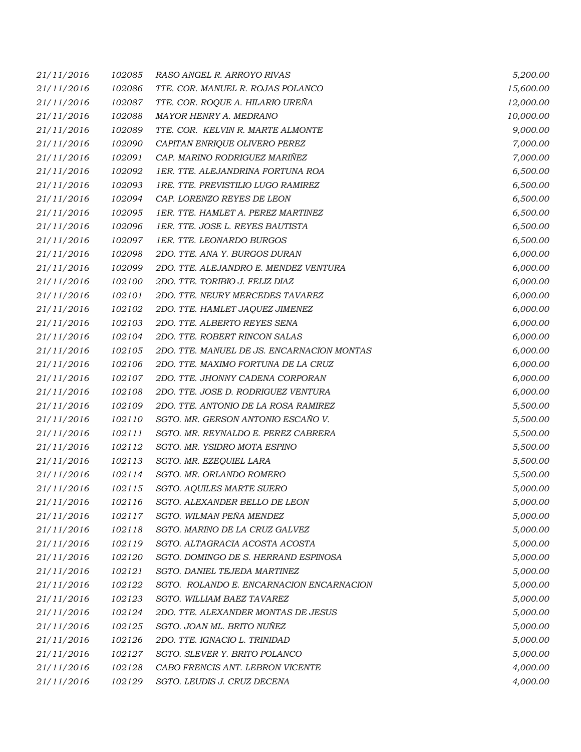| | | | |
|---|---|---|---|
| 21/11/2016 | 102085 | RASO ANGEL R. ARROYO RIVAS | 5,200.00 |
| 21/11/2016 | 102086 | TTE. COR. MANUEL R. ROJAS POLANCO | 15,600.00 |
| 21/11/2016 | 102087 | TTE. COR. ROQUE A. HILARIO UREÑA | 12,000.00 |
| 21/11/2016 | 102088 | MAYOR HENRY A. MEDRANO | 10,000.00 |
| 21/11/2016 | 102089 | TTE. COR. KELVIN R. MARTE ALMONTE | 9,000.00 |
| 21/11/2016 | 102090 | CAPITAN ENRIQUE OLIVERO PEREZ | 7,000.00 |
| 21/11/2016 | 102091 | CAP. MARINO RODRIGUEZ MARIÑEZ | 7,000.00 |
| 21/11/2016 | 102092 | 1ER. TTE. ALEJANDRINA FORTUNA ROA | 6,500.00 |
| 21/11/2016 | 102093 | 1RE. TTE. PREVISTILIO LUGO RAMIREZ | 6,500.00 |
| 21/11/2016 | 102094 | CAP. LORENZO REYES DE LEON | 6,500.00 |
| 21/11/2016 | 102095 | 1ER. TTE. HAMLET A. PEREZ MARTINEZ | 6,500.00 |
| 21/11/2016 | 102096 | 1ER. TTE. JOSE L. REYES BAUTISTA | 6,500.00 |
| 21/11/2016 | 102097 | 1ER. TTE. LEONARDO BURGOS | 6,500.00 |
| 21/11/2016 | 102098 | 2DO. TTE. ANA Y. BURGOS DURAN | 6,000.00 |
| 21/11/2016 | 102099 | 2DO. TTE. ALEJANDRO E. MENDEZ VENTURA | 6,000.00 |
| 21/11/2016 | 102100 | 2DO. TTE. TORIBIO J. FELIZ DIAZ | 6,000.00 |
| 21/11/2016 | 102101 | 2DO. TTE. NEURY MERCEDES TAVAREZ | 6,000.00 |
| 21/11/2016 | 102102 | 2DO. TTE. HAMLET JAQUEZ JIMENEZ | 6,000.00 |
| 21/11/2016 | 102103 | 2DO. TTE. ALBERTO REYES SENA | 6,000.00 |
| 21/11/2016 | 102104 | 2DO. TTE. ROBERT RINCON SALAS | 6,000.00 |
| 21/11/2016 | 102105 | 2DO. TTE. MANUEL DE JS. ENCARNACION MONTAS | 6,000.00 |
| 21/11/2016 | 102106 | 2DO. TTE. MAXIMO FORTUNA DE LA CRUZ | 6,000.00 |
| 21/11/2016 | 102107 | 2DO. TTE. JHONNY CADENA CORPORAN | 6,000.00 |
| 21/11/2016 | 102108 | 2DO. TTE. JOSE D. RODRIGUEZ VENTURA | 6,000.00 |
| 21/11/2016 | 102109 | 2DO. TTE. ANTONIO DE LA ROSA RAMIREZ | 5,500.00 |
| 21/11/2016 | 102110 | SGTO. MR. GERSON ANTONIO ESCAÑO V. | 5,500.00 |
| 21/11/2016 | 102111 | SGTO. MR. REYNALDO E. PEREZ CABRERA | 5,500.00 |
| 21/11/2016 | 102112 | SGTO. MR. YSIDRO MOTA ESPINO | 5,500.00 |
| 21/11/2016 | 102113 | SGTO. MR. EZEQUIEL LARA | 5,500.00 |
| 21/11/2016 | 102114 | SGTO. MR. ORLANDO ROMERO | 5,500.00 |
| 21/11/2016 | 102115 | SGTO. AQUILES MARTE SUERO | 5,000.00 |
| 21/11/2016 | 102116 | SGTO. ALEXANDER BELLO DE LEON | 5,000.00 |
| 21/11/2016 | 102117 | SGTO. WILMAN PEÑA MENDEZ | 5,000.00 |
| 21/11/2016 | 102118 | SGTO. MARINO DE LA CRUZ GALVEZ | 5,000.00 |
| 21/11/2016 | 102119 | SGTO. ALTAGRACIA ACOSTA ACOSTA | 5,000.00 |
| 21/11/2016 | 102120 | SGTO. DOMINGO DE S. HERRAND ESPINOSA | 5,000.00 |
| 21/11/2016 | 102121 | SGTO. DANIEL TEJEDA MARTINEZ | 5,000.00 |
| 21/11/2016 | 102122 | SGTO. ROLANDO E. ENCARNACION ENCARNACION | 5,000.00 |
| 21/11/2016 | 102123 | SGTO. WILLIAM BAEZ TAVAREZ | 5,000.00 |
| 21/11/2016 | 102124 | 2DO. TTE. ALEXANDER MONTAS DE JESUS | 5,000.00 |
| 21/11/2016 | 102125 | SGTO. JOAN ML. BRITO NUÑEZ | 5,000.00 |
| 21/11/2016 | 102126 | 2DO. TTE. IGNACIO L. TRINIDAD | 5,000.00 |
| 21/11/2016 | 102127 | SGTO. SLEVER Y. BRITO POLANCO | 5,000.00 |
| 21/11/2016 | 102128 | CABO FRENCIS ANT. LEBRON VICENTE | 4,000.00 |
| 21/11/2016 | 102129 | SGTO. LEUDIS J. CRUZ DECENA | 4,000.00 |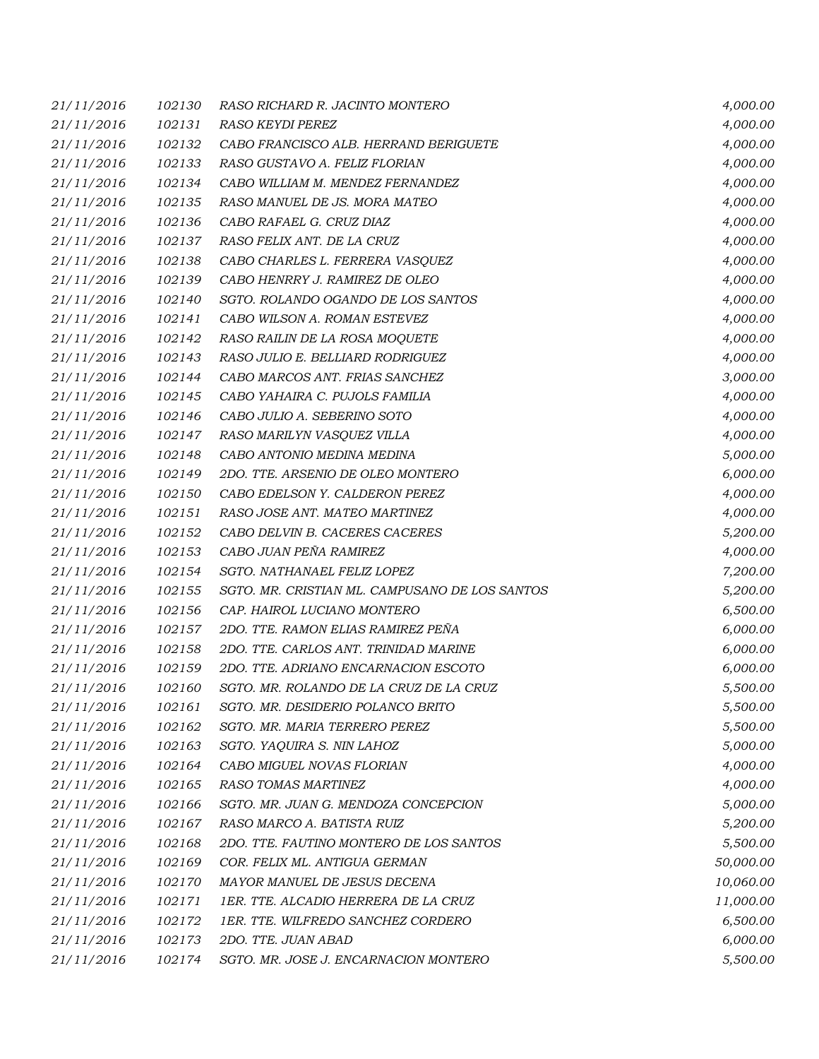| | | | |
|---|---|---|---|
| 21/11/2016 | 102130 | RASO RICHARD R. JACINTO MONTERO | 4,000.00 |
| 21/11/2016 | 102131 | RASO KEYDI PEREZ | 4,000.00 |
| 21/11/2016 | 102132 | CABO FRANCISCO ALB. HERRAND BERIGUETE | 4,000.00 |
| 21/11/2016 | 102133 | RASO GUSTAVO A. FELIZ FLORIAN | 4,000.00 |
| 21/11/2016 | 102134 | CABO WILLIAM M. MENDEZ FERNANDEZ | 4,000.00 |
| 21/11/2016 | 102135 | RASO MANUEL DE JS. MORA MATEO | 4,000.00 |
| 21/11/2016 | 102136 | CABO RAFAEL G. CRUZ DIAZ | 4,000.00 |
| 21/11/2016 | 102137 | RASO FELIX ANT. DE LA CRUZ | 4,000.00 |
| 21/11/2016 | 102138 | CABO CHARLES L. FERRERA VASQUEZ | 4,000.00 |
| 21/11/2016 | 102139 | CABO HENRRY J. RAMIREZ DE OLEO | 4,000.00 |
| 21/11/2016 | 102140 | SGTO. ROLANDO OGANDO DE LOS SANTOS | 4,000.00 |
| 21/11/2016 | 102141 | CABO WILSON A. ROMAN ESTEVEZ | 4,000.00 |
| 21/11/2016 | 102142 | RASO RAILIN DE LA ROSA MOQUETE | 4,000.00 |
| 21/11/2016 | 102143 | RASO JULIO E. BELLIARD RODRIGUEZ | 4,000.00 |
| 21/11/2016 | 102144 | CABO MARCOS ANT. FRIAS SANCHEZ | 3,000.00 |
| 21/11/2016 | 102145 | CABO YAHAIRA C. PUJOLS FAMILIA | 4,000.00 |
| 21/11/2016 | 102146 | CABO JULIO A. SEBERINO SOTO | 4,000.00 |
| 21/11/2016 | 102147 | RASO MARILYN VASQUEZ VILLA | 4,000.00 |
| 21/11/2016 | 102148 | CABO ANTONIO MEDINA MEDINA | 5,000.00 |
| 21/11/2016 | 102149 | 2DO. TTE. ARSENIO DE OLEO MONTERO | 6,000.00 |
| 21/11/2016 | 102150 | CABO EDELSON Y. CALDERON PEREZ | 4,000.00 |
| 21/11/2016 | 102151 | RASO JOSE ANT. MATEO MARTINEZ | 4,000.00 |
| 21/11/2016 | 102152 | CABO DELVIN B. CACERES CACERES | 5,200.00 |
| 21/11/2016 | 102153 | CABO JUAN PEÑA RAMIREZ | 4,000.00 |
| 21/11/2016 | 102154 | SGTO. NATHANAEL FELIZ LOPEZ | 7,200.00 |
| 21/11/2016 | 102155 | SGTO. MR. CRISTIAN ML. CAMPUSANO DE LOS SANTOS | 5,200.00 |
| 21/11/2016 | 102156 | CAP. HAIROL LUCIANO MONTERO | 6,500.00 |
| 21/11/2016 | 102157 | 2DO. TTE. RAMON ELIAS RAMIREZ PEÑA | 6,000.00 |
| 21/11/2016 | 102158 | 2DO. TTE. CARLOS ANT. TRINIDAD MARINE | 6,000.00 |
| 21/11/2016 | 102159 | 2DO. TTE. ADRIANO ENCARNACION ESCOTO | 6,000.00 |
| 21/11/2016 | 102160 | SGTO. MR. ROLANDO DE LA CRUZ DE LA CRUZ | 5,500.00 |
| 21/11/2016 | 102161 | SGTO. MR. DESIDERIO POLANCO BRITO | 5,500.00 |
| 21/11/2016 | 102162 | SGTO. MR. MARIA TERRERO PEREZ | 5,500.00 |
| 21/11/2016 | 102163 | SGTO. YAQUIRA S. NIN LAHOZ | 5,000.00 |
| 21/11/2016 | 102164 | CABO MIGUEL NOVAS FLORIAN | 4,000.00 |
| 21/11/2016 | 102165 | RASO TOMAS MARTINEZ | 4,000.00 |
| 21/11/2016 | 102166 | SGTO. MR. JUAN G. MENDOZA CONCEPCION | 5,000.00 |
| 21/11/2016 | 102167 | RASO MARCO A. BATISTA RUIZ | 5,200.00 |
| 21/11/2016 | 102168 | 2DO. TTE. FAUTINO MONTERO DE LOS SANTOS | 5,500.00 |
| 21/11/2016 | 102169 | COR. FELIX ML. ANTIGUA GERMAN | 50,000.00 |
| 21/11/2016 | 102170 | MAYOR MANUEL DE JESUS DECENA | 10,060.00 |
| 21/11/2016 | 102171 | 1ER. TTE. ALCADIO HERRERA DE LA CRUZ | 11,000.00 |
| 21/11/2016 | 102172 | 1ER. TTE. WILFREDO SANCHEZ CORDERO | 6,500.00 |
| 21/11/2016 | 102173 | 2DO. TTE. JUAN ABAD | 6,000.00 |
| 21/11/2016 | 102174 | SGTO. MR. JOSE J. ENCARNACION MONTERO | 5,500.00 |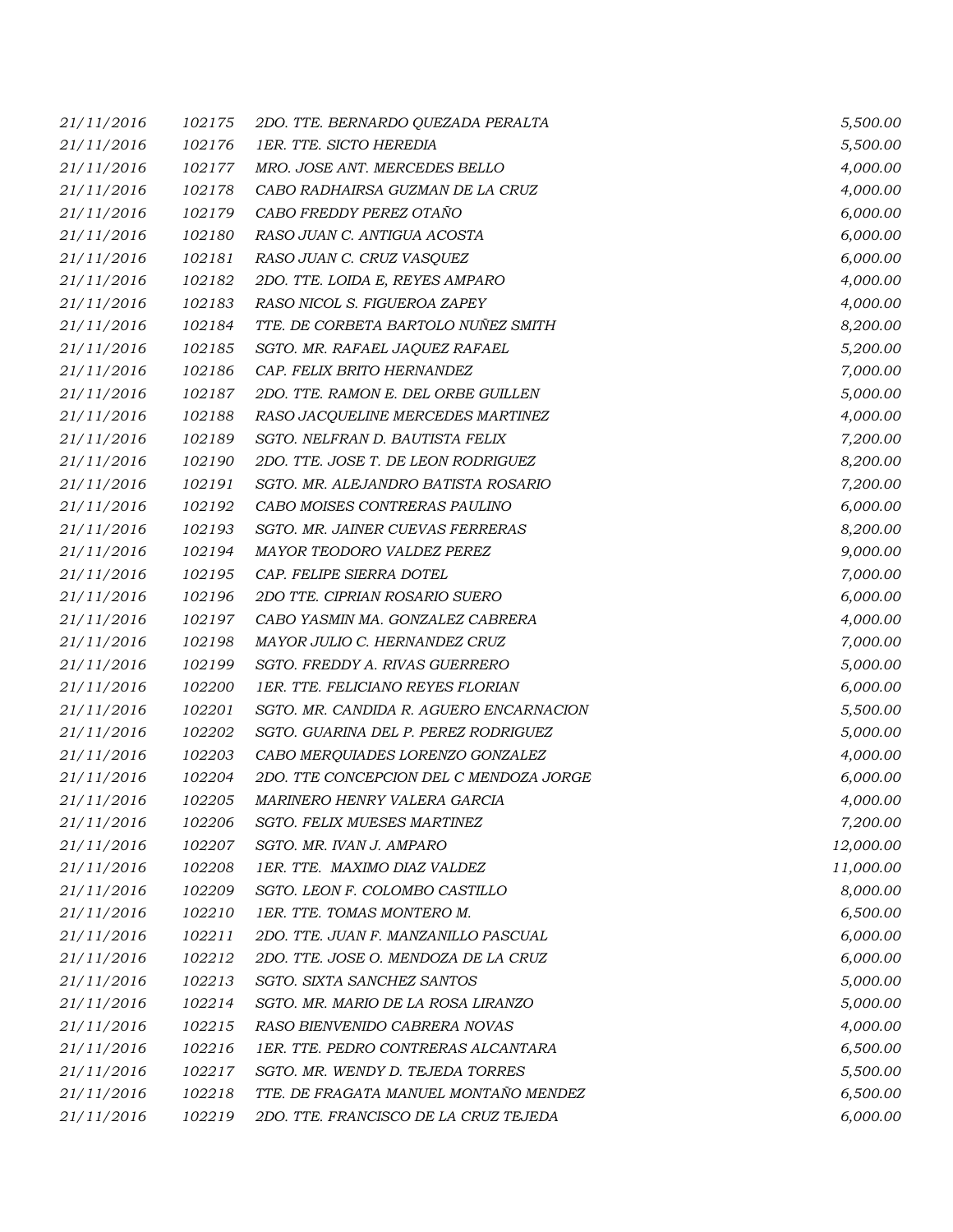| | | | |
|---|---|---|---|
| 21/11/2016 | 102175 | 2DO. TTE. BERNARDO QUEZADA PERALTA | 5,500.00 |
| 21/11/2016 | 102176 | 1ER. TTE. SICTO HEREDIA | 5,500.00 |
| 21/11/2016 | 102177 | MRO. JOSE ANT. MERCEDES BELLO | 4,000.00 |
| 21/11/2016 | 102178 | CABO RADHAIRSA GUZMAN DE LA CRUZ | 4,000.00 |
| 21/11/2016 | 102179 | CABO FREDDY PEREZ OTAÑO | 6,000.00 |
| 21/11/2016 | 102180 | RASO JUAN C. ANTIGUA ACOSTA | 6,000.00 |
| 21/11/2016 | 102181 | RASO JUAN C. CRUZ VASQUEZ | 6,000.00 |
| 21/11/2016 | 102182 | 2DO. TTE. LOIDA E, REYES AMPARO | 4,000.00 |
| 21/11/2016 | 102183 | RASO NICOL S. FIGUEROA ZAPEY | 4,000.00 |
| 21/11/2016 | 102184 | TTE. DE CORBETA BARTOLO NUÑEZ SMITH | 8,200.00 |
| 21/11/2016 | 102185 | SGTO. MR. RAFAEL JAQUEZ RAFAEL | 5,200.00 |
| 21/11/2016 | 102186 | CAP. FELIX BRITO HERNANDEZ | 7,000.00 |
| 21/11/2016 | 102187 | 2DO. TTE. RAMON E. DEL ORBE GUILLEN | 5,000.00 |
| 21/11/2016 | 102188 | RASO JACQUELINE MERCEDES MARTINEZ | 4,000.00 |
| 21/11/2016 | 102189 | SGTO. NELFRAN D. BAUTISTA FELIX | 7,200.00 |
| 21/11/2016 | 102190 | 2DO. TTE. JOSE T. DE LEON RODRIGUEZ | 8,200.00 |
| 21/11/2016 | 102191 | SGTO. MR. ALEJANDRO BATISTA ROSARIO | 7,200.00 |
| 21/11/2016 | 102192 | CABO MOISES CONTRERAS PAULINO | 6,000.00 |
| 21/11/2016 | 102193 | SGTO. MR. JAINER CUEVAS FERRERAS | 8,200.00 |
| 21/11/2016 | 102194 | MAYOR TEODORO VALDEZ PEREZ | 9,000.00 |
| 21/11/2016 | 102195 | CAP. FELIPE SIERRA DOTEL | 7,000.00 |
| 21/11/2016 | 102196 | 2DO TTE. CIPRIAN ROSARIO SUERO | 6,000.00 |
| 21/11/2016 | 102197 | CABO YASMIN MA. GONZALEZ CABRERA | 4,000.00 |
| 21/11/2016 | 102198 | MAYOR JULIO C. HERNANDEZ CRUZ | 7,000.00 |
| 21/11/2016 | 102199 | SGTO. FREDDY A. RIVAS GUERRERO | 5,000.00 |
| 21/11/2016 | 102200 | 1ER. TTE. FELICIANO REYES FLORIAN | 6,000.00 |
| 21/11/2016 | 102201 | SGTO. MR. CANDIDA R. AGUERO ENCARNACION | 5,500.00 |
| 21/11/2016 | 102202 | SGTO. GUARINA DEL P. PEREZ RODRIGUEZ | 5,000.00 |
| 21/11/2016 | 102203 | CABO MERQUIADES LORENZO GONZALEZ | 4,000.00 |
| 21/11/2016 | 102204 | 2DO. TTE CONCEPCION DEL C MENDOZA JORGE | 6,000.00 |
| 21/11/2016 | 102205 | MARINERO HENRY VALERA GARCIA | 4,000.00 |
| 21/11/2016 | 102206 | SGTO. FELIX MUESES MARTINEZ | 7,200.00 |
| 21/11/2016 | 102207 | SGTO. MR. IVAN J. AMPARO | 12,000.00 |
| 21/11/2016 | 102208 | 1ER. TTE. MAXIMO DIAZ VALDEZ | 11,000.00 |
| 21/11/2016 | 102209 | SGTO. LEON F. COLOMBO CASTILLO | 8,000.00 |
| 21/11/2016 | 102210 | 1ER. TTE. TOMAS MONTERO M. | 6,500.00 |
| 21/11/2016 | 102211 | 2DO. TTE. JUAN F. MANZANILLO PASCUAL | 6,000.00 |
| 21/11/2016 | 102212 | 2DO. TTE. JOSE O. MENDOZA DE LA CRUZ | 6,000.00 |
| 21/11/2016 | 102213 | SGTO. SIXTA SANCHEZ SANTOS | 5,000.00 |
| 21/11/2016 | 102214 | SGTO. MR. MARIO DE LA ROSA LIRANZO | 5,000.00 |
| 21/11/2016 | 102215 | RASO BIENVENIDO CABRERA NOVAS | 4,000.00 |
| 21/11/2016 | 102216 | 1ER. TTE. PEDRO CONTRERAS ALCANTARA | 6,500.00 |
| 21/11/2016 | 102217 | SGTO. MR. WENDY D. TEJEDA TORRES | 5,500.00 |
| 21/11/2016 | 102218 | TTE. DE FRAGATA MANUEL MONTAÑO MENDEZ | 6,500.00 |
| 21/11/2016 | 102219 | 2DO. TTE. FRANCISCO DE LA CRUZ TEJEDA | 6,000.00 |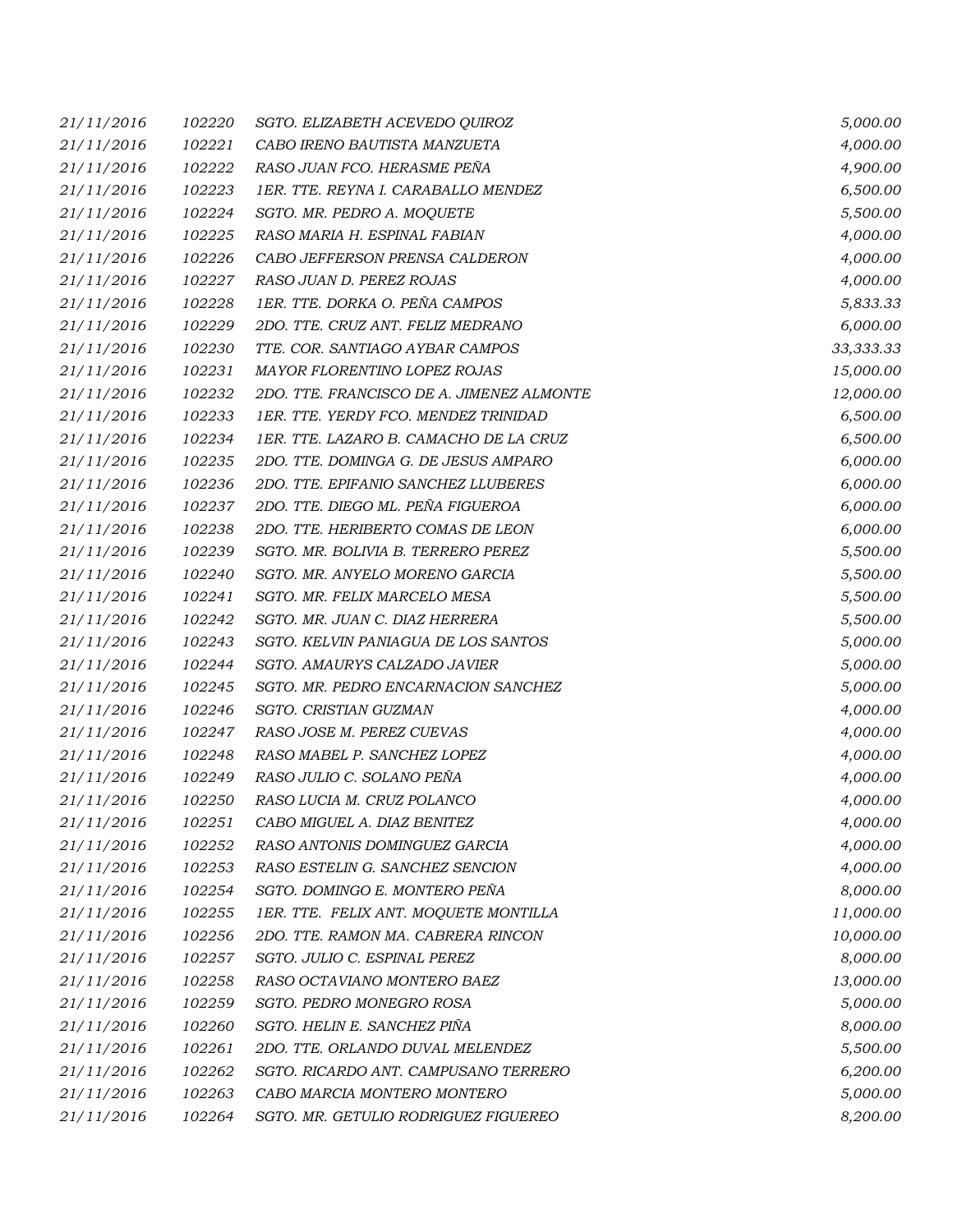| | | | |
|---|---|---|---|
| *21/11/2016* | *102220* | *SGTO. ELIZABETH ACEVEDO QUIROZ* | *5,000.00* |
| *21/11/2016* | *102221* | *CABO IRENO BAUTISTA MANZUETA* | *4,000.00* |
| *21/11/2016* | *102222* | *RASO JUAN FCO. HERASME PEÑA* | *4,900.00* |
| *21/11/2016* | *102223* | *1ER. TTE. REYNA I. CARABALLO MENDEZ* | *6,500.00* |
| *21/11/2016* | *102224* | *SGTO. MR. PEDRO A. MOQUETE* | *5,500.00* |
| *21/11/2016* | *102225* | *RASO MARIA H. ESPINAL FABIAN* | *4,000.00* |
| *21/11/2016* | *102226* | *CABO JEFFERSON PRENSA CALDERON* | *4,000.00* |
| *21/11/2016* | *102227* | *RASO JUAN D. PEREZ ROJAS* | *4,000.00* |
| *21/11/2016* | *102228* | *1ER. TTE. DORKA O. PEÑA CAMPOS* | *5,833.33* |
| *21/11/2016* | *102229* | *2DO. TTE. CRUZ ANT. FELIZ MEDRANO* | *6,000.00* |
| *21/11/2016* | *102230* | *TTE. COR. SANTIAGO AYBAR CAMPOS* | *33,333.33* |
| *21/11/2016* | *102231* | *MAYOR FLORENTINO LOPEZ ROJAS* | *15,000.00* |
| *21/11/2016* | *102232* | *2DO. TTE. FRANCISCO DE A. JIMENEZ ALMONTE* | *12,000.00* |
| *21/11/2016* | *102233* | *1ER. TTE. YERDY FCO. MENDEZ TRINIDAD* | *6,500.00* |
| *21/11/2016* | *102234* | *1ER. TTE. LAZARO B. CAMACHO DE LA CRUZ* | *6,500.00* |
| *21/11/2016* | *102235* | *2DO. TTE. DOMINGA G. DE JESUS AMPARO* | *6,000.00* |
| *21/11/2016* | *102236* | *2DO. TTE. EPIFANIO SANCHEZ LLUBERES* | *6,000.00* |
| *21/11/2016* | *102237* | *2DO. TTE. DIEGO ML. PEÑA FIGUEROA* | *6,000.00* |
| *21/11/2016* | *102238* | *2DO. TTE. HERIBERTO COMAS DE LEON* | *6,000.00* |
| *21/11/2016* | *102239* | *SGTO. MR. BOLIVIA B. TERRERO PEREZ* | *5,500.00* |
| *21/11/2016* | *102240* | *SGTO. MR. ANYELO MORENO GARCIA* | *5,500.00* |
| *21/11/2016* | *102241* | *SGTO. MR. FELIX MARCELO MESA* | *5,500.00* |
| *21/11/2016* | *102242* | *SGTO. MR. JUAN C. DIAZ HERRERA* | *5,500.00* |
| *21/11/2016* | *102243* | *SGTO. KELVIN PANIAGUA DE LOS SANTOS* | *5,000.00* |
| *21/11/2016* | *102244* | *SGTO. AMAURYS CALZADO JAVIER* | *5,000.00* |
| *21/11/2016* | *102245* | *SGTO. MR. PEDRO ENCARNACION SANCHEZ* | *5,000.00* |
| *21/11/2016* | *102246* | *SGTO. CRISTIAN GUZMAN* | *4,000.00* |
| *21/11/2016* | *102247* | *RASO JOSE M. PEREZ CUEVAS* | *4,000.00* |
| *21/11/2016* | *102248* | *RASO MABEL P. SANCHEZ LOPEZ* | *4,000.00* |
| *21/11/2016* | *102249* | *RASO JULIO C. SOLANO PEÑA* | *4,000.00* |
| *21/11/2016* | *102250* | *RASO LUCIA M. CRUZ POLANCO* | *4,000.00* |
| *21/11/2016* | *102251* | *CABO MIGUEL A. DIAZ BENITEZ* | *4,000.00* |
| *21/11/2016* | *102252* | *RASO ANTONIS DOMINGUEZ GARCIA* | *4,000.00* |
| *21/11/2016* | *102253* | *RASO ESTELIN G. SANCHEZ SENCION* | *4,000.00* |
| *21/11/2016* | *102254* | *SGTO. DOMINGO E. MONTERO PEÑA* | *8,000.00* |
| *21/11/2016* | *102255* | *1ER. TTE. FELIX ANT. MOQUETE MONTILLA* | *11,000.00* |
| *21/11/2016* | *102256* | *2DO. TTE. RAMON MA. CABRERA RINCON* | *10,000.00* |
| *21/11/2016* | *102257* | *SGTO. JULIO C. ESPINAL PEREZ* | *8,000.00* |
| *21/11/2016* | *102258* | *RASO OCTAVIANO MONTERO BAEZ* | *13,000.00* |
| *21/11/2016* | *102259* | *SGTO. PEDRO MONEGRO ROSA* | *5,000.00* |
| *21/11/2016* | *102260* | *SGTO. HELIN E. SANCHEZ PIÑA* | *8,000.00* |
| *21/11/2016* | *102261* | *2DO. TTE. ORLANDO DUVAL MELENDEZ* | *5,500.00* |
| *21/11/2016* | *102262* | *SGTO. RICARDO ANT. CAMPUSANO TERRERO* | *6,200.00* |
| *21/11/2016* | *102263* | *CABO MARCIA MONTERO MONTERO* | *5,000.00* |
| *21/11/2016* | *102264* | *SGTO. MR. GETULIO RODRIGUEZ FIGUEREO* | *8,200.00* |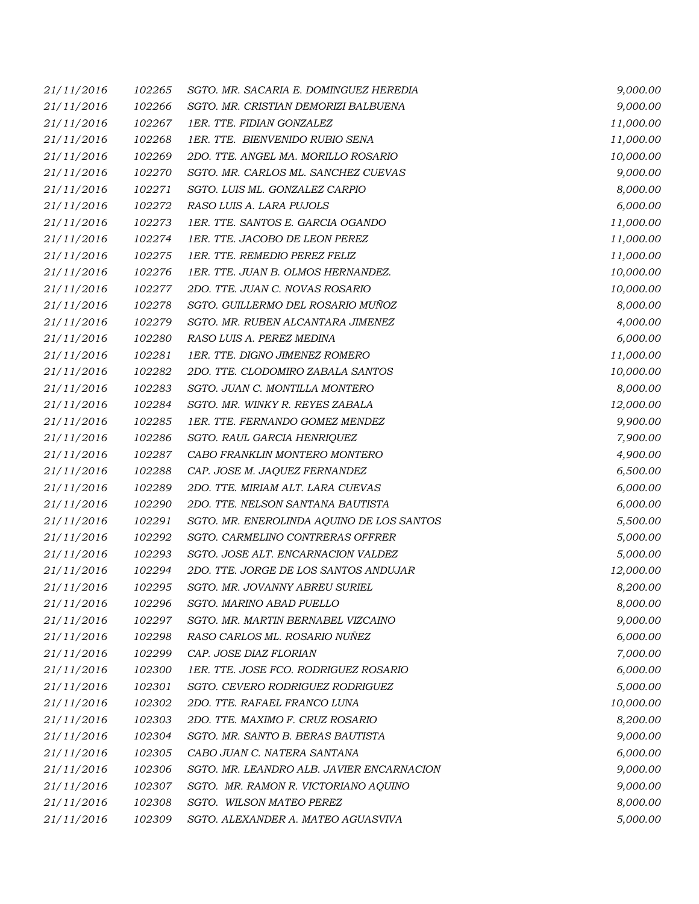| | | | |
|---|---|---|---|
| *21/11/2016* | *102265* | *SGTO. MR. SACARIA E. DOMINGUEZ HEREDIA* | *9,000.00* |
| *21/11/2016* | *102266* | *SGTO. MR. CRISTIAN DEMORIZI BALBUENA* | *9,000.00* |
| *21/11/2016* | *102267* | *1ER. TTE. FIDIAN GONZALEZ* | *11,000.00* |
| *21/11/2016* | *102268* | *1ER. TTE. BIENVENIDO RUBIO SENA* | *11,000.00* |
| *21/11/2016* | *102269* | *2DO. TTE. ANGEL MA. MORILLO ROSARIO* | *10,000.00* |
| *21/11/2016* | *102270* | *SGTO. MR. CARLOS ML. SANCHEZ CUEVAS* | *9,000.00* |
| *21/11/2016* | *102271* | *SGTO. LUIS ML. GONZALEZ CARPIO* | *8,000.00* |
| *21/11/2016* | *102272* | *RASO LUIS A. LARA PUJOLS* | *6,000.00* |
| *21/11/2016* | *102273* | *1ER. TTE. SANTOS E. GARCIA OGANDO* | *11,000.00* |
| *21/11/2016* | *102274* | *1ER. TTE. JACOBO DE LEON PEREZ* | *11,000.00* |
| *21/11/2016* | *102275* | *1ER. TTE. REMEDIO PEREZ FELIZ* | *11,000.00* |
| *21/11/2016* | *102276* | *1ER. TTE. JUAN B. OLMOS HERNANDEZ.* | *10,000.00* |
| *21/11/2016* | *102277* | *2DO. TTE. JUAN C. NOVAS ROSARIO* | *10,000.00* |
| *21/11/2016* | *102278* | *SGTO. GUILLERMO DEL ROSARIO MUÑOZ* | *8,000.00* |
| *21/11/2016* | *102279* | *SGTO. MR. RUBEN ALCANTARA JIMENEZ* | *4,000.00* |
| *21/11/2016* | *102280* | *RASO LUIS A. PEREZ MEDINA* | *6,000.00* |
| *21/11/2016* | *102281* | *1ER. TTE. DIGNO JIMENEZ ROMERO* | *11,000.00* |
| *21/11/2016* | *102282* | *2DO. TTE. CLODOMIRO ZABALA SANTOS* | *10,000.00* |
| *21/11/2016* | *102283* | *SGTO. JUAN C. MONTILLA MONTERO* | *8,000.00* |
| *21/11/2016* | *102284* | *SGTO. MR. WINKY R. REYES ZABALA* | *12,000.00* |
| *21/11/2016* | *102285* | *1ER. TTE. FERNANDO GOMEZ MENDEZ* | *9,900.00* |
| *21/11/2016* | *102286* | *SGTO. RAUL GARCIA HENRIQUEZ* | *7,900.00* |
| *21/11/2016* | *102287* | *CABO FRANKLIN MONTERO MONTERO* | *4,900.00* |
| *21/11/2016* | *102288* | *CAP. JOSE M. JAQUEZ FERNANDEZ* | *6,500.00* |
| *21/11/2016* | *102289* | *2DO. TTE. MIRIAM ALT. LARA CUEVAS* | *6,000.00* |
| *21/11/2016* | *102290* | *2DO. TTE. NELSON SANTANA BAUTISTA* | *6,000.00* |
| *21/11/2016* | *102291* | *SGTO. MR. ENEROLINDA AQUINO DE LOS SANTOS* | *5,500.00* |
| *21/11/2016* | *102292* | *SGTO. CARMELINO CONTRERAS OFFRER* | *5,000.00* |
| *21/11/2016* | *102293* | *SGTO. JOSE ALT. ENCARNACION VALDEZ* | *5,000.00* |
| *21/11/2016* | *102294* | *2DO. TTE. JORGE DE LOS SANTOS ANDUJAR* | *12,000.00* |
| *21/11/2016* | *102295* | *SGTO. MR. JOVANNY ABREU SURIEL* | *8,200.00* |
| *21/11/2016* | *102296* | *SGTO. MARINO ABAD PUELLO* | *8,000.00* |
| *21/11/2016* | *102297* | *SGTO. MR. MARTIN BERNABEL VIZCAINO* | *9,000.00* |
| *21/11/2016* | *102298* | *RASO CARLOS ML. ROSARIO NUÑEZ* | *6,000.00* |
| *21/11/2016* | *102299* | *CAP. JOSE DIAZ FLORIAN* | *7,000.00* |
| *21/11/2016* | *102300* | *1ER. TTE. JOSE FCO. RODRIGUEZ ROSARIO* | *6,000.00* |
| *21/11/2016* | *102301* | *SGTO. CEVERO RODRIGUEZ RODRIGUEZ* | *5,000.00* |
| *21/11/2016* | *102302* | *2DO. TTE. RAFAEL FRANCO LUNA* | *10,000.00* |
| *21/11/2016* | *102303* | *2DO. TTE. MAXIMO F. CRUZ ROSARIO* | *8,200.00* |
| *21/11/2016* | *102304* | *SGTO. MR. SANTO B. BERAS BAUTISTA* | *9,000.00* |
| *21/11/2016* | *102305* | *CABO JUAN C. NATERA SANTANA* | *6,000.00* |
| *21/11/2016* | *102306* | *SGTO. MR. LEANDRO ALB. JAVIER ENCARNACION* | *9,000.00* |
| *21/11/2016* | *102307* | *SGTO. MR. RAMON R. VICTORIANO AQUINO* | *9,000.00* |
| *21/11/2016* | *102308* | *SGTO. WILSON MATEO PEREZ* | *8,000.00* |
| *21/11/2016* | *102309* | *SGTO. ALEXANDER A. MATEO AGUASVIVA* | *5,000.00* |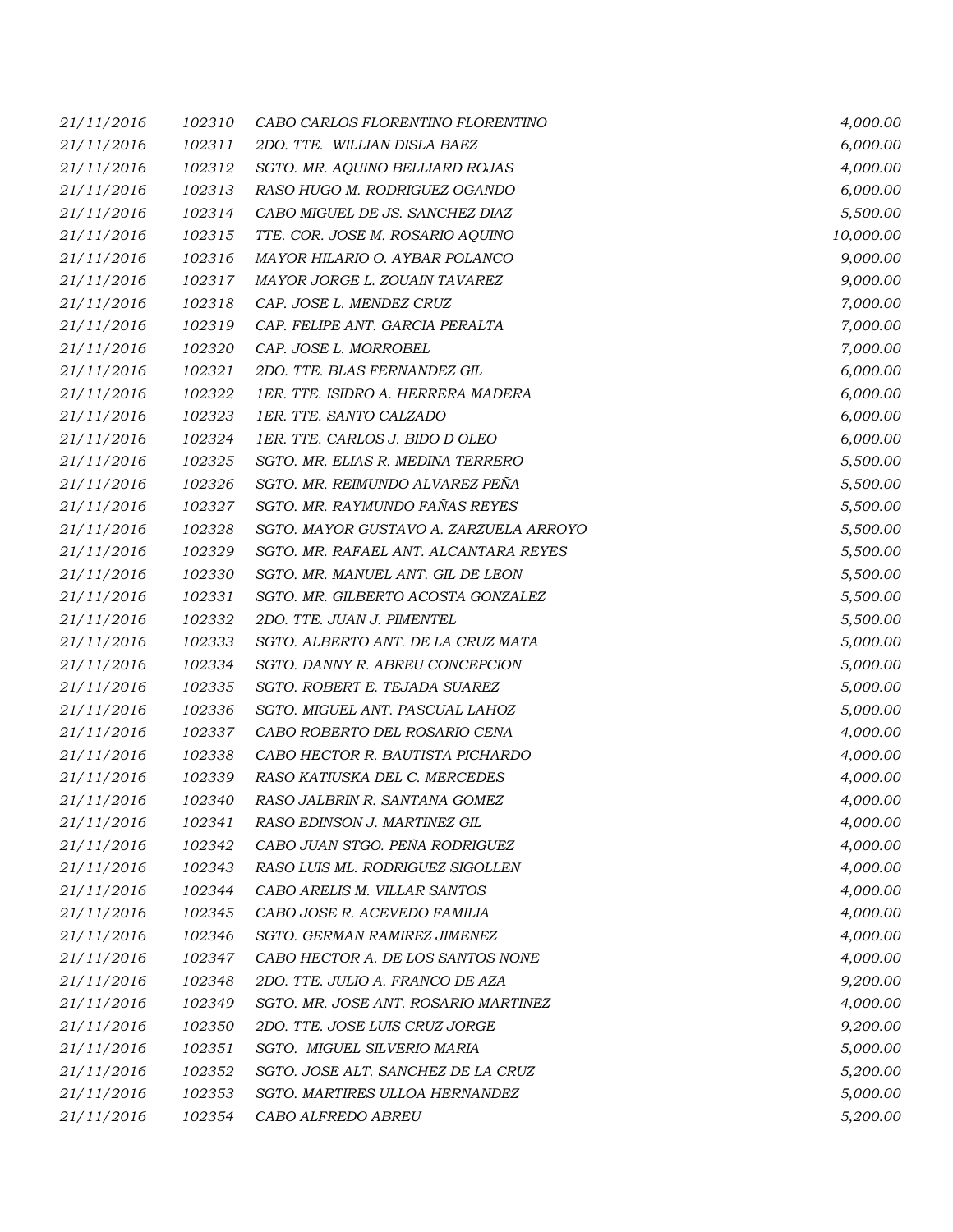| | | | |
|---|---|---|---|
| 21/11/2016 | 102310 | CABO CARLOS FLORENTINO FLORENTINO | 4,000.00 |
| 21/11/2016 | 102311 | 2DO. TTE. WILLIAN DISLA BAEZ | 6,000.00 |
| 21/11/2016 | 102312 | SGTO. MR. AQUINO BELLIARD ROJAS | 4,000.00 |
| 21/11/2016 | 102313 | RASO HUGO M. RODRIGUEZ OGANDO | 6,000.00 |
| 21/11/2016 | 102314 | CABO MIGUEL DE JS. SANCHEZ DIAZ | 5,500.00 |
| 21/11/2016 | 102315 | TTE. COR. JOSE M. ROSARIO AQUINO | 10,000.00 |
| 21/11/2016 | 102316 | MAYOR HILARIO O. AYBAR POLANCO | 9,000.00 |
| 21/11/2016 | 102317 | MAYOR JORGE L. ZOUAIN TAVAREZ | 9,000.00 |
| 21/11/2016 | 102318 | CAP. JOSE L. MENDEZ CRUZ | 7,000.00 |
| 21/11/2016 | 102319 | CAP. FELIPE ANT. GARCIA PERALTA | 7,000.00 |
| 21/11/2016 | 102320 | CAP. JOSE L. MORROBEL | 7,000.00 |
| 21/11/2016 | 102321 | 2DO. TTE. BLAS FERNANDEZ GIL | 6,000.00 |
| 21/11/2016 | 102322 | 1ER. TTE. ISIDRO A. HERRERA MADERA | 6,000.00 |
| 21/11/2016 | 102323 | 1ER. TTE. SANTO CALZADO | 6,000.00 |
| 21/11/2016 | 102324 | 1ER. TTE. CARLOS J. BIDO D OLEO | 6,000.00 |
| 21/11/2016 | 102325 | SGTO. MR. ELIAS R. MEDINA TERRERO | 5,500.00 |
| 21/11/2016 | 102326 | SGTO. MR. REIMUNDO ALVAREZ PEÑA | 5,500.00 |
| 21/11/2016 | 102327 | SGTO. MR. RAYMUNDO FAÑAS REYES | 5,500.00 |
| 21/11/2016 | 102328 | SGTO. MAYOR GUSTAVO A. ZARZUELA ARROYO | 5,500.00 |
| 21/11/2016 | 102329 | SGTO. MR. RAFAEL ANT. ALCANTARA REYES | 5,500.00 |
| 21/11/2016 | 102330 | SGTO. MR. MANUEL ANT. GIL DE LEON | 5,500.00 |
| 21/11/2016 | 102331 | SGTO. MR. GILBERTO ACOSTA GONZALEZ | 5,500.00 |
| 21/11/2016 | 102332 | 2DO. TTE. JUAN J. PIMENTEL | 5,500.00 |
| 21/11/2016 | 102333 | SGTO. ALBERTO ANT. DE LA CRUZ MATA | 5,000.00 |
| 21/11/2016 | 102334 | SGTO. DANNY R. ABREU CONCEPCION | 5,000.00 |
| 21/11/2016 | 102335 | SGTO. ROBERT E. TEJADA SUAREZ | 5,000.00 |
| 21/11/2016 | 102336 | SGTO. MIGUEL ANT. PASCUAL LAHOZ | 5,000.00 |
| 21/11/2016 | 102337 | CABO ROBERTO DEL ROSARIO CENA | 4,000.00 |
| 21/11/2016 | 102338 | CABO HECTOR R. BAUTISTA PICHARDO | 4,000.00 |
| 21/11/2016 | 102339 | RASO KATIUSKA DEL C. MERCEDES | 4,000.00 |
| 21/11/2016 | 102340 | RASO JALBRIN R. SANTANA GOMEZ | 4,000.00 |
| 21/11/2016 | 102341 | RASO EDINSON J. MARTINEZ GIL | 4,000.00 |
| 21/11/2016 | 102342 | CABO JUAN STGO. PEÑA RODRIGUEZ | 4,000.00 |
| 21/11/2016 | 102343 | RASO LUIS ML. RODRIGUEZ SIGOLLEN | 4,000.00 |
| 21/11/2016 | 102344 | CABO ARELIS M. VILLAR SANTOS | 4,000.00 |
| 21/11/2016 | 102345 | CABO JOSE R. ACEVEDO FAMILIA | 4,000.00 |
| 21/11/2016 | 102346 | SGTO. GERMAN RAMIREZ JIMENEZ | 4,000.00 |
| 21/11/2016 | 102347 | CABO HECTOR A. DE LOS SANTOS NONE | 4,000.00 |
| 21/11/2016 | 102348 | 2DO. TTE. JULIO A. FRANCO DE AZA | 9,200.00 |
| 21/11/2016 | 102349 | SGTO. MR. JOSE ANT. ROSARIO MARTINEZ | 4,000.00 |
| 21/11/2016 | 102350 | 2DO. TTE. JOSE LUIS CRUZ JORGE | 9,200.00 |
| 21/11/2016 | 102351 | SGTO. MIGUEL SILVERIO MARIA | 5,000.00 |
| 21/11/2016 | 102352 | SGTO. JOSE ALT. SANCHEZ DE LA CRUZ | 5,200.00 |
| 21/11/2016 | 102353 | SGTO. MARTIRES ULLOA HERNANDEZ | 5,000.00 |
| 21/11/2016 | 102354 | CABO ALFREDO ABREU | 5,200.00 |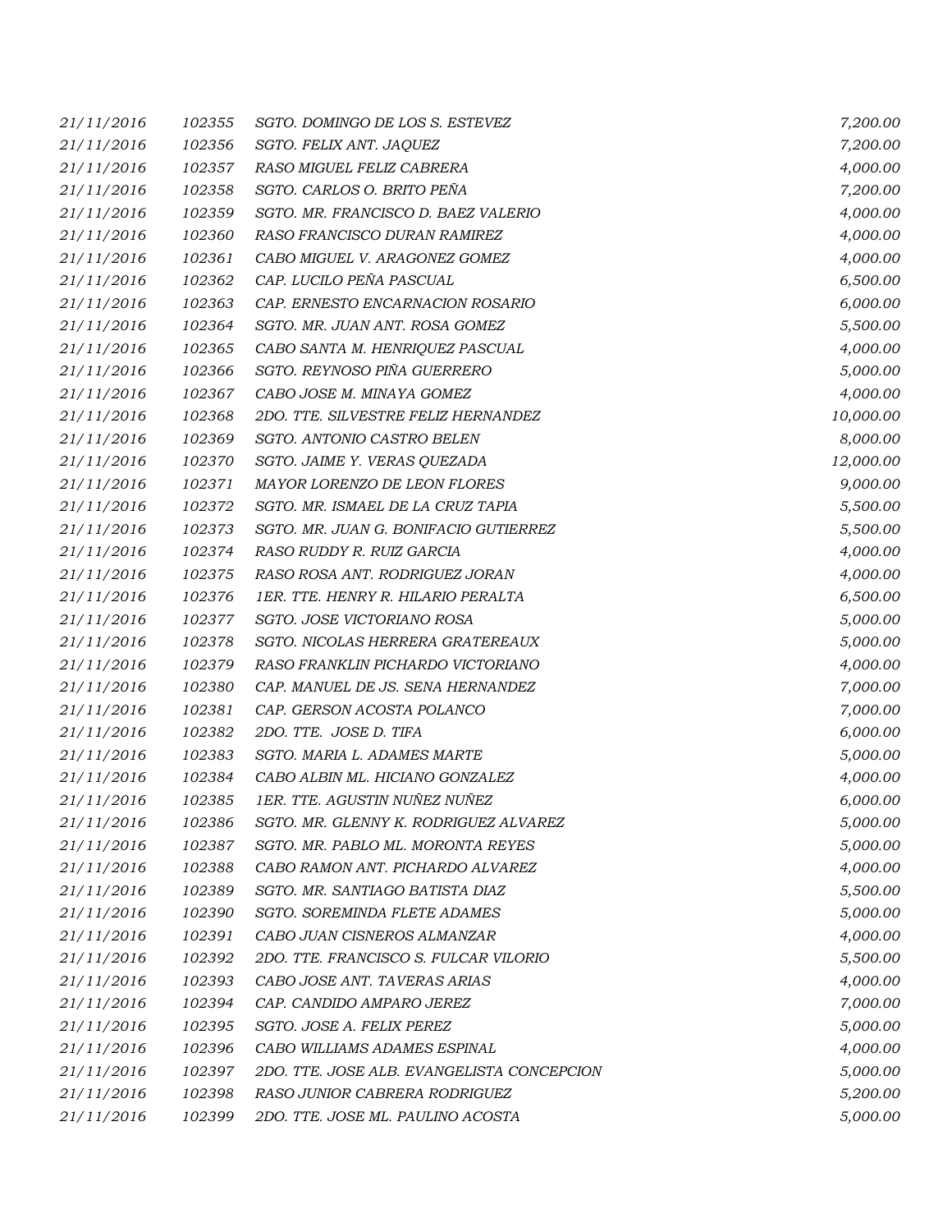| | | | |
|---|---|---|---|
| 21/11/2016 | 102355 | SGTO. DOMINGO DE LOS S. ESTEVEZ | 7,200.00 |
| 21/11/2016 | 102356 | SGTO. FELIX ANT. JAQUEZ | 7,200.00 |
| 21/11/2016 | 102357 | RASO MIGUEL FELIZ CABRERA | 4,000.00 |
| 21/11/2016 | 102358 | SGTO. CARLOS O. BRITO PEÑA | 7,200.00 |
| 21/11/2016 | 102359 | SGTO. MR. FRANCISCO D. BAEZ VALERIO | 4,000.00 |
| 21/11/2016 | 102360 | RASO FRANCISCO DURAN RAMIREZ | 4,000.00 |
| 21/11/2016 | 102361 | CABO MIGUEL V. ARAGONEZ GOMEZ | 4,000.00 |
| 21/11/2016 | 102362 | CAP. LUCILO PEÑA PASCUAL | 6,500.00 |
| 21/11/2016 | 102363 | CAP. ERNESTO ENCARNACION ROSARIO | 6,000.00 |
| 21/11/2016 | 102364 | SGTO. MR. JUAN ANT. ROSA GOMEZ | 5,500.00 |
| 21/11/2016 | 102365 | CABO SANTA M. HENRIQUEZ PASCUAL | 4,000.00 |
| 21/11/2016 | 102366 | SGTO. REYNOSO PIÑA GUERRERO | 5,000.00 |
| 21/11/2016 | 102367 | CABO JOSE M. MINAYA GOMEZ | 4,000.00 |
| 21/11/2016 | 102368 | 2DO. TTE. SILVESTRE FELIZ HERNANDEZ | 10,000.00 |
| 21/11/2016 | 102369 | SGTO. ANTONIO CASTRO BELEN | 8,000.00 |
| 21/11/2016 | 102370 | SGTO. JAIME Y. VERAS QUEZADA | 12,000.00 |
| 21/11/2016 | 102371 | MAYOR LORENZO DE LEON FLORES | 9,000.00 |
| 21/11/2016 | 102372 | SGTO. MR. ISMAEL DE LA CRUZ TAPIA | 5,500.00 |
| 21/11/2016 | 102373 | SGTO. MR. JUAN G. BONIFACIO GUTIERREZ | 5,500.00 |
| 21/11/2016 | 102374 | RASO RUDDY R. RUIZ GARCIA | 4,000.00 |
| 21/11/2016 | 102375 | RASO ROSA ANT. RODRIGUEZ JORAN | 4,000.00 |
| 21/11/2016 | 102376 | 1ER. TTE. HENRY R. HILARIO PERALTA | 6,500.00 |
| 21/11/2016 | 102377 | SGTO. JOSE VICTORIANO ROSA | 5,000.00 |
| 21/11/2016 | 102378 | SGTO. NICOLAS HERRERA GRATEREAUX | 5,000.00 |
| 21/11/2016 | 102379 | RASO FRANKLIN PICHARDO VICTORIANO | 4,000.00 |
| 21/11/2016 | 102380 | CAP. MANUEL DE JS. SENA HERNANDEZ | 7,000.00 |
| 21/11/2016 | 102381 | CAP. GERSON ACOSTA POLANCO | 7,000.00 |
| 21/11/2016 | 102382 | 2DO. TTE. JOSE D. TIFA | 6,000.00 |
| 21/11/2016 | 102383 | SGTO. MARIA L. ADAMES MARTE | 5,000.00 |
| 21/11/2016 | 102384 | CABO ALBIN ML. HICIANO GONZALEZ | 4,000.00 |
| 21/11/2016 | 102385 | 1ER. TTE. AGUSTIN NUÑEZ NUÑEZ | 6,000.00 |
| 21/11/2016 | 102386 | SGTO. MR. GLENNY K. RODRIGUEZ ALVAREZ | 5,000.00 |
| 21/11/2016 | 102387 | SGTO. MR. PABLO ML. MORONTA REYES | 5,000.00 |
| 21/11/2016 | 102388 | CABO RAMON ANT. PICHARDO ALVAREZ | 4,000.00 |
| 21/11/2016 | 102389 | SGTO. MR. SANTIAGO BATISTA DIAZ | 5,500.00 |
| 21/11/2016 | 102390 | SGTO. SOREMINDA FLETE ADAMES | 5,000.00 |
| 21/11/2016 | 102391 | CABO JUAN CISNEROS ALMANZAR | 4,000.00 |
| 21/11/2016 | 102392 | 2DO. TTE. FRANCISCO S. FULCAR VILORIO | 5,500.00 |
| 21/11/2016 | 102393 | CABO JOSE ANT. TAVERAS ARIAS | 4,000.00 |
| 21/11/2016 | 102394 | CAP. CANDIDO AMPARO JEREZ | 7,000.00 |
| 21/11/2016 | 102395 | SGTO. JOSE A. FELIX PEREZ | 5,000.00 |
| 21/11/2016 | 102396 | CABO WILLIAMS ADAMES ESPINAL | 4,000.00 |
| 21/11/2016 | 102397 | 2DO. TTE. JOSE ALB. EVANGELISTA CONCEPCION | 5,000.00 |
| 21/11/2016 | 102398 | RASO JUNIOR CABRERA RODRIGUEZ | 5,200.00 |
| 21/11/2016 | 102399 | 2DO. TTE. JOSE ML. PAULINO ACOSTA | 5,000.00 |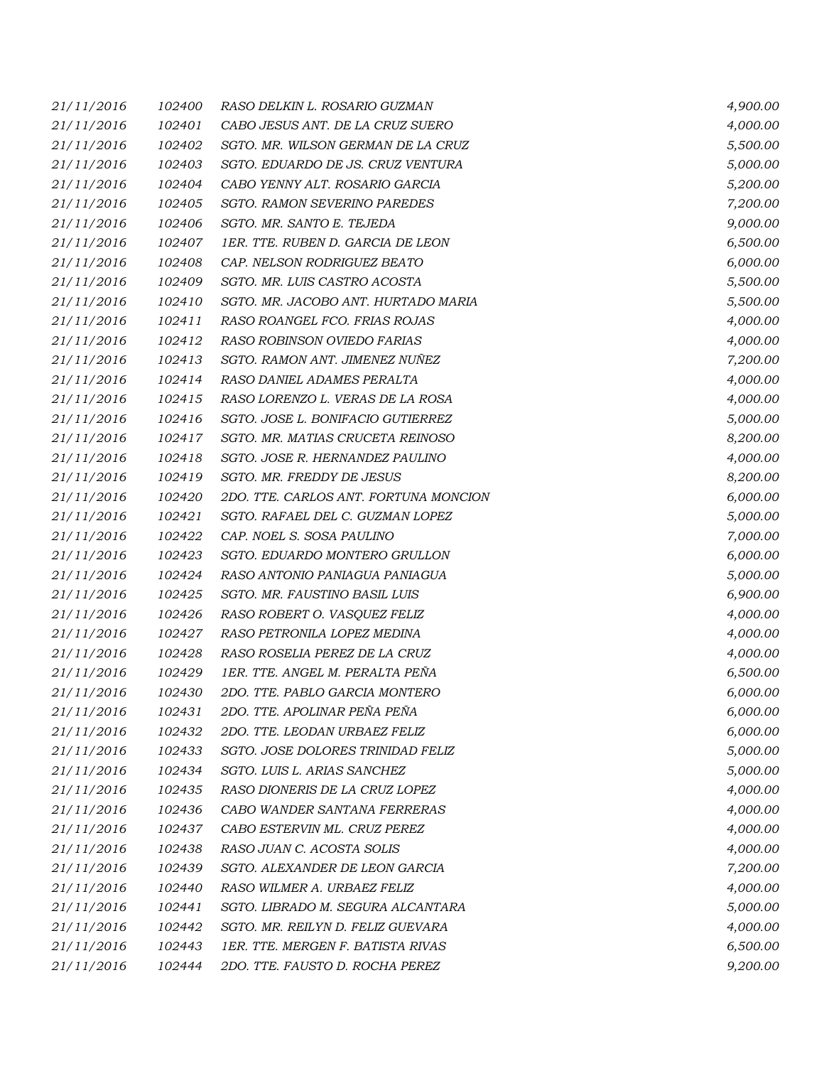| | | | |
|---|---|---|---|
| 21/11/2016 | 102400 | RASO DELKIN L. ROSARIO GUZMAN | 4,900.00 |
| 21/11/2016 | 102401 | CABO JESUS ANT. DE LA CRUZ SUERO | 4,000.00 |
| 21/11/2016 | 102402 | SGTO. MR. WILSON GERMAN DE LA CRUZ | 5,500.00 |
| 21/11/2016 | 102403 | SGTO. EDUARDO DE JS. CRUZ VENTURA | 5,000.00 |
| 21/11/2016 | 102404 | CABO YENNY ALT. ROSARIO GARCIA | 5,200.00 |
| 21/11/2016 | 102405 | SGTO. RAMON SEVERINO PAREDES | 7,200.00 |
| 21/11/2016 | 102406 | SGTO. MR. SANTO E. TEJEDA | 9,000.00 |
| 21/11/2016 | 102407 | 1ER. TTE. RUBEN D. GARCIA DE LEON | 6,500.00 |
| 21/11/2016 | 102408 | CAP. NELSON RODRIGUEZ BEATO | 6,000.00 |
| 21/11/2016 | 102409 | SGTO. MR. LUIS CASTRO ACOSTA | 5,500.00 |
| 21/11/2016 | 102410 | SGTO. MR. JACOBO ANT. HURTADO MARIA | 5,500.00 |
| 21/11/2016 | 102411 | RASO ROANGEL FCO. FRIAS ROJAS | 4,000.00 |
| 21/11/2016 | 102412 | RASO ROBINSON OVIEDO FARIAS | 4,000.00 |
| 21/11/2016 | 102413 | SGTO. RAMON ANT. JIMENEZ NUÑEZ | 7,200.00 |
| 21/11/2016 | 102414 | RASO DANIEL ADAMES PERALTA | 4,000.00 |
| 21/11/2016 | 102415 | RASO LORENZO L. VERAS DE LA ROSA | 4,000.00 |
| 21/11/2016 | 102416 | SGTO. JOSE L. BONIFACIO GUTIERREZ | 5,000.00 |
| 21/11/2016 | 102417 | SGTO. MR. MATIAS CRUCETA REINOSO | 8,200.00 |
| 21/11/2016 | 102418 | SGTO. JOSE R. HERNANDEZ PAULINO | 4,000.00 |
| 21/11/2016 | 102419 | SGTO. MR. FREDDY DE JESUS | 8,200.00 |
| 21/11/2016 | 102420 | 2DO. TTE. CARLOS ANT. FORTUNA MONCION | 6,000.00 |
| 21/11/2016 | 102421 | SGTO. RAFAEL DEL C. GUZMAN LOPEZ | 5,000.00 |
| 21/11/2016 | 102422 | CAP. NOEL S. SOSA PAULINO | 7,000.00 |
| 21/11/2016 | 102423 | SGTO. EDUARDO MONTERO GRULLON | 6,000.00 |
| 21/11/2016 | 102424 | RASO ANTONIO PANIAGUA PANIAGUA | 5,000.00 |
| 21/11/2016 | 102425 | SGTO. MR. FAUSTINO BASIL LUIS | 6,900.00 |
| 21/11/2016 | 102426 | RASO ROBERT O. VASQUEZ FELIZ | 4,000.00 |
| 21/11/2016 | 102427 | RASO PETRONILA LOPEZ MEDINA | 4,000.00 |
| 21/11/2016 | 102428 | RASO ROSELIA PEREZ DE LA CRUZ | 4,000.00 |
| 21/11/2016 | 102429 | 1ER. TTE. ANGEL M. PERALTA PEÑA | 6,500.00 |
| 21/11/2016 | 102430 | 2DO. TTE. PABLO GARCIA MONTERO | 6,000.00 |
| 21/11/2016 | 102431 | 2DO. TTE. APOLINAR PEÑA PEÑA | 6,000.00 |
| 21/11/2016 | 102432 | 2DO. TTE. LEODAN URBAEZ FELIZ | 6,000.00 |
| 21/11/2016 | 102433 | SGTO. JOSE DOLORES TRINIDAD FELIZ | 5,000.00 |
| 21/11/2016 | 102434 | SGTO. LUIS L. ARIAS SANCHEZ | 5,000.00 |
| 21/11/2016 | 102435 | RASO DIONERIS DE LA CRUZ LOPEZ | 4,000.00 |
| 21/11/2016 | 102436 | CABO WANDER SANTANA FERRERAS | 4,000.00 |
| 21/11/2016 | 102437 | CABO ESTERVIN ML. CRUZ PEREZ | 4,000.00 |
| 21/11/2016 | 102438 | RASO JUAN C. ACOSTA SOLIS | 4,000.00 |
| 21/11/2016 | 102439 | SGTO. ALEXANDER DE LEON GARCIA | 7,200.00 |
| 21/11/2016 | 102440 | RASO WILMER A. URBAEZ FELIZ | 4,000.00 |
| 21/11/2016 | 102441 | SGTO. LIBRADO M. SEGURA ALCANTARA | 5,000.00 |
| 21/11/2016 | 102442 | SGTO. MR. REILYN D. FELIZ GUEVARA | 4,000.00 |
| 21/11/2016 | 102443 | 1ER. TTE. MERGEN F. BATISTA RIVAS | 6,500.00 |
| 21/11/2016 | 102444 | 2DO. TTE. FAUSTO D. ROCHA PEREZ | 9,200.00 |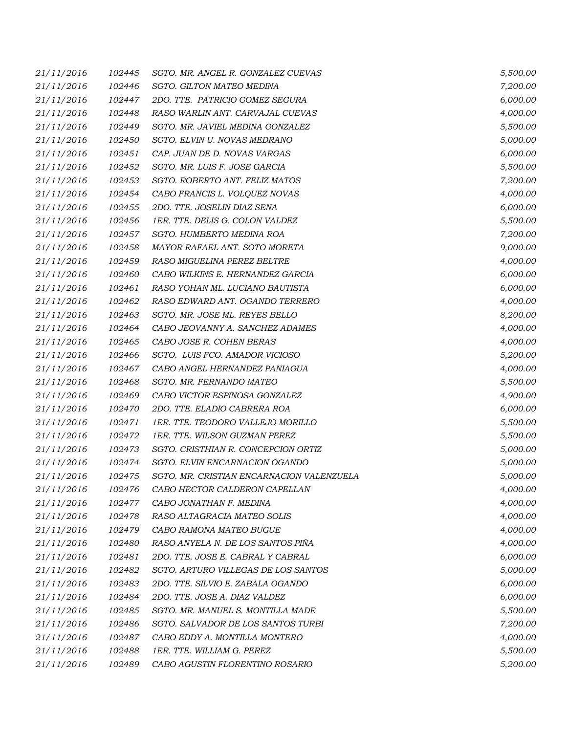| | | | |
|---|---|---|---|
| 21/11/2016 | 102445 | SGTO. MR. ANGEL R. GONZALEZ CUEVAS | 5,500.00 |
| 21/11/2016 | 102446 | SGTO. GILTON MATEO MEDINA | 7,200.00 |
| 21/11/2016 | 102447 | 2DO. TTE. PATRICIO GOMEZ SEGURA | 6,000.00 |
| 21/11/2016 | 102448 | RASO WARLIN ANT. CARVAJAL CUEVAS | 4,000.00 |
| 21/11/2016 | 102449 | SGTO. MR. JAVIEL MEDINA GONZALEZ | 5,500.00 |
| 21/11/2016 | 102450 | SGTO. ELVIN U. NOVAS MEDRANO | 5,000.00 |
| 21/11/2016 | 102451 | CAP. JUAN DE D. NOVAS VARGAS | 6,000.00 |
| 21/11/2016 | 102452 | SGTO. MR. LUIS F. JOSE GARCIA | 5,500.00 |
| 21/11/2016 | 102453 | SGTO. ROBERTO ANT. FELIZ MATOS | 7,200.00 |
| 21/11/2016 | 102454 | CABO FRANCIS L. VOLQUEZ NOVAS | 4,000.00 |
| 21/11/2016 | 102455 | 2DO. TTE. JOSELIN DIAZ SENA | 6,000.00 |
| 21/11/2016 | 102456 | 1ER. TTE. DELIS G. COLON VALDEZ | 5,500.00 |
| 21/11/2016 | 102457 | SGTO. HUMBERTO MEDINA ROA | 7,200.00 |
| 21/11/2016 | 102458 | MAYOR RAFAEL ANT. SOTO MORETA | 9,000.00 |
| 21/11/2016 | 102459 | RASO MIGUELINA PEREZ BELTRE | 4,000.00 |
| 21/11/2016 | 102460 | CABO WILKINS E. HERNANDEZ GARCIA | 6,000.00 |
| 21/11/2016 | 102461 | RASO YOHAN ML. LUCIANO BAUTISTA | 6,000.00 |
| 21/11/2016 | 102462 | RASO EDWARD ANT. OGANDO TERRERO | 4,000.00 |
| 21/11/2016 | 102463 | SGTO. MR. JOSE ML. REYES BELLO | 8,200.00 |
| 21/11/2016 | 102464 | CABO JEOVANNY A. SANCHEZ ADAMES | 4,000.00 |
| 21/11/2016 | 102465 | CABO JOSE R. COHEN BERAS | 4,000.00 |
| 21/11/2016 | 102466 | SGTO. LUIS FCO. AMADOR VICIOSO | 5,200.00 |
| 21/11/2016 | 102467 | CABO ANGEL HERNANDEZ PANIAGUA | 4,000.00 |
| 21/11/2016 | 102468 | SGTO. MR. FERNANDO MATEO | 5,500.00 |
| 21/11/2016 | 102469 | CABO VICTOR ESPINOSA GONZALEZ | 4,900.00 |
| 21/11/2016 | 102470 | 2DO. TTE. ELADIO CABRERA ROA | 6,000.00 |
| 21/11/2016 | 102471 | 1ER. TTE. TEODORO VALLEJO MORILLO | 5,500.00 |
| 21/11/2016 | 102472 | 1ER. TTE. WILSON GUZMAN PEREZ | 5,500.00 |
| 21/11/2016 | 102473 | SGTO. CRISTHIAN R. CONCEPCION ORTIZ | 5,000.00 |
| 21/11/2016 | 102474 | SGTO. ELVIN ENCARNACION OGANDO | 5,000.00 |
| 21/11/2016 | 102475 | SGTO. MR. CRISTIAN ENCARNACION VALENZUELA | 5,000.00 |
| 21/11/2016 | 102476 | CABO HECTOR CALDERON CAPELLAN | 4,000.00 |
| 21/11/2016 | 102477 | CABO JONATHAN F. MEDINA | 4,000.00 |
| 21/11/2016 | 102478 | RASO ALTAGRACIA MATEO SOLIS | 4,000.00 |
| 21/11/2016 | 102479 | CABO RAMONA MATEO BUGUE | 4,000.00 |
| 21/11/2016 | 102480 | RASO ANYELA N. DE LOS SANTOS PIÑA | 4,000.00 |
| 21/11/2016 | 102481 | 2DO. TTE. JOSE E. CABRAL Y CABRAL | 6,000.00 |
| 21/11/2016 | 102482 | SGTO. ARTURO VILLEGAS DE LOS SANTOS | 5,000.00 |
| 21/11/2016 | 102483 | 2DO. TTE. SILVIO E. ZABALA OGANDO | 6,000.00 |
| 21/11/2016 | 102484 | 2DO. TTE. JOSE A. DIAZ VALDEZ | 6,000.00 |
| 21/11/2016 | 102485 | SGTO. MR. MANUEL S. MONTILLA MADE | 5,500.00 |
| 21/11/2016 | 102486 | SGTO. SALVADOR DE LOS SANTOS TURBI | 7,200.00 |
| 21/11/2016 | 102487 | CABO EDDY A. MONTILLA MONTERO | 4,000.00 |
| 21/11/2016 | 102488 | 1ER. TTE. WILLIAM G. PEREZ | 5,500.00 |
| 21/11/2016 | 102489 | CABO AGUSTIN FLORENTINO ROSARIO | 5,200.00 |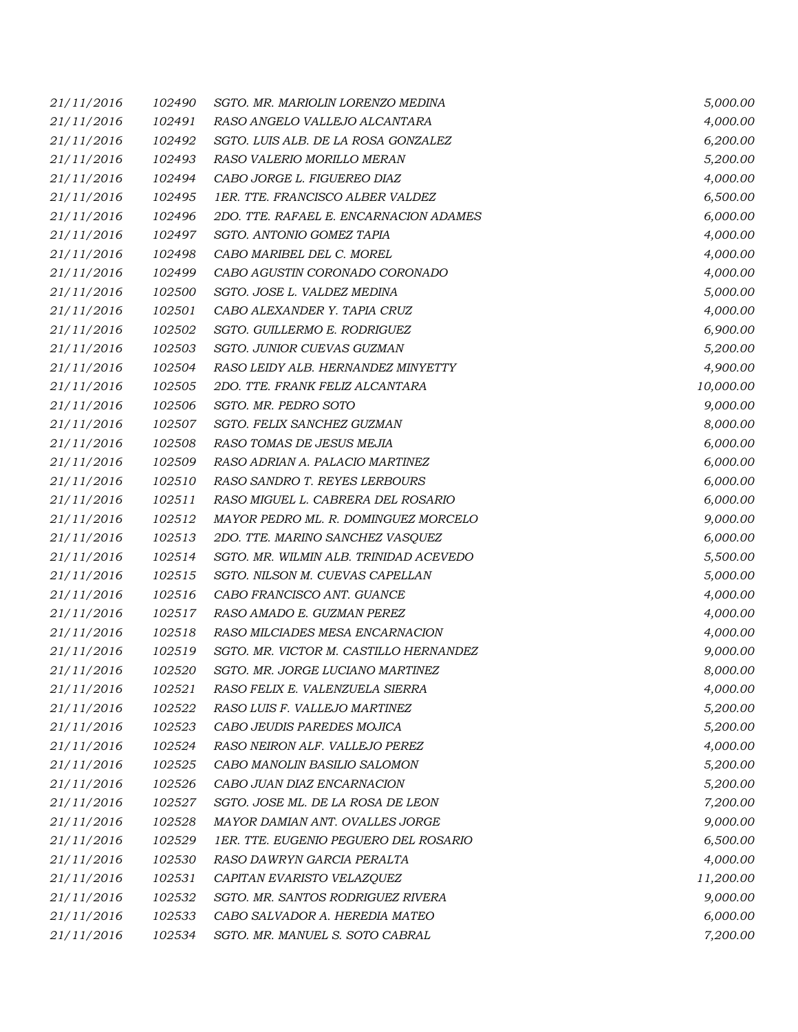| | | | |
|---|---|---|---|
| 21/11/2016 | 102490 | SGTO. MR. MARIOLIN LORENZO MEDINA | 5,000.00 |
| 21/11/2016 | 102491 | RASO ANGELO VALLEJO ALCANTARA | 4,000.00 |
| 21/11/2016 | 102492 | SGTO. LUIS ALB. DE LA ROSA GONZALEZ | 6,200.00 |
| 21/11/2016 | 102493 | RASO VALERIO MORILLO MERAN | 5,200.00 |
| 21/11/2016 | 102494 | CABO JORGE L. FIGUEREO DIAZ | 4,000.00 |
| 21/11/2016 | 102495 | 1ER. TTE. FRANCISCO ALBER VALDEZ | 6,500.00 |
| 21/11/2016 | 102496 | 2DO. TTE. RAFAEL E. ENCARNACION ADAMES | 6,000.00 |
| 21/11/2016 | 102497 | SGTO. ANTONIO GOMEZ TAPIA | 4,000.00 |
| 21/11/2016 | 102498 | CABO MARIBEL DEL C. MOREL | 4,000.00 |
| 21/11/2016 | 102499 | CABO AGUSTIN CORONADO CORONADO | 4,000.00 |
| 21/11/2016 | 102500 | SGTO. JOSE L. VALDEZ MEDINA | 5,000.00 |
| 21/11/2016 | 102501 | CABO ALEXANDER Y. TAPIA CRUZ | 4,000.00 |
| 21/11/2016 | 102502 | SGTO. GUILLERMO E. RODRIGUEZ | 6,900.00 |
| 21/11/2016 | 102503 | SGTO. JUNIOR CUEVAS GUZMAN | 5,200.00 |
| 21/11/2016 | 102504 | RASO LEIDY ALB. HERNANDEZ MINYETTY | 4,900.00 |
| 21/11/2016 | 102505 | 2DO. TTE. FRANK FELIZ ALCANTARA | 10,000.00 |
| 21/11/2016 | 102506 | SGTO. MR. PEDRO SOTO | 9,000.00 |
| 21/11/2016 | 102507 | SGTO. FELIX SANCHEZ GUZMAN | 8,000.00 |
| 21/11/2016 | 102508 | RASO TOMAS DE JESUS MEJIA | 6,000.00 |
| 21/11/2016 | 102509 | RASO ADRIAN A. PALACIO MARTINEZ | 6,000.00 |
| 21/11/2016 | 102510 | RASO SANDRO T. REYES LERBOURS | 6,000.00 |
| 21/11/2016 | 102511 | RASO MIGUEL L. CABRERA DEL ROSARIO | 6,000.00 |
| 21/11/2016 | 102512 | MAYOR PEDRO ML. R. DOMINGUEZ MORCELO | 9,000.00 |
| 21/11/2016 | 102513 | 2DO. TTE. MARINO SANCHEZ VASQUEZ | 6,000.00 |
| 21/11/2016 | 102514 | SGTO. MR. WILMIN ALB. TRINIDAD ACEVEDO | 5,500.00 |
| 21/11/2016 | 102515 | SGTO. NILSON M. CUEVAS CAPELLAN | 5,000.00 |
| 21/11/2016 | 102516 | CABO FRANCISCO ANT. GUANCE | 4,000.00 |
| 21/11/2016 | 102517 | RASO AMADO E. GUZMAN PEREZ | 4,000.00 |
| 21/11/2016 | 102518 | RASO MILCIADES MESA ENCARNACION | 4,000.00 |
| 21/11/2016 | 102519 | SGTO. MR. VICTOR M. CASTILLO HERNANDEZ | 9,000.00 |
| 21/11/2016 | 102520 | SGTO. MR. JORGE LUCIANO MARTINEZ | 8,000.00 |
| 21/11/2016 | 102521 | RASO FELIX E. VALENZUELA SIERRA | 4,000.00 |
| 21/11/2016 | 102522 | RASO LUIS F. VALLEJO MARTINEZ | 5,200.00 |
| 21/11/2016 | 102523 | CABO JEUDIS PAREDES MOJICA | 5,200.00 |
| 21/11/2016 | 102524 | RASO NEIRON ALF. VALLEJO PEREZ | 4,000.00 |
| 21/11/2016 | 102525 | CABO MANOLIN BASILIO SALOMON | 5,200.00 |
| 21/11/2016 | 102526 | CABO JUAN DIAZ ENCARNACION | 5,200.00 |
| 21/11/2016 | 102527 | SGTO. JOSE ML. DE LA ROSA DE LEON | 7,200.00 |
| 21/11/2016 | 102528 | MAYOR DAMIAN ANT. OVALLES JORGE | 9,000.00 |
| 21/11/2016 | 102529 | 1ER. TTE. EUGENIO PEGUERO DEL ROSARIO | 6,500.00 |
| 21/11/2016 | 102530 | RASO DAWRYN GARCIA PERALTA | 4,000.00 |
| 21/11/2016 | 102531 | CAPITAN EVARISTO VELAZQUEZ | 11,200.00 |
| 21/11/2016 | 102532 | SGTO. MR. SANTOS RODRIGUEZ RIVERA | 9,000.00 |
| 21/11/2016 | 102533 | CABO SALVADOR A. HEREDIA MATEO | 6,000.00 |
| 21/11/2016 | 102534 | SGTO. MR. MANUEL S. SOTO CABRAL | 7,200.00 |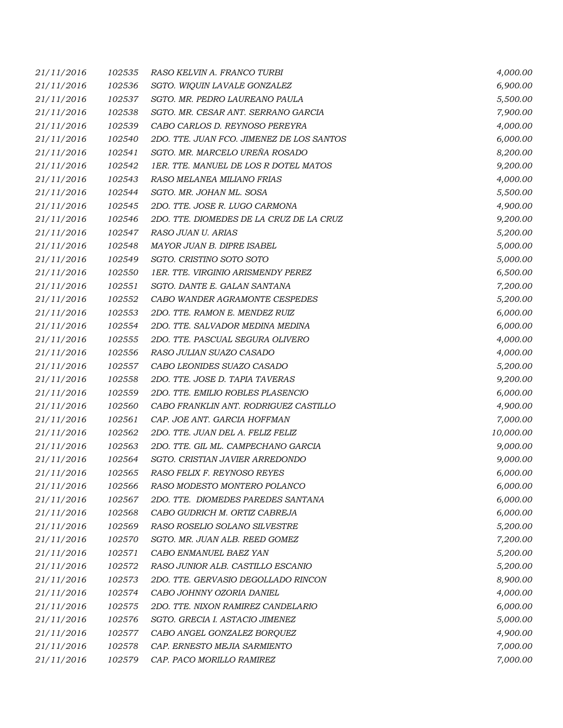| | | | |
|---|---|---|---|
| 21/11/2016 | 102535 | RASO KELVIN A. FRANCO TURBI | 4,000.00 |
| 21/11/2016 | 102536 | SGTO. WIQUIN LAVALE GONZALEZ | 6,900.00 |
| 21/11/2016 | 102537 | SGTO. MR. PEDRO LAUREANO PAULA | 5,500.00 |
| 21/11/2016 | 102538 | SGTO. MR. CESAR ANT. SERRANO GARCIA | 7,900.00 |
| 21/11/2016 | 102539 | CABO CARLOS D. REYNOSO PEREYRA | 4,000.00 |
| 21/11/2016 | 102540 | 2DO. TTE. JUAN FCO. JIMENEZ DE LOS SANTOS | 6,000.00 |
| 21/11/2016 | 102541 | SGTO. MR. MARCELO UREÑA ROSADO | 8,200.00 |
| 21/11/2016 | 102542 | 1ER. TTE. MANUEL DE LOS R DOTEL MATOS | 9,200.00 |
| 21/11/2016 | 102543 | RASO MELANEA MILIANO FRIAS | 4,000.00 |
| 21/11/2016 | 102544 | SGTO. MR. JOHAN ML. SOSA | 5,500.00 |
| 21/11/2016 | 102545 | 2DO. TTE. JOSE R. LUGO CARMONA | 4,900.00 |
| 21/11/2016 | 102546 | 2DO. TTE. DIOMEDES DE LA CRUZ DE LA CRUZ | 9,200.00 |
| 21/11/2016 | 102547 | RASO JUAN U. ARIAS | 5,200.00 |
| 21/11/2016 | 102548 | MAYOR JUAN B. DIPRE ISABEL | 5,000.00 |
| 21/11/2016 | 102549 | SGTO. CRISTINO SOTO SOTO | 5,000.00 |
| 21/11/2016 | 102550 | 1ER. TTE. VIRGINIO ARISMENDY PEREZ | 6,500.00 |
| 21/11/2016 | 102551 | SGTO. DANTE E. GALAN SANTANA | 7,200.00 |
| 21/11/2016 | 102552 | CABO WANDER AGRAMONTE CESPEDES | 5,200.00 |
| 21/11/2016 | 102553 | 2DO. TTE. RAMON E. MENDEZ RUIZ | 6,000.00 |
| 21/11/2016 | 102554 | 2DO. TTE. SALVADOR MEDINA MEDINA | 6,000.00 |
| 21/11/2016 | 102555 | 2DO. TTE. PASCUAL SEGURA OLIVERO | 4,000.00 |
| 21/11/2016 | 102556 | RASO JULIAN SUAZO CASADO | 4,000.00 |
| 21/11/2016 | 102557 | CABO LEONIDES SUAZO CASADO | 5,200.00 |
| 21/11/2016 | 102558 | 2DO. TTE. JOSE D. TAPIA TAVERAS | 9,200.00 |
| 21/11/2016 | 102559 | 2DO. TTE. EMILIO ROBLES PLASENCIO | 6,000.00 |
| 21/11/2016 | 102560 | CABO FRANKLIN ANT. RODRIGUEZ CASTILLO | 4,900.00 |
| 21/11/2016 | 102561 | CAP. JOE ANT. GARCIA HOFFMAN | 7,000.00 |
| 21/11/2016 | 102562 | 2DO. TTE. JUAN DEL A. FELIZ FELIZ | 10,000.00 |
| 21/11/2016 | 102563 | 2DO. TTE. GIL ML. CAMPECHANO GARCIA | 9,000.00 |
| 21/11/2016 | 102564 | SGTO. CRISTIAN JAVIER ARREDONDO | 9,000.00 |
| 21/11/2016 | 102565 | RASO FELIX F. REYNOSO REYES | 6,000.00 |
| 21/11/2016 | 102566 | RASO MODESTO MONTERO POLANCO | 6,000.00 |
| 21/11/2016 | 102567 | 2DO. TTE. DIOMEDES PAREDES SANTANA | 6,000.00 |
| 21/11/2016 | 102568 | CABO GUDRICH M. ORTIZ CABREJA | 6,000.00 |
| 21/11/2016 | 102569 | RASO ROSELIO SOLANO SILVESTRE | 5,200.00 |
| 21/11/2016 | 102570 | SGTO. MR. JUAN ALB. REED GOMEZ | 7,200.00 |
| 21/11/2016 | 102571 | CABO ENMANUEL BAEZ YAN | 5,200.00 |
| 21/11/2016 | 102572 | RASO JUNIOR ALB. CASTILLO ESCANIO | 5,200.00 |
| 21/11/2016 | 102573 | 2DO. TTE. GERVASIO DEGOLLADO RINCON | 8,900.00 |
| 21/11/2016 | 102574 | CABO JOHNNY OZORIA DANIEL | 4,000.00 |
| 21/11/2016 | 102575 | 2DO. TTE. NIXON RAMIREZ CANDELARIO | 6,000.00 |
| 21/11/2016 | 102576 | SGTO. GRECIA I. ASTACIO JIMENEZ | 5,000.00 |
| 21/11/2016 | 102577 | CABO ANGEL GONZALEZ BORQUEZ | 4,900.00 |
| 21/11/2016 | 102578 | CAP. ERNESTO MEJIA SARMIENTO | 7,000.00 |
| 21/11/2016 | 102579 | CAP. PACO MORILLO RAMIREZ | 7,000.00 |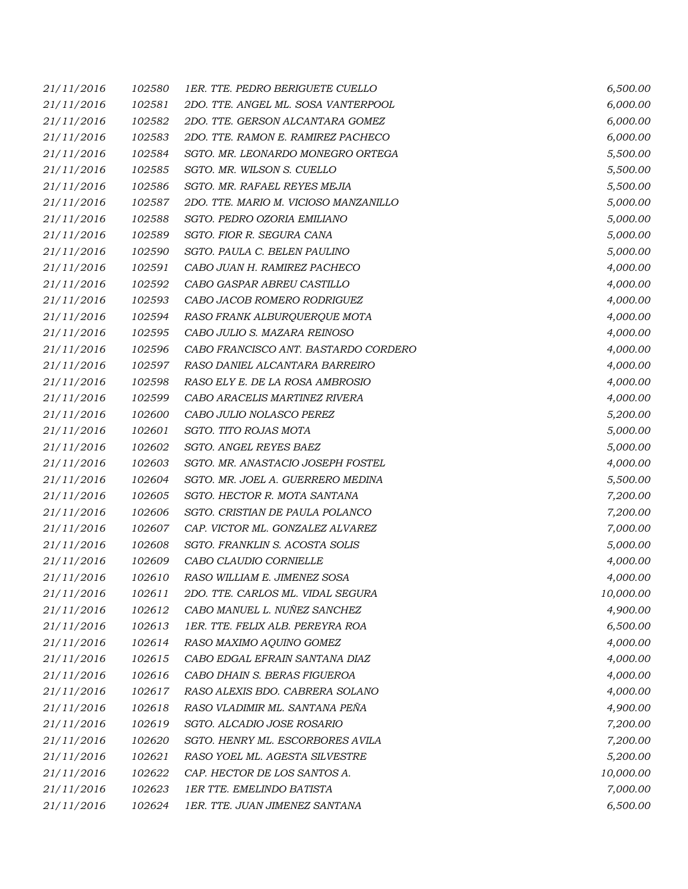| | | | |
|---|---|---|---|
| *21/11/2016* | *102580* | *1ER. TTE. PEDRO BERIGUETE CUELLO* | *6,500.00* |
| *21/11/2016* | *102581* | *2DO. TTE. ANGEL ML. SOSA VANTERPOOL* | *6,000.00* |
| *21/11/2016* | *102582* | *2DO. TTE. GERSON ALCANTARA GOMEZ* | *6,000.00* |
| *21/11/2016* | *102583* | *2DO. TTE. RAMON E. RAMIREZ PACHECO* | *6,000.00* |
| *21/11/2016* | *102584* | *SGTO. MR. LEONARDO MONEGRO ORTEGA* | *5,500.00* |
| *21/11/2016* | *102585* | *SGTO. MR. WILSON S. CUELLO* | *5,500.00* |
| *21/11/2016* | *102586* | *SGTO. MR. RAFAEL REYES MEJIA* | *5,500.00* |
| *21/11/2016* | *102587* | *2DO. TTE. MARIO M. VICIOSO MANZANILLO* | *5,000.00* |
| *21/11/2016* | *102588* | *SGTO. PEDRO OZORIA EMILIANO* | *5,000.00* |
| *21/11/2016* | *102589* | *SGTO. FIOR R. SEGURA CANA* | *5,000.00* |
| *21/11/2016* | *102590* | *SGTO. PAULA C. BELEN PAULINO* | *5,000.00* |
| *21/11/2016* | *102591* | *CABO JUAN H. RAMIREZ PACHECO* | *4,000.00* |
| *21/11/2016* | *102592* | *CABO GASPAR ABREU CASTILLO* | *4,000.00* |
| *21/11/2016* | *102593* | *CABO JACOB ROMERO RODRIGUEZ* | *4,000.00* |
| *21/11/2016* | *102594* | *RASO FRANK ALBURQUERQUE MOTA* | *4,000.00* |
| *21/11/2016* | *102595* | *CABO JULIO S. MAZARA REINOSO* | *4,000.00* |
| *21/11/2016* | *102596* | *CABO FRANCISCO ANT. BASTARDO CORDERO* | *4,000.00* |
| *21/11/2016* | *102597* | *RASO DANIEL ALCANTARA BARREIRO* | *4,000.00* |
| *21/11/2016* | *102598* | *RASO ELY E. DE LA ROSA AMBROSIO* | *4,000.00* |
| *21/11/2016* | *102599* | *CABO ARACELIS MARTINEZ RIVERA* | *4,000.00* |
| *21/11/2016* | *102600* | *CABO JULIO NOLASCO PEREZ* | *5,200.00* |
| *21/11/2016* | *102601* | *SGTO. TITO ROJAS MOTA* | *5,000.00* |
| *21/11/2016* | *102602* | *SGTO. ANGEL REYES BAEZ* | *5,000.00* |
| *21/11/2016* | *102603* | *SGTO. MR. ANASTACIO JOSEPH FOSTEL* | *4,000.00* |
| *21/11/2016* | *102604* | *SGTO. MR. JOEL A. GUERRERO MEDINA* | *5,500.00* |
| *21/11/2016* | *102605* | *SGTO. HECTOR R. MOTA SANTANA* | *7,200.00* |
| *21/11/2016* | *102606* | *SGTO. CRISTIAN DE PAULA POLANCO* | *7,200.00* |
| *21/11/2016* | *102607* | *CAP. VICTOR ML. GONZALEZ ALVAREZ* | *7,000.00* |
| *21/11/2016* | *102608* | *SGTO. FRANKLIN S. ACOSTA SOLIS* | *5,000.00* |
| *21/11/2016* | *102609* | *CABO CLAUDIO CORNIELLE* | *4,000.00* |
| *21/11/2016* | *102610* | *RASO WILLIAM E. JIMENEZ SOSA* | *4,000.00* |
| *21/11/2016* | *102611* | *2DO. TTE. CARLOS ML. VIDAL SEGURA* | *10,000.00* |
| *21/11/2016* | *102612* | *CABO MANUEL L. NUÑEZ SANCHEZ* | *4,900.00* |
| *21/11/2016* | *102613* | *1ER. TTE. FELIX ALB. PEREYRA ROA* | *6,500.00* |
| *21/11/2016* | *102614* | *RASO MAXIMO AQUINO GOMEZ* | *4,000.00* |
| *21/11/2016* | *102615* | *CABO EDGAL EFRAIN SANTANA DIAZ* | *4,000.00* |
| *21/11/2016* | *102616* | *CABO DHAIN S. BERAS FIGUEROA* | *4,000.00* |
| *21/11/2016* | *102617* | *RASO ALEXIS BDO. CABRERA SOLANO* | *4,000.00* |
| *21/11/2016* | *102618* | *RASO VLADIMIR ML. SANTANA PEÑA* | *4,900.00* |
| *21/11/2016* | *102619* | *SGTO. ALCADIO JOSE ROSARIO* | *7,200.00* |
| *21/11/2016* | *102620* | *SGTO. HENRY ML. ESCORBORES AVILA* | *7,200.00* |
| *21/11/2016* | *102621* | *RASO YOEL ML. AGESTA SILVESTRE* | *5,200.00* |
| *21/11/2016* | *102622* | *CAP. HECTOR DE LOS SANTOS A.* | *10,000.00* |
| *21/11/2016* | *102623* | *1ER TTE. EMELINDO BATISTA* | *7,000.00* |
| *21/11/2016* | *102624* | *1ER. TTE. JUAN JIMENEZ SANTANA* | *6,500.00* |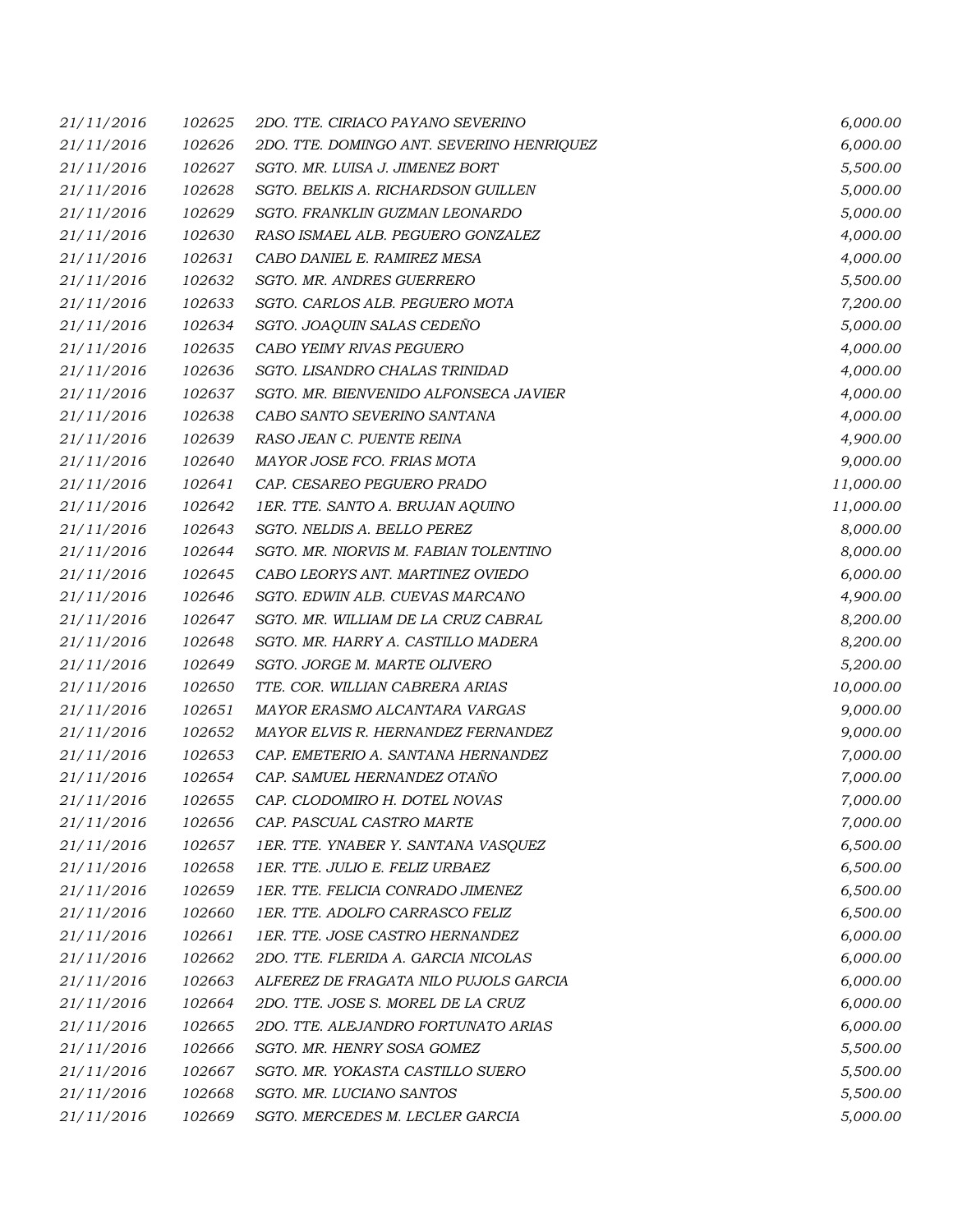| | | | |
|---|---|---|---|
| *21/11/2016* | *102625* | *2DO. TTE. CIRIACO PAYANO SEVERINO* | *6,000.00* |
| *21/11/2016* | *102626* | *2DO. TTE. DOMINGO ANT. SEVERINO HENRIQUEZ* | *6,000.00* |
| *21/11/2016* | *102627* | *SGTO. MR. LUISA J. JIMENEZ BORT* | *5,500.00* |
| *21/11/2016* | *102628* | *SGTO. BELKIS A. RICHARDSON GUILLEN* | *5,000.00* |
| *21/11/2016* | *102629* | *SGTO. FRANKLIN GUZMAN LEONARDO* | *5,000.00* |
| *21/11/2016* | *102630* | *RASO ISMAEL ALB. PEGUERO GONZALEZ* | *4,000.00* |
| *21/11/2016* | *102631* | *CABO DANIEL E. RAMIREZ MESA* | *4,000.00* |
| *21/11/2016* | *102632* | *SGTO. MR. ANDRES GUERRERO* | *5,500.00* |
| *21/11/2016* | *102633* | *SGTO. CARLOS ALB. PEGUERO MOTA* | *7,200.00* |
| *21/11/2016* | *102634* | *SGTO. JOAQUIN SALAS CEDEÑO* | *5,000.00* |
| *21/11/2016* | *102635* | *CABO YEIMY RIVAS PEGUERO* | *4,000.00* |
| *21/11/2016* | *102636* | *SGTO. LISANDRO CHALAS TRINIDAD* | *4,000.00* |
| *21/11/2016* | *102637* | *SGTO. MR. BIENVENIDO ALFONSECA JAVIER* | *4,000.00* |
| *21/11/2016* | *102638* | *CABO SANTO SEVERINO SANTANA* | *4,000.00* |
| *21/11/2016* | *102639* | *RASO JEAN C. PUENTE REINA* | *4,900.00* |
| *21/11/2016* | *102640* | *MAYOR JOSE FCO. FRIAS MOTA* | *9,000.00* |
| *21/11/2016* | *102641* | *CAP. CESAREO PEGUERO PRADO* | *11,000.00* |
| *21/11/2016* | *102642* | *1ER. TTE. SANTO A. BRUJAN AQUINO* | *11,000.00* |
| *21/11/2016* | *102643* | *SGTO. NELDIS A. BELLO PEREZ* | *8,000.00* |
| *21/11/2016* | *102644* | *SGTO. MR. NIORVIS M. FABIAN TOLENTINO* | *8,000.00* |
| *21/11/2016* | *102645* | *CABO LEORYS ANT. MARTINEZ OVIEDO* | *6,000.00* |
| *21/11/2016* | *102646* | *SGTO. EDWIN ALB. CUEVAS MARCANO* | *4,900.00* |
| *21/11/2016* | *102647* | *SGTO. MR. WILLIAM DE LA CRUZ CABRAL* | *8,200.00* |
| *21/11/2016* | *102648* | *SGTO. MR. HARRY A. CASTILLO MADERA* | *8,200.00* |
| *21/11/2016* | *102649* | *SGTO. JORGE M. MARTE OLIVERO* | *5,200.00* |
| *21/11/2016* | *102650* | *TTE. COR. WILLIAN CABRERA ARIAS* | *10,000.00* |
| *21/11/2016* | *102651* | *MAYOR ERASMO ALCANTARA VARGAS* | *9,000.00* |
| *21/11/2016* | *102652* | *MAYOR ELVIS R. HERNANDEZ FERNANDEZ* | *9,000.00* |
| *21/11/2016* | *102653* | *CAP. EMETERIO A. SANTANA HERNANDEZ* | *7,000.00* |
| *21/11/2016* | *102654* | *CAP. SAMUEL HERNANDEZ OTAÑO* | *7,000.00* |
| *21/11/2016* | *102655* | *CAP. CLODOMIRO H. DOTEL NOVAS* | *7,000.00* |
| *21/11/2016* | *102656* | *CAP. PASCUAL CASTRO MARTE* | *7,000.00* |
| *21/11/2016* | *102657* | *1ER. TTE. YNABER Y. SANTANA VASQUEZ* | *6,500.00* |
| *21/11/2016* | *102658* | *1ER. TTE. JULIO E. FELIZ URBAEZ* | *6,500.00* |
| *21/11/2016* | *102659* | *1ER. TTE. FELICIA CONRADO JIMENEZ* | *6,500.00* |
| *21/11/2016* | *102660* | *1ER. TTE. ADOLFO CARRASCO FELIZ* | *6,500.00* |
| *21/11/2016* | *102661* | *1ER. TTE. JOSE CASTRO HERNANDEZ* | *6,000.00* |
| *21/11/2016* | *102662* | *2DO. TTE. FLERIDA A. GARCIA NICOLAS* | *6,000.00* |
| *21/11/2016* | *102663* | *ALFEREZ DE FRAGATA NILO PUJOLS GARCIA* | *6,000.00* |
| *21/11/2016* | *102664* | *2DO. TTE. JOSE S. MOREL DE LA CRUZ* | *6,000.00* |
| *21/11/2016* | *102665* | *2DO. TTE. ALEJANDRO FORTUNATO ARIAS* | *6,000.00* |
| *21/11/2016* | *102666* | *SGTO. MR. HENRY SOSA GOMEZ* | *5,500.00* |
| *21/11/2016* | *102667* | *SGTO. MR. YOKASTA CASTILLO SUERO* | *5,500.00* |
| *21/11/2016* | *102668* | *SGTO. MR. LUCIANO SANTOS* | *5,500.00* |
| *21/11/2016* | *102669* | *SGTO. MERCEDES M. LECLER GARCIA* | *5,000.00* |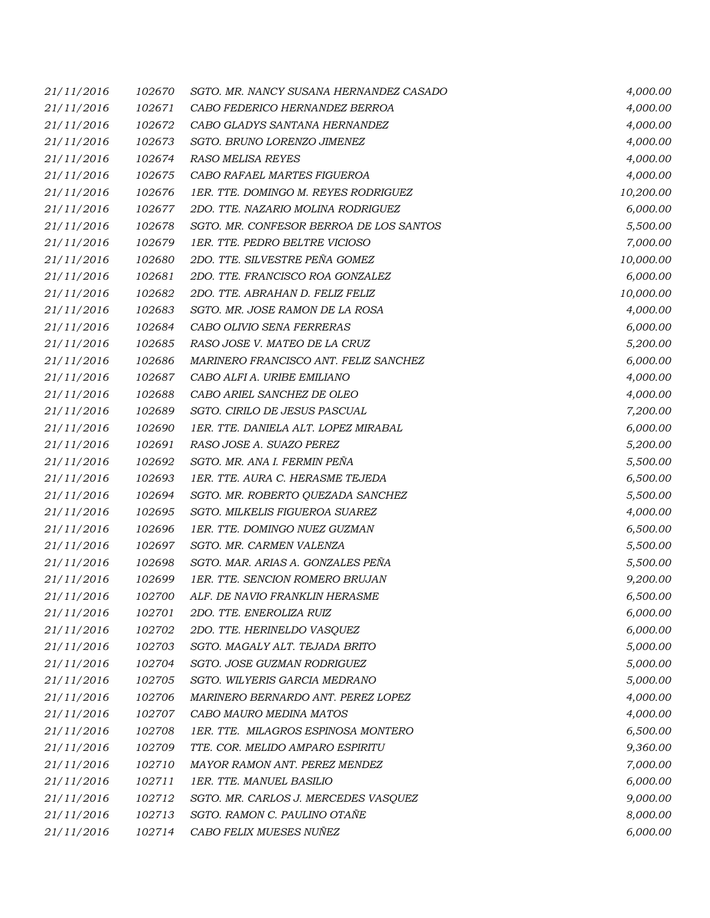| | | | |
|---|---|---|---|
| 21/11/2016 | 102670 | SGTO. MR. NANCY SUSANA HERNANDEZ CASADO | 4,000.00 |
| 21/11/2016 | 102671 | CABO FEDERICO HERNANDEZ BERROA | 4,000.00 |
| 21/11/2016 | 102672 | CABO GLADYS SANTANA HERNANDEZ | 4,000.00 |
| 21/11/2016 | 102673 | SGTO. BRUNO LORENZO JIMENEZ | 4,000.00 |
| 21/11/2016 | 102674 | RASO MELISA REYES | 4,000.00 |
| 21/11/2016 | 102675 | CABO RAFAEL MARTES FIGUEROA | 4,000.00 |
| 21/11/2016 | 102676 | 1ER. TTE. DOMINGO M. REYES RODRIGUEZ | 10,200.00 |
| 21/11/2016 | 102677 | 2DO. TTE. NAZARIO MOLINA RODRIGUEZ | 6,000.00 |
| 21/11/2016 | 102678 | SGTO. MR. CONFESOR BERROA DE LOS SANTOS | 5,500.00 |
| 21/11/2016 | 102679 | 1ER. TTE. PEDRO BELTRE VICIOSO | 7,000.00 |
| 21/11/2016 | 102680 | 2DO. TTE. SILVESTRE PEÑA GOMEZ | 10,000.00 |
| 21/11/2016 | 102681 | 2DO. TTE. FRANCISCO ROA GONZALEZ | 6,000.00 |
| 21/11/2016 | 102682 | 2DO. TTE. ABRAHAN D. FELIZ FELIZ | 10,000.00 |
| 21/11/2016 | 102683 | SGTO. MR. JOSE RAMON DE LA ROSA | 4,000.00 |
| 21/11/2016 | 102684 | CABO OLIVIO SENA FERRERAS | 6,000.00 |
| 21/11/2016 | 102685 | RASO JOSE V. MATEO DE LA CRUZ | 5,200.00 |
| 21/11/2016 | 102686 | MARINERO FRANCISCO ANT. FELIZ SANCHEZ | 6,000.00 |
| 21/11/2016 | 102687 | CABO ALFI A. URIBE EMILIANO | 4,000.00 |
| 21/11/2016 | 102688 | CABO ARIEL SANCHEZ DE OLEO | 4,000.00 |
| 21/11/2016 | 102689 | SGTO. CIRILO DE JESUS PASCUAL | 7,200.00 |
| 21/11/2016 | 102690 | 1ER. TTE. DANIELA ALT. LOPEZ MIRABAL | 6,000.00 |
| 21/11/2016 | 102691 | RASO JOSE A. SUAZO PEREZ | 5,200.00 |
| 21/11/2016 | 102692 | SGTO. MR. ANA I. FERMIN PEÑA | 5,500.00 |
| 21/11/2016 | 102693 | 1ER. TTE. AURA C. HERASME TEJEDA | 6,500.00 |
| 21/11/2016 | 102694 | SGTO. MR. ROBERTO QUEZADA SANCHEZ | 5,500.00 |
| 21/11/2016 | 102695 | SGTO. MILKELIS FIGUEROA SUAREZ | 4,000.00 |
| 21/11/2016 | 102696 | 1ER. TTE. DOMINGO NUEZ GUZMAN | 6,500.00 |
| 21/11/2016 | 102697 | SGTO. MR. CARMEN VALENZA | 5,500.00 |
| 21/11/2016 | 102698 | SGTO. MAR. ARIAS A. GONZALES PEÑA | 5,500.00 |
| 21/11/2016 | 102699 | 1ER. TTE. SENCION ROMERO BRUJAN | 9,200.00 |
| 21/11/2016 | 102700 | ALF. DE NAVIO FRANKLIN HERASME | 6,500.00 |
| 21/11/2016 | 102701 | 2DO. TTE. ENEROLIZA RUIZ | 6,000.00 |
| 21/11/2016 | 102702 | 2DO. TTE. HERINELDO VASQUEZ | 6,000.00 |
| 21/11/2016 | 102703 | SGTO. MAGALY ALT. TEJADA BRITO | 5,000.00 |
| 21/11/2016 | 102704 | SGTO. JOSE GUZMAN RODRIGUEZ | 5,000.00 |
| 21/11/2016 | 102705 | SGTO. WILYERIS GARCIA MEDRANO | 5,000.00 |
| 21/11/2016 | 102706 | MARINERO BERNARDO ANT. PEREZ LOPEZ | 4,000.00 |
| 21/11/2016 | 102707 | CABO MAURO MEDINA MATOS | 4,000.00 |
| 21/11/2016 | 102708 | 1ER. TTE. MILAGROS ESPINOSA MONTERO | 6,500.00 |
| 21/11/2016 | 102709 | TTE. COR. MELIDO AMPARO ESPIRITU | 9,360.00 |
| 21/11/2016 | 102710 | MAYOR RAMON ANT. PEREZ MENDEZ | 7,000.00 |
| 21/11/2016 | 102711 | 1ER. TTE. MANUEL BASILIO | 6,000.00 |
| 21/11/2016 | 102712 | SGTO. MR. CARLOS J. MERCEDES VASQUEZ | 9,000.00 |
| 21/11/2016 | 102713 | SGTO. RAMON C. PAULINO OTAÑE | 8,000.00 |
| 21/11/2016 | 102714 | CABO FELIX MUESES NUÑEZ | 6,000.00 |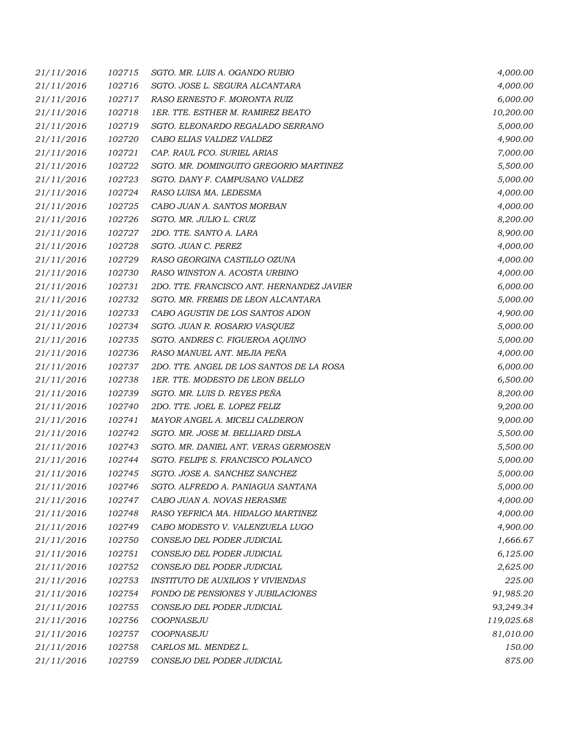| | | | |
|---|---|---|---|
| 21/11/2016 | 102715 | SGTO. MR. LUIS A. OGANDO RUBIO | 4,000.00 |
| 21/11/2016 | 102716 | SGTO. JOSE L. SEGURA ALCANTARA | 4,000.00 |
| 21/11/2016 | 102717 | RASO ERNESTO F. MORONTA RUIZ | 6,000.00 |
| 21/11/2016 | 102718 | 1ER. TTE. ESTHER M. RAMIREZ BEATO | 10,200.00 |
| 21/11/2016 | 102719 | SGTO. ELEONARDO REGALADO SERRANO | 5,000.00 |
| 21/11/2016 | 102720 | CABO ELIAS VALDEZ VALDEZ | 4,900.00 |
| 21/11/2016 | 102721 | CAP. RAUL FCO. SURIEL ARIAS | 7,000.00 |
| 21/11/2016 | 102722 | SGTO. MR. DOMINGUITO GREGORIO MARTINEZ | 5,500.00 |
| 21/11/2016 | 102723 | SGTO. DANY F. CAMPUSANO VALDEZ | 5,000.00 |
| 21/11/2016 | 102724 | RASO LUISA MA. LEDESMA | 4,000.00 |
| 21/11/2016 | 102725 | CABO JUAN A. SANTOS MORBAN | 4,000.00 |
| 21/11/2016 | 102726 | SGTO. MR. JULIO L. CRUZ | 8,200.00 |
| 21/11/2016 | 102727 | 2DO. TTE. SANTO A. LARA | 8,900.00 |
| 21/11/2016 | 102728 | SGTO. JUAN C. PEREZ | 4,000.00 |
| 21/11/2016 | 102729 | RASO GEORGINA CASTILLO OZUNA | 4,000.00 |
| 21/11/2016 | 102730 | RASO WINSTON A. ACOSTA URBINO | 4,000.00 |
| 21/11/2016 | 102731 | 2DO. TTE. FRANCISCO ANT. HERNANDEZ JAVIER | 6,000.00 |
| 21/11/2016 | 102732 | SGTO. MR. FREMIS DE LEON ALCANTARA | 5,000.00 |
| 21/11/2016 | 102733 | CABO AGUSTIN DE LOS SANTOS ADON | 4,900.00 |
| 21/11/2016 | 102734 | SGTO. JUAN R. ROSARIO VASQUEZ | 5,000.00 |
| 21/11/2016 | 102735 | SGTO. ANDRES C. FIGUEROA AQUINO | 5,000.00 |
| 21/11/2016 | 102736 | RASO MANUEL ANT. MEJIA PEÑA | 4,000.00 |
| 21/11/2016 | 102737 | 2DO. TTE. ANGEL DE LOS SANTOS DE LA ROSA | 6,000.00 |
| 21/11/2016 | 102738 | 1ER. TTE. MODESTO DE LEON BELLO | 6,500.00 |
| 21/11/2016 | 102739 | SGTO. MR. LUIS D. REYES PEÑA | 8,200.00 |
| 21/11/2016 | 102740 | 2DO. TTE. JOEL E. LOPEZ FELIZ | 9,200.00 |
| 21/11/2016 | 102741 | MAYOR ANGEL A. MICELI CALDERON | 9,000.00 |
| 21/11/2016 | 102742 | SGTO. MR. JOSE M. BELLIARD DISLA | 5,500.00 |
| 21/11/2016 | 102743 | SGTO. MR. DANIEL ANT. VERAS GERMOSEN | 5,500.00 |
| 21/11/2016 | 102744 | SGTO. FELIPE S. FRANCISCO POLANCO | 5,000.00 |
| 21/11/2016 | 102745 | SGTO. JOSE A. SANCHEZ SANCHEZ | 5,000.00 |
| 21/11/2016 | 102746 | SGTO. ALFREDO A. PANIAGUA SANTANA | 5,000.00 |
| 21/11/2016 | 102747 | CABO JUAN A. NOVAS HERASME | 4,000.00 |
| 21/11/2016 | 102748 | RASO YEFRICA MA. HIDALGO MARTINEZ | 4,000.00 |
| 21/11/2016 | 102749 | CABO MODESTO V. VALENZUELA LUGO | 4,900.00 |
| 21/11/2016 | 102750 | CONSEJO DEL PODER JUDICIAL | 1,666.67 |
| 21/11/2016 | 102751 | CONSEJO DEL PODER JUDICIAL | 6,125.00 |
| 21/11/2016 | 102752 | CONSEJO DEL PODER JUDICIAL | 2,625.00 |
| 21/11/2016 | 102753 | INSTITUTO DE AUXILIOS Y VIVIENDAS | 225.00 |
| 21/11/2016 | 102754 | FONDO DE PENSIONES Y JUBILACIONES | 91,985.20 |
| 21/11/2016 | 102755 | CONSEJO DEL PODER JUDICIAL | 93,249.34 |
| 21/11/2016 | 102756 | COOPNASEJU | 119,025.68 |
| 21/11/2016 | 102757 | COOPNASEJU | 81,010.00 |
| 21/11/2016 | 102758 | CARLOS ML. MENDEZ L. | 150.00 |
| 21/11/2016 | 102759 | CONSEJO DEL PODER JUDICIAL | 875.00 |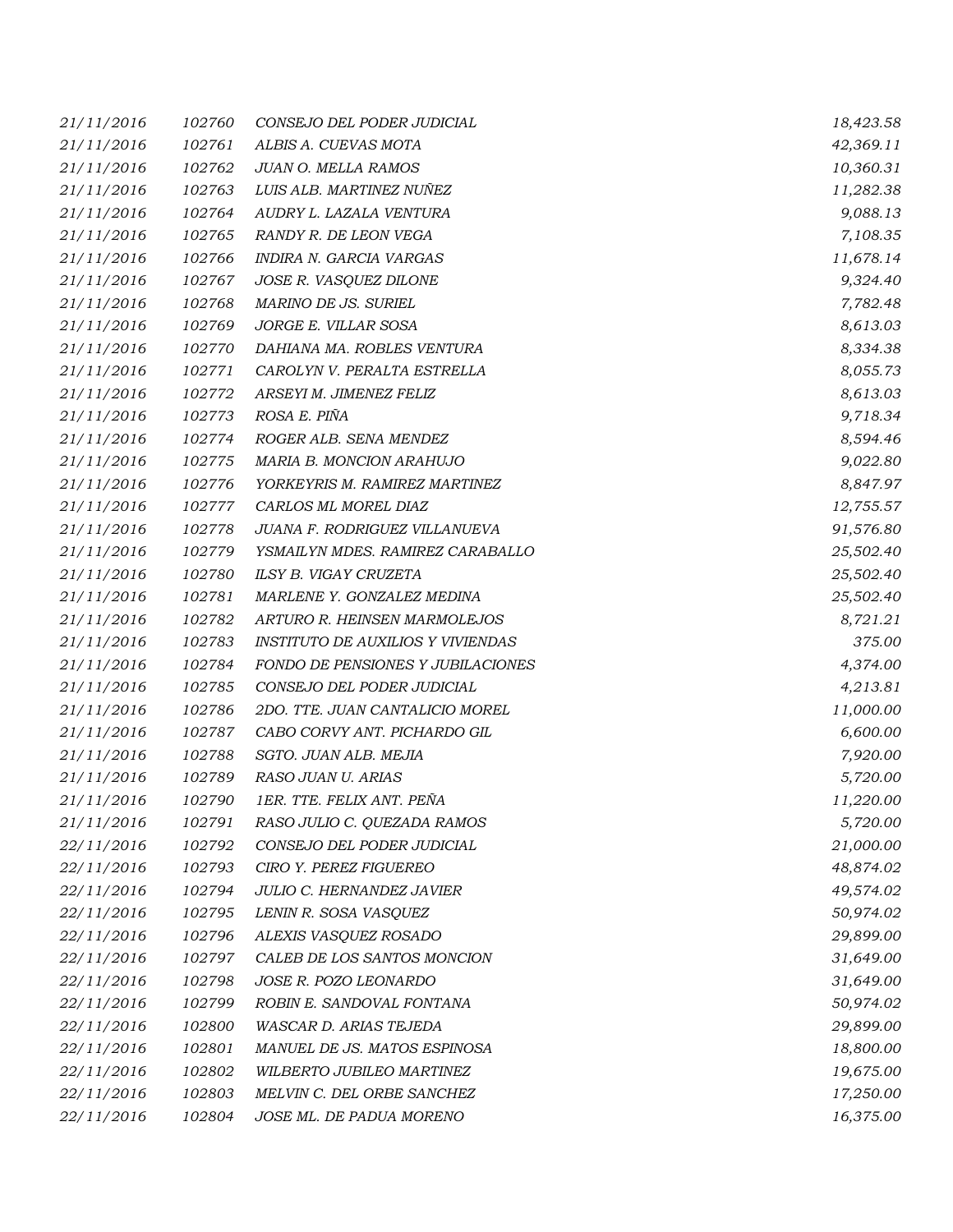| | | | |
|---|---|---|---|
| 21/11/2016 | 102760 | CONSEJO DEL PODER JUDICIAL | 18,423.58 |
| 21/11/2016 | 102761 | ALBIS A. CUEVAS MOTA | 42,369.11 |
| 21/11/2016 | 102762 | JUAN O. MELLA RAMOS | 10,360.31 |
| 21/11/2016 | 102763 | LUIS ALB. MARTINEZ NUÑEZ | 11,282.38 |
| 21/11/2016 | 102764 | AUDRY L. LAZALA VENTURA | 9,088.13 |
| 21/11/2016 | 102765 | RANDY R. DE LEON VEGA | 7,108.35 |
| 21/11/2016 | 102766 | INDIRA N. GARCIA VARGAS | 11,678.14 |
| 21/11/2016 | 102767 | JOSE R. VASQUEZ DILONE | 9,324.40 |
| 21/11/2016 | 102768 | MARINO DE JS. SURIEL | 7,782.48 |
| 21/11/2016 | 102769 | JORGE E. VILLAR SOSA | 8,613.03 |
| 21/11/2016 | 102770 | DAHIANA MA. ROBLES VENTURA | 8,334.38 |
| 21/11/2016 | 102771 | CAROLYN V. PERALTA ESTRELLA | 8,055.73 |
| 21/11/2016 | 102772 | ARSEYI M. JIMENEZ FELIZ | 8,613.03 |
| 21/11/2016 | 102773 | ROSA E. PIÑA | 9,718.34 |
| 21/11/2016 | 102774 | ROGER ALB. SENA MENDEZ | 8,594.46 |
| 21/11/2016 | 102775 | MARIA B. MONCION ARAHUJO | 9,022.80 |
| 21/11/2016 | 102776 | YORKEYRIS M. RAMIREZ MARTINEZ | 8,847.97 |
| 21/11/2016 | 102777 | CARLOS ML MOREL DIAZ | 12,755.57 |
| 21/11/2016 | 102778 | JUANA F. RODRIGUEZ VILLANUEVA | 91,576.80 |
| 21/11/2016 | 102779 | YSMAILYN MDES. RAMIREZ CARABALLO | 25,502.40 |
| 21/11/2016 | 102780 | ILSY B. VIGAY CRUZETA | 25,502.40 |
| 21/11/2016 | 102781 | MARLENE Y. GONZALEZ MEDINA | 25,502.40 |
| 21/11/2016 | 102782 | ARTURO R. HEINSEN MARMOLEJOS | 8,721.21 |
| 21/11/2016 | 102783 | INSTITUTO DE AUXILIOS Y VIVIENDAS | 375.00 |
| 21/11/2016 | 102784 | FONDO DE PENSIONES Y JUBILACIONES | 4,374.00 |
| 21/11/2016 | 102785 | CONSEJO DEL PODER JUDICIAL | 4,213.81 |
| 21/11/2016 | 102786 | 2DO. TTE. JUAN CANTALICIO MOREL | 11,000.00 |
| 21/11/2016 | 102787 | CABO CORVY ANT. PICHARDO GIL | 6,600.00 |
| 21/11/2016 | 102788 | SGTO. JUAN ALB. MEJIA | 7,920.00 |
| 21/11/2016 | 102789 | RASO JUAN U. ARIAS | 5,720.00 |
| 21/11/2016 | 102790 | 1ER. TTE. FELIX ANT. PEÑA | 11,220.00 |
| 21/11/2016 | 102791 | RASO JULIO C. QUEZADA RAMOS | 5,720.00 |
| 22/11/2016 | 102792 | CONSEJO DEL PODER JUDICIAL | 21,000.00 |
| 22/11/2016 | 102793 | CIRO Y. PEREZ FIGUEREO | 48,874.02 |
| 22/11/2016 | 102794 | JULIO C. HERNANDEZ JAVIER | 49,574.02 |
| 22/11/2016 | 102795 | LENIN R. SOSA VASQUEZ | 50,974.02 |
| 22/11/2016 | 102796 | ALEXIS VASQUEZ ROSADO | 29,899.00 |
| 22/11/2016 | 102797 | CALEB DE LOS SANTOS MONCION | 31,649.00 |
| 22/11/2016 | 102798 | JOSE R. POZO LEONARDO | 31,649.00 |
| 22/11/2016 | 102799 | ROBIN E. SANDOVAL FONTANA | 50,974.02 |
| 22/11/2016 | 102800 | WASCAR D. ARIAS TEJEDA | 29,899.00 |
| 22/11/2016 | 102801 | MANUEL DE JS. MATOS ESPINOSA | 18,800.00 |
| 22/11/2016 | 102802 | WILBERTO JUBILEO MARTINEZ | 19,675.00 |
| 22/11/2016 | 102803 | MELVIN C. DEL ORBE SANCHEZ | 17,250.00 |
| 22/11/2016 | 102804 | JOSE ML. DE PADUA MORENO | 16,375.00 |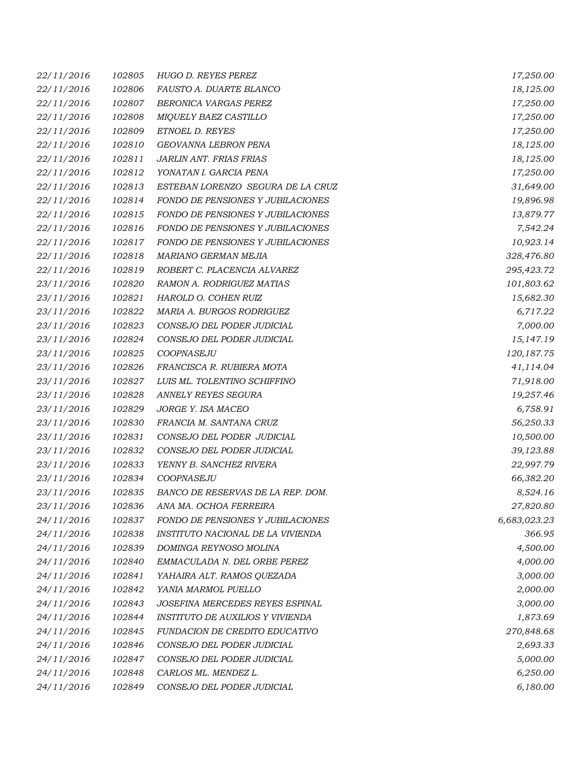| | | | |
|---|---|---|---|
| 22/11/2016 | 102805 | HUGO D. REYES PEREZ | 17,250.00 |
| 22/11/2016 | 102806 | FAUSTO A. DUARTE BLANCO | 18,125.00 |
| 22/11/2016 | 102807 | BERONICA VARGAS PEREZ | 17,250.00 |
| 22/11/2016 | 102808 | MIQUELY BAEZ CASTILLO | 17,250.00 |
| 22/11/2016 | 102809 | ETNOEL D. REYES | 17,250.00 |
| 22/11/2016 | 102810 | GEOVANNA LEBRON PENA | 18,125.00 |
| 22/11/2016 | 102811 | JARLIN ANT. FRIAS FRIAS | 18,125.00 |
| 22/11/2016 | 102812 | YONATAN I. GARCIA PENA | 17,250.00 |
| 22/11/2016 | 102813 | ESTEBAN LORENZO SEGURA DE LA CRUZ | 31,649.00 |
| 22/11/2016 | 102814 | FONDO DE PENSIONES Y JUBILACIONES | 19,896.98 |
| 22/11/2016 | 102815 | FONDO DE PENSIONES Y JUBILACIONES | 13,879.77 |
| 22/11/2016 | 102816 | FONDO DE PENSIONES Y JUBILACIONES | 7,542.24 |
| 22/11/2016 | 102817 | FONDO DE PENSIONES Y JUBILACIONES | 10,923.14 |
| 22/11/2016 | 102818 | MARIANO GERMAN MEJIA | 328,476.80 |
| 22/11/2016 | 102819 | ROBERT C. PLACENCIA ALVAREZ | 295,423.72 |
| 23/11/2016 | 102820 | RAMON A. RODRIGUEZ MATIAS | 101,803.62 |
| 23/11/2016 | 102821 | HAROLD O. COHEN RUIZ | 15,682.30 |
| 23/11/2016 | 102822 | MARIA A. BURGOS RODRIGUEZ | 6,717.22 |
| 23/11/2016 | 102823 | CONSEJO DEL PODER JUDICIAL | 7,000.00 |
| 23/11/2016 | 102824 | CONSEJO DEL PODER JUDICIAL | 15,147.19 |
| 23/11/2016 | 102825 | COOPNASEJU | 120,187.75 |
| 23/11/2016 | 102826 | FRANCISCA R. RUBIERA MOTA | 41,114.04 |
| 23/11/2016 | 102827 | LUIS ML. TOLENTINO SCHIFFINO | 71,918.00 |
| 23/11/2016 | 102828 | ANNELY REYES SEGURA | 19,257.46 |
| 23/11/2016 | 102829 | JORGE Y. ISA MACEO | 6,758.91 |
| 23/11/2016 | 102830 | FRANCIA M. SANTANA CRUZ | 56,250.33 |
| 23/11/2016 | 102831 | CONSEJO DEL PODER JUDICIAL | 10,500.00 |
| 23/11/2016 | 102832 | CONSEJO DEL PODER JUDICIAL | 39,123.88 |
| 23/11/2016 | 102833 | YENNY B. SANCHEZ RIVERA | 22,997.79 |
| 23/11/2016 | 102834 | COOPNASEJU | 66,382.20 |
| 23/11/2016 | 102835 | BANCO DE RESERVAS DE LA REP. DOM. | 8,524.16 |
| 23/11/2016 | 102836 | ANA MA. OCHOA FERREIRA | 27,820.80 |
| 24/11/2016 | 102837 | FONDO DE PENSIONES Y JUBILACIONES | 6,683,023.23 |
| 24/11/2016 | 102838 | INSTITUTO NACIONAL DE LA VIVIENDA | 366.95 |
| 24/11/2016 | 102839 | DOMINGA REYNOSO MOLINA | 4,500.00 |
| 24/11/2016 | 102840 | EMMACULADA N. DEL ORBE PEREZ | 4,000.00 |
| 24/11/2016 | 102841 | YAHAIRA ALT. RAMOS QUEZADA | 3,000.00 |
| 24/11/2016 | 102842 | YANIA MARMOL PUELLO | 2,000.00 |
| 24/11/2016 | 102843 | JOSEFINA MERCEDES REYES ESPINAL | 3,000.00 |
| 24/11/2016 | 102844 | INSTITUTO DE AUXILIOS Y VIVIENDA | 1,873.69 |
| 24/11/2016 | 102845 | FUNDACION DE CREDITO EDUCATIVO | 270,848.68 |
| 24/11/2016 | 102846 | CONSEJO DEL PODER JUDICIAL | 2,693.33 |
| 24/11/2016 | 102847 | CONSEJO DEL PODER JUDICIAL | 5,000.00 |
| 24/11/2016 | 102848 | CARLOS ML. MENDEZ L. | 6,250.00 |
| 24/11/2016 | 102849 | CONSEJO DEL PODER JUDICIAL | 6,180.00 |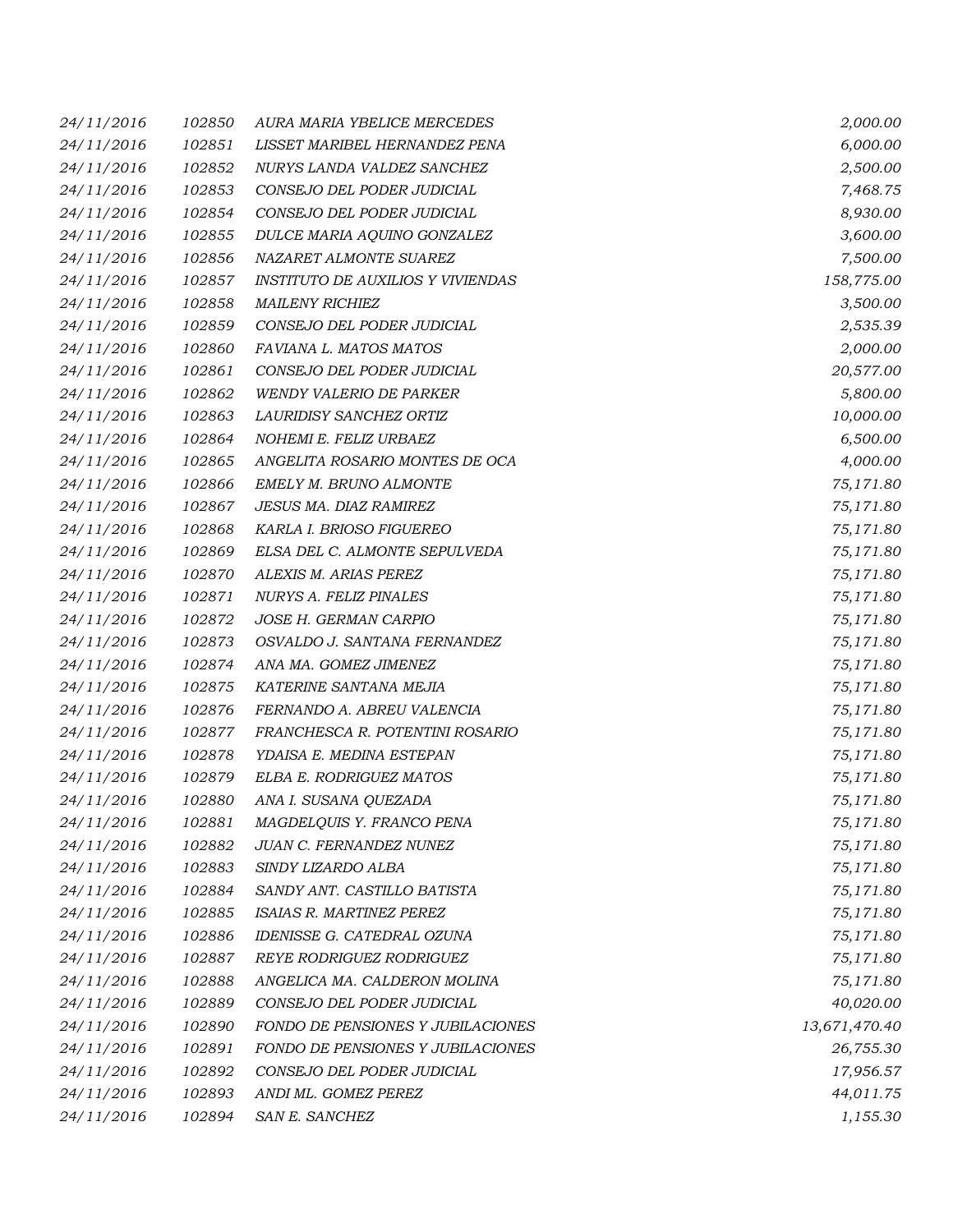| | | | |
|---|---|---|---|
| *24/11/2016* | *102850* | *AURA MARIA YBELICE MERCEDES* | *2,000.00* |
| *24/11/2016* | *102851* | *LISSET MARIBEL HERNANDEZ PENA* | *6,000.00* |
| *24/11/2016* | *102852* | *NURYS LANDA VALDEZ SANCHEZ* | *2,500.00* |
| *24/11/2016* | *102853* | *CONSEJO DEL PODER JUDICIAL* | *7,468.75* |
| *24/11/2016* | *102854* | *CONSEJO DEL PODER JUDICIAL* | *8,930.00* |
| *24/11/2016* | *102855* | *DULCE MARIA AQUINO GONZALEZ* | *3,600.00* |
| *24/11/2016* | *102856* | *NAZARET ALMONTE SUAREZ* | *7,500.00* |
| *24/11/2016* | *102857* | *INSTITUTO DE AUXILIOS Y VIVIENDAS* | *158,775.00* |
| *24/11/2016* | *102858* | *MAILENY RICHIEZ* | *3,500.00* |
| *24/11/2016* | *102859* | *CONSEJO DEL PODER JUDICIAL* | *2,535.39* |
| *24/11/2016* | *102860* | *FAVIANA L. MATOS MATOS* | *2,000.00* |
| *24/11/2016* | *102861* | *CONSEJO DEL PODER JUDICIAL* | *20,577.00* |
| *24/11/2016* | *102862* | *WENDY VALERIO DE PARKER* | *5,800.00* |
| *24/11/2016* | *102863* | *LAURIDISY SANCHEZ ORTIZ* | *10,000.00* |
| *24/11/2016* | *102864* | *NOHEMI E. FELIZ URBAEZ* | *6,500.00* |
| *24/11/2016* | *102865* | *ANGELITA ROSARIO MONTES DE OCA* | *4,000.00* |
| *24/11/2016* | *102866* | *EMELY M. BRUNO ALMONTE* | *75,171.80* |
| *24/11/2016* | *102867* | *JESUS MA. DIAZ RAMIREZ* | *75,171.80* |
| *24/11/2016* | *102868* | *KARLA I. BRIOSO FIGUEREO* | *75,171.80* |
| *24/11/2016* | *102869* | *ELSA DEL C. ALMONTE SEPULVEDA* | *75,171.80* |
| *24/11/2016* | *102870* | *ALEXIS M. ARIAS PEREZ* | *75,171.80* |
| *24/11/2016* | *102871* | *NURYS A. FELIZ PINALES* | *75,171.80* |
| *24/11/2016* | *102872* | *JOSE H. GERMAN CARPIO* | *75,171.80* |
| *24/11/2016* | *102873* | *OSVALDO J. SANTANA FERNANDEZ* | *75,171.80* |
| *24/11/2016* | *102874* | *ANA MA. GOMEZ JIMENEZ* | *75,171.80* |
| *24/11/2016* | *102875* | *KATERINE SANTANA MEJIA* | *75,171.80* |
| *24/11/2016* | *102876* | *FERNANDO A. ABREU VALENCIA* | *75,171.80* |
| *24/11/2016* | *102877* | *FRANCHESCA R. POTENTINI ROSARIO* | *75,171.80* |
| *24/11/2016* | *102878* | *YDAISA E. MEDINA ESTEPAN* | *75,171.80* |
| *24/11/2016* | *102879* | *ELBA E. RODRIGUEZ MATOS* | *75,171.80* |
| *24/11/2016* | *102880* | *ANA I. SUSANA QUEZADA* | *75,171.80* |
| *24/11/2016* | *102881* | *MAGDELQUIS Y. FRANCO PENA* | *75,171.80* |
| *24/11/2016* | *102882* | *JUAN C. FERNANDEZ NUNEZ* | *75,171.80* |
| *24/11/2016* | *102883* | *SINDY LIZARDO ALBA* | *75,171.80* |
| *24/11/2016* | *102884* | *SANDY ANT. CASTILLO BATISTA* | *75,171.80* |
| *24/11/2016* | *102885* | *ISAIAS R. MARTINEZ PEREZ* | *75,171.80* |
| *24/11/2016* | *102886* | *IDENISSE G. CATEDRAL OZUNA* | *75,171.80* |
| *24/11/2016* | *102887* | *REYE RODRIGUEZ RODRIGUEZ* | *75,171.80* |
| *24/11/2016* | *102888* | *ANGELICA MA. CALDERON MOLINA* | *75,171.80* |
| *24/11/2016* | *102889* | *CONSEJO DEL PODER JUDICIAL* | *40,020.00* |
| *24/11/2016* | *102890* | *FONDO DE PENSIONES Y JUBILACIONES* | *13,671,470.40* |
| *24/11/2016* | *102891* | *FONDO DE PENSIONES Y JUBILACIONES* | *26,755.30* |
| *24/11/2016* | *102892* | *CONSEJO DEL PODER JUDICIAL* | *17,956.57* |
| *24/11/2016* | *102893* | *ANDI ML. GOMEZ PEREZ* | *44,011.75* |
| *24/11/2016* | *102894* | *SAN E. SANCHEZ* | *1,155.30* |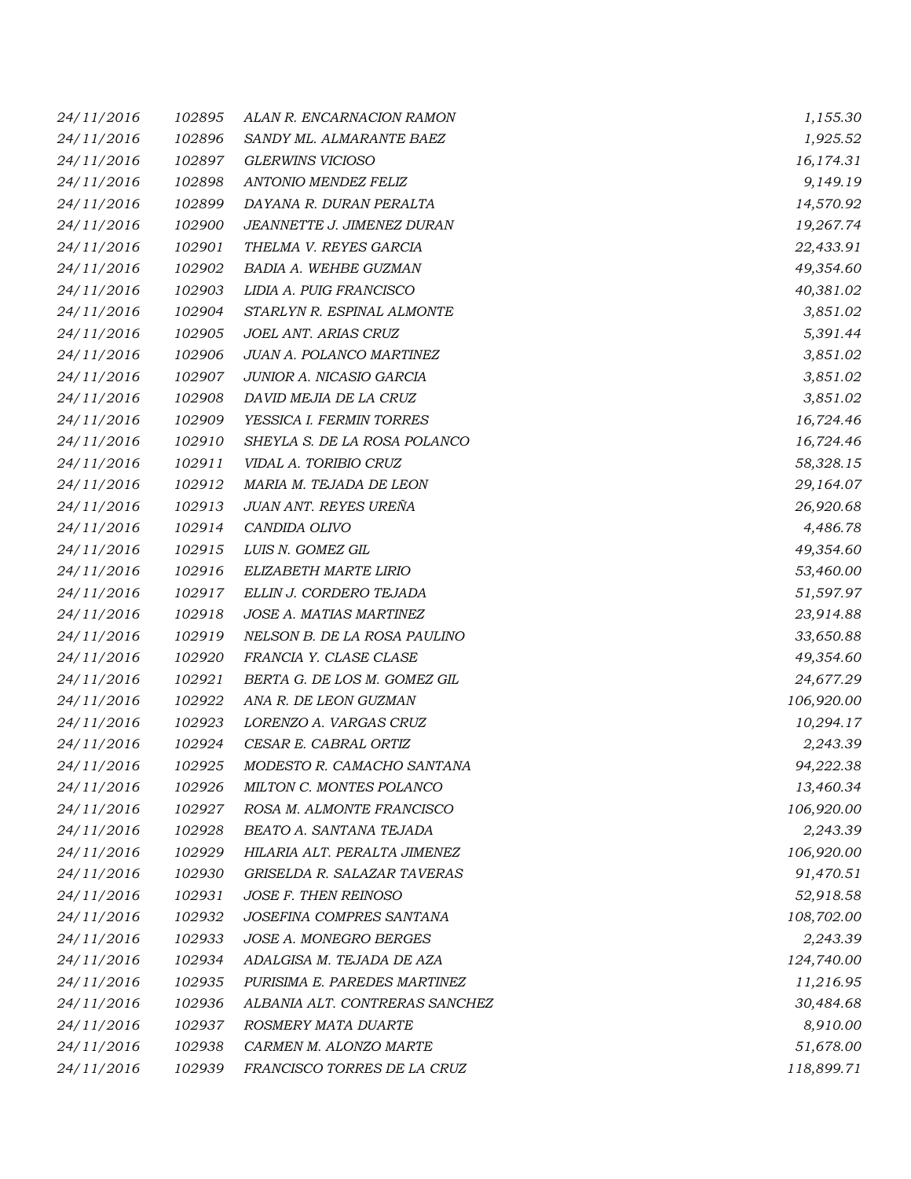| | | | |
|---|---|---|---|
| 24/11/2016 | 102895 | ALAN R. ENCARNACION RAMON | 1,155.30 |
| 24/11/2016 | 102896 | SANDY ML. ALMARANTE BAEZ | 1,925.52 |
| 24/11/2016 | 102897 | GLERWINS VICIOSO | 16,174.31 |
| 24/11/2016 | 102898 | ANTONIO MENDEZ FELIZ | 9,149.19 |
| 24/11/2016 | 102899 | DAYANA R. DURAN PERALTA | 14,570.92 |
| 24/11/2016 | 102900 | JEANNETTE J. JIMENEZ DURAN | 19,267.74 |
| 24/11/2016 | 102901 | THELMA V. REYES GARCIA | 22,433.91 |
| 24/11/2016 | 102902 | BADIA A. WEHBE GUZMAN | 49,354.60 |
| 24/11/2016 | 102903 | LIDIA A. PUIG FRANCISCO | 40,381.02 |
| 24/11/2016 | 102904 | STARLYN R. ESPINAL ALMONTE | 3,851.02 |
| 24/11/2016 | 102905 | JOEL ANT. ARIAS CRUZ | 5,391.44 |
| 24/11/2016 | 102906 | JUAN A. POLANCO MARTINEZ | 3,851.02 |
| 24/11/2016 | 102907 | JUNIOR A. NICASIO GARCIA | 3,851.02 |
| 24/11/2016 | 102908 | DAVID MEJIA DE LA CRUZ | 3,851.02 |
| 24/11/2016 | 102909 | YESSICA I. FERMIN TORRES | 16,724.46 |
| 24/11/2016 | 102910 | SHEYLA S. DE LA ROSA POLANCO | 16,724.46 |
| 24/11/2016 | 102911 | VIDAL A. TORIBIO CRUZ | 58,328.15 |
| 24/11/2016 | 102912 | MARIA M. TEJADA DE LEON | 29,164.07 |
| 24/11/2016 | 102913 | JUAN ANT. REYES UREÑA | 26,920.68 |
| 24/11/2016 | 102914 | CANDIDA OLIVO | 4,486.78 |
| 24/11/2016 | 102915 | LUIS N. GOMEZ GIL | 49,354.60 |
| 24/11/2016 | 102916 | ELIZABETH MARTE LIRIO | 53,460.00 |
| 24/11/2016 | 102917 | ELLIN J. CORDERO TEJADA | 51,597.97 |
| 24/11/2016 | 102918 | JOSE A. MATIAS MARTINEZ | 23,914.88 |
| 24/11/2016 | 102919 | NELSON B. DE LA ROSA PAULINO | 33,650.88 |
| 24/11/2016 | 102920 | FRANCIA Y. CLASE CLASE | 49,354.60 |
| 24/11/2016 | 102921 | BERTA G. DE LOS M. GOMEZ GIL | 24,677.29 |
| 24/11/2016 | 102922 | ANA R. DE LEON GUZMAN | 106,920.00 |
| 24/11/2016 | 102923 | LORENZO A. VARGAS CRUZ | 10,294.17 |
| 24/11/2016 | 102924 | CESAR E. CABRAL ORTIZ | 2,243.39 |
| 24/11/2016 | 102925 | MODESTO R. CAMACHO SANTANA | 94,222.38 |
| 24/11/2016 | 102926 | MILTON C. MONTES POLANCO | 13,460.34 |
| 24/11/2016 | 102927 | ROSA M. ALMONTE FRANCISCO | 106,920.00 |
| 24/11/2016 | 102928 | BEATO A. SANTANA TEJADA | 2,243.39 |
| 24/11/2016 | 102929 | HILARIA ALT. PERALTA JIMENEZ | 106,920.00 |
| 24/11/2016 | 102930 | GRISELDA R. SALAZAR TAVERAS | 91,470.51 |
| 24/11/2016 | 102931 | JOSE F. THEN REINOSO | 52,918.58 |
| 24/11/2016 | 102932 | JOSEFINA COMPRES SANTANA | 108,702.00 |
| 24/11/2016 | 102933 | JOSE A. MONEGRO BERGES | 2,243.39 |
| 24/11/2016 | 102934 | ADALGISA M. TEJADA DE AZA | 124,740.00 |
| 24/11/2016 | 102935 | PURISIMA E. PAREDES MARTINEZ | 11,216.95 |
| 24/11/2016 | 102936 | ALBANIA ALT. CONTRERAS SANCHEZ | 30,484.68 |
| 24/11/2016 | 102937 | ROSMERY MATA DUARTE | 8,910.00 |
| 24/11/2016 | 102938 | CARMEN M. ALONZO MARTE | 51,678.00 |
| 24/11/2016 | 102939 | FRANCISCO TORRES DE LA CRUZ | 118,899.71 |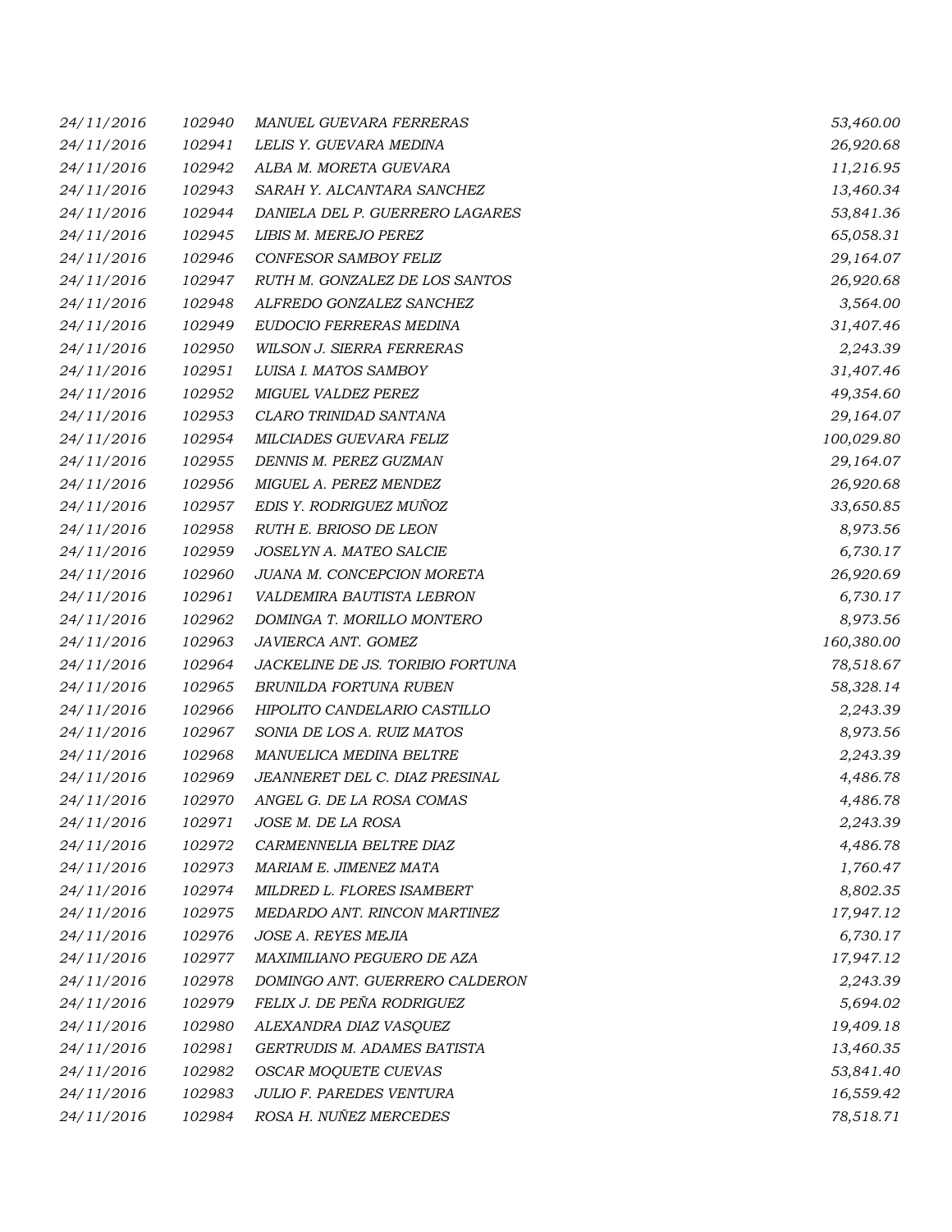| | | | |
|---|---|---|---|
| 24/11/2016 | 102940 | MANUEL GUEVARA FERRERAS | 53,460.00 |
| 24/11/2016 | 102941 | LELIS Y. GUEVARA MEDINA | 26,920.68 |
| 24/11/2016 | 102942 | ALBA M. MORETA GUEVARA | 11,216.95 |
| 24/11/2016 | 102943 | SARAH Y. ALCANTARA SANCHEZ | 13,460.34 |
| 24/11/2016 | 102944 | DANIELA DEL P. GUERRERO LAGARES | 53,841.36 |
| 24/11/2016 | 102945 | LIBIS M. MEREJO PEREZ | 65,058.31 |
| 24/11/2016 | 102946 | CONFESOR SAMBOY FELIZ | 29,164.07 |
| 24/11/2016 | 102947 | RUTH M. GONZALEZ DE LOS SANTOS | 26,920.68 |
| 24/11/2016 | 102948 | ALFREDO GONZALEZ SANCHEZ | 3,564.00 |
| 24/11/2016 | 102949 | EUDOCIO FERRERAS MEDINA | 31,407.46 |
| 24/11/2016 | 102950 | WILSON J. SIERRA FERRERAS | 2,243.39 |
| 24/11/2016 | 102951 | LUISA I. MATOS SAMBOY | 31,407.46 |
| 24/11/2016 | 102952 | MIGUEL VALDEZ PEREZ | 49,354.60 |
| 24/11/2016 | 102953 | CLARO TRINIDAD SANTANA | 29,164.07 |
| 24/11/2016 | 102954 | MILCIADES GUEVARA FELIZ | 100,029.80 |
| 24/11/2016 | 102955 | DENNIS M. PEREZ GUZMAN | 29,164.07 |
| 24/11/2016 | 102956 | MIGUEL A. PEREZ MENDEZ | 26,920.68 |
| 24/11/2016 | 102957 | EDIS Y. RODRIGUEZ MUÑOZ | 33,650.85 |
| 24/11/2016 | 102958 | RUTH E. BRIOSO DE LEON | 8,973.56 |
| 24/11/2016 | 102959 | JOSELYN A. MATEO SALCIE | 6,730.17 |
| 24/11/2016 | 102960 | JUANA M. CONCEPCION MORETA | 26,920.69 |
| 24/11/2016 | 102961 | VALDEMIRA BAUTISTA LEBRON | 6,730.17 |
| 24/11/2016 | 102962 | DOMINGA T. MORILLO MONTERO | 8,973.56 |
| 24/11/2016 | 102963 | JAVIERCA ANT. GOMEZ | 160,380.00 |
| 24/11/2016 | 102964 | JACKELINE DE JS. TORIBIO FORTUNA | 78,518.67 |
| 24/11/2016 | 102965 | BRUNILDA FORTUNA RUBEN | 58,328.14 |
| 24/11/2016 | 102966 | HIPOLITO CANDELARIO CASTILLO | 2,243.39 |
| 24/11/2016 | 102967 | SONIA DE LOS A. RUIZ MATOS | 8,973.56 |
| 24/11/2016 | 102968 | MANUELICA MEDINA BELTRE | 2,243.39 |
| 24/11/2016 | 102969 | JEANNERET DEL C. DIAZ PRESINAL | 4,486.78 |
| 24/11/2016 | 102970 | ANGEL G. DE LA ROSA COMAS | 4,486.78 |
| 24/11/2016 | 102971 | JOSE M. DE LA ROSA | 2,243.39 |
| 24/11/2016 | 102972 | CARMENNELIA BELTRE DIAZ | 4,486.78 |
| 24/11/2016 | 102973 | MARIAM E. JIMENEZ MATA | 1,760.47 |
| 24/11/2016 | 102974 | MILDRED L. FLORES ISAMBERT | 8,802.35 |
| 24/11/2016 | 102975 | MEDARDO ANT. RINCON MARTINEZ | 17,947.12 |
| 24/11/2016 | 102976 | JOSE A. REYES MEJIA | 6,730.17 |
| 24/11/2016 | 102977 | MAXIMILIANO PEGUERO DE AZA | 17,947.12 |
| 24/11/2016 | 102978 | DOMINGO ANT. GUERRERO CALDERON | 2,243.39 |
| 24/11/2016 | 102979 | FELIX J. DE PEÑA RODRIGUEZ | 5,694.02 |
| 24/11/2016 | 102980 | ALEXANDRA DIAZ VASQUEZ | 19,409.18 |
| 24/11/2016 | 102981 | GERTRUDIS M. ADAMES BATISTA | 13,460.35 |
| 24/11/2016 | 102982 | OSCAR MOQUETE CUEVAS | 53,841.40 |
| 24/11/2016 | 102983 | JULIO F. PAREDES VENTURA | 16,559.42 |
| 24/11/2016 | 102984 | ROSA H. NUÑEZ MERCEDES | 78,518.71 |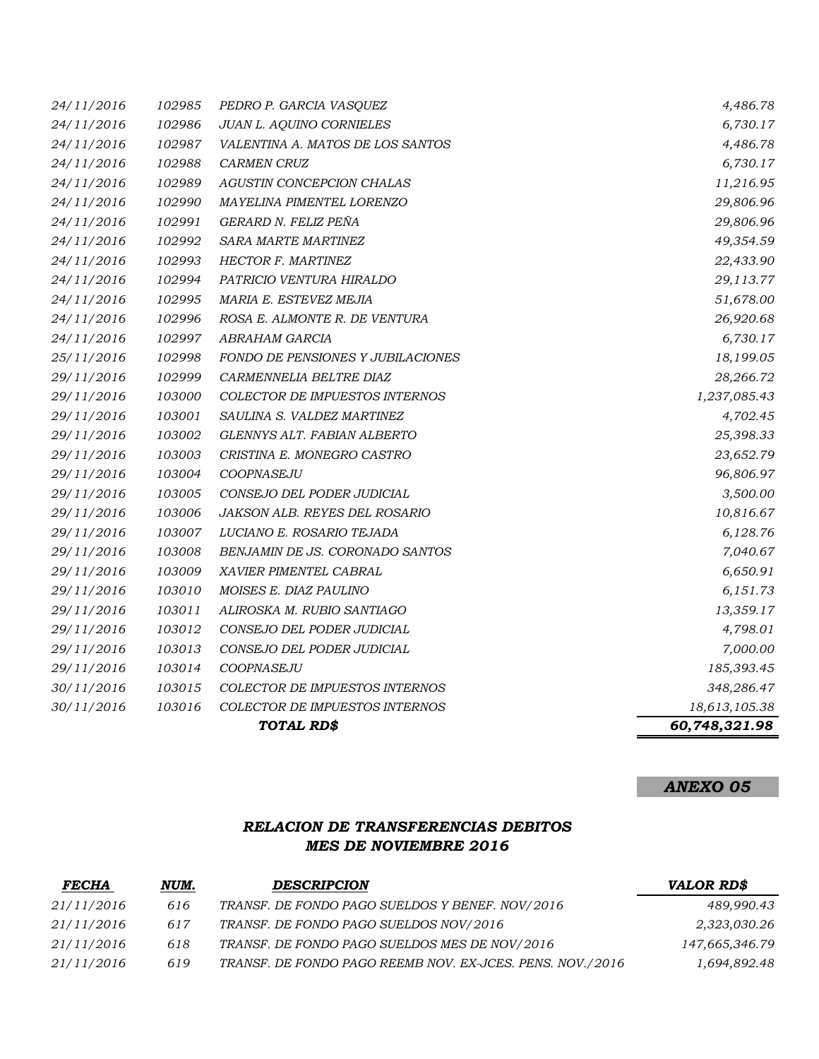| | | | |
|---|---|---|---:|
| *24/11/2016* | *102985* | *PEDRO P. GARCIA VASQUEZ* | *4,486.78* |
| *24/11/2016* | *102986* | *JUAN L. AQUINO CORNIELES* | *6,730.17* |
| *24/11/2016* | *102987* | *VALENTINA A. MATOS DE LOS SANTOS* | *4,486.78* |
| *24/11/2016* | *102988* | *CARMEN CRUZ* | *6,730.17* |
| *24/11/2016* | *102989* | *AGUSTIN CONCEPCION CHALAS* | *11,216.95* |
| *24/11/2016* | *102990* | *MAYELINA PIMENTEL LORENZO* | *29,806.96* |
| *24/11/2016* | *102991* | *GERARD N. FELIZ PEÑA* | *29,806.96* |
| *24/11/2016* | *102992* | *SARA MARTE MARTINEZ* | *49,354.59* |
| *24/11/2016* | *102993* | *HECTOR F. MARTINEZ* | *22,433.90* |
| *24/11/2016* | *102994* | *PATRICIO VENTURA HIRALDO* | *29,113.77* |
| *24/11/2016* | *102995* | *MARIA E. ESTEVEZ MEJIA* | *51,678.00* |
| *24/11/2016* | *102996* | *ROSA E. ALMONTE R. DE VENTURA* | *26,920.68* |
| *24/11/2016* | *102997* | *ABRAHAM GARCIA* | *6,730.17* |
| *25/11/2016* | *102998* | *FONDO DE PENSIONES Y JUBILACIONES* | *18,199.05* |
| *29/11/2016* | *102999* | *CARMENNELIA BELTRE DIAZ* | *28,266.72* |
| *29/11/2016* | *103000* | *COLECTOR DE IMPUESTOS INTERNOS* | *1,237,085.43* |
| *29/11/2016* | *103001* | *SAULINA S. VALDEZ MARTINEZ* | *4,702.45* |
| *29/11/2016* | *103002* | *GLENNYS ALT. FABIAN ALBERTO* | *25,398.33* |
| *29/11/2016* | *103003* | *CRISTINA E. MONEGRO CASTRO* | *23,652.79* |
| *29/11/2016* | *103004* | *COOPNASEJU* | *96,806.97* |
| *29/11/2016* | *103005* | *CONSEJO DEL PODER JUDICIAL* | *3,500.00* |
| *29/11/2016* | *103006* | *JAKSON ALB. REYES DEL ROSARIO* | *10,816.67* |
| *29/11/2016* | *103007* | *LUCIANO E. ROSARIO TEJADA* | *6,128.76* |
| *29/11/2016* | *103008* | *BENJAMIN DE JS. CORONADO SANTOS* | *7,040.67* |
| *29/11/2016* | *103009* | *XAVIER PIMENTEL CABRAL* | *6,650.91* |
| *29/11/2016* | *103010* | *MOISES E. DIAZ PAULINO* | *6,151.73* |
| *29/11/2016* | *103011* | *ALIROSKA M. RUBIO SANTIAGO* | *13,359.17* |
| *29/11/2016* | *103012* | *CONSEJO DEL PODER JUDICIAL* | *4,798.01* |
| *29/11/2016* | *103013* | *CONSEJO DEL PODER JUDICIAL* | *7,000.00* |
| *29/11/2016* | *103014* | *COOPNASEJU* | *185,393.45* |
| *30/11/2016* | *103015* | *COLECTOR DE IMPUESTOS INTERNOS* | *348,286.47* |
| *30/11/2016* | *103016* | *COLECTOR DE IMPUESTOS INTERNOS* | *18,613,105.38* |
| | | ***TOTAL RD$*** | ***60,748,321.98*** |

***ANEXO 05***

### *RELACION DE TRANSFERENCIAS DEBITOS*
### *MES DE NOVIEMBRE 2016*

| *FECHA* | *NUM.* | *DESCRIPCION* | *VALOR RD$* |
|---|---|---|---:|
| *21/11/2016* | *616* | *TRANSF. DE FONDO PAGO SUELDOS Y BENEF. NOV/2016* | *489,990.43* |
| *21/11/2016* | *617* | *TRANSF. DE FONDO PAGO SUELDOS NOV/2016* | *2,323,030.26* |
| *21/11/2016* | *618* | *TRANSF. DE FONDO PAGO SUELDOS MES DE NOV/2016* | *147,665,346.79* |
| *21/11/2016* | *619* | *TRANSF. DE FONDO PAGO REEMB NOV. EX-JCES. PENS. NOV./2016* | *1,694,892.48* |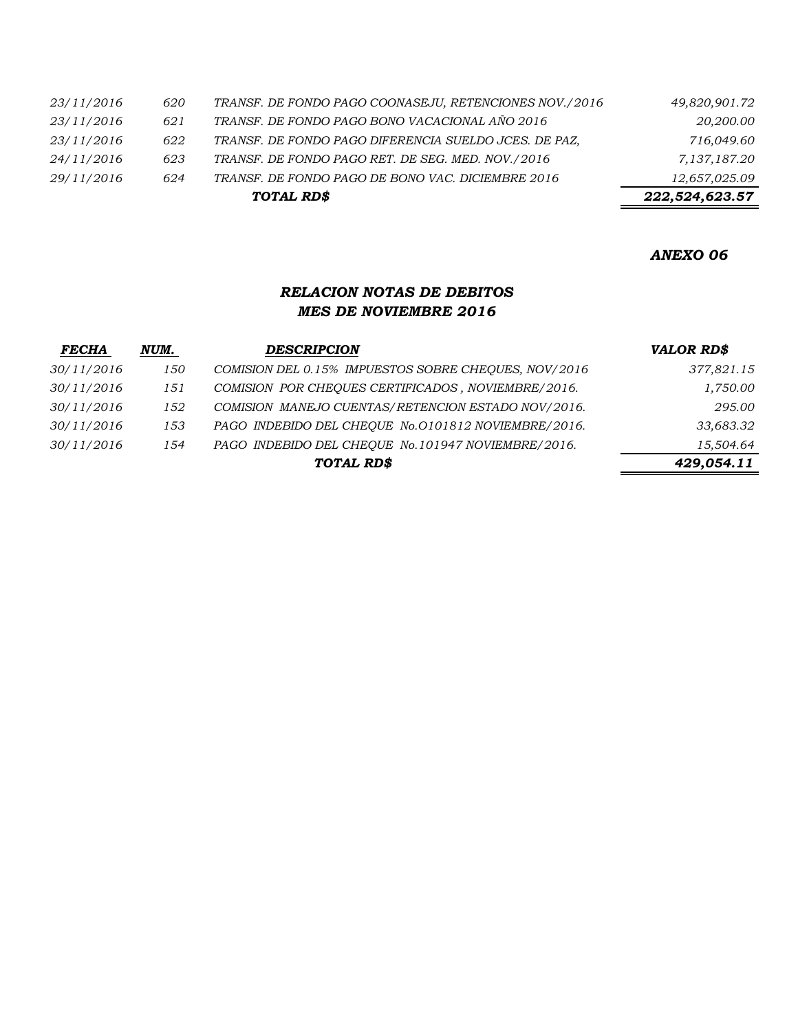| | | | |
|---|---|---|---|
| *23/11/2016* | *620* | *TRANSF. DE FONDO PAGO COONASEJU, RETENCIONES NOV./2016* | *49,820,901.72* |
| *23/11/2016* | *621* | *TRANSF. DE FONDO PAGO BONO VACACIONAL AÑO 2016* | *20,200.00* |
| *23/11/2016* | *622* | *TRANSF. DE FONDO PAGO DIFERENCIA SUELDO JCES. DE PAZ,* | *716,049.60* |
| *24/11/2016* | *623* | *TRANSF. DE FONDO PAGO RET. DE SEG. MED. NOV./2016* | *7,137,187.20* |
| *29/11/2016* | *624* | *TRANSF. DE FONDO PAGO DE BONO VAC. DICIEMBRE 2016* | *12,657,025.09* |
| | | ***TOTAL RD$*** | ***222,524,623.57*** |

***ANEXO 06***

## *RELACION NOTAS DE DEBITOS*
## *MES DE NOVIEMBRE 2016*

| ***FECHA*** | ***NUM.*** | ***DESCRIPCION*** | ***VALOR RD$*** |
|---|---|---|---|
| *30/11/2016* | *150* | *COMISION DEL 0.15% IMPUESTOS SOBRE CHEQUES, NOV/2016* | *377,821.15* |
| *30/11/2016* | *151* | *COMISION POR CHEQUES CERTIFICADOS , NOVIEMBRE/2016.* | *1,750.00* |
| *30/11/2016* | *152* | *COMISION MANEJO CUENTAS/RETENCION ESTADO NOV/2016.* | *295.00* |
| *30/11/2016* | *153* | *PAGO INDEBIDO DEL CHEQUE No.O101812 NOVIEMBRE/2016.* | *33,683.32* |
| *30/11/2016* | *154* | *PAGO INDEBIDO DEL CHEQUE No.101947 NOVIEMBRE/2016.* | *15,504.64* |
| | | ***TOTAL RD$*** | ***429,054.11*** |